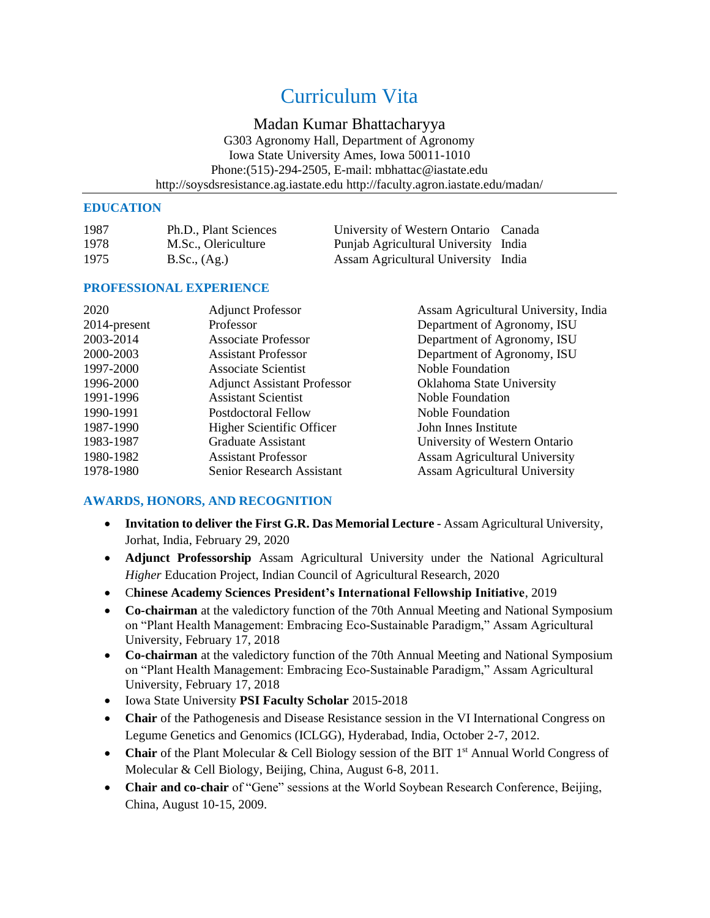# Curriculum Vita

## Madan Kumar Bhattacharyya

G303 Agronomy Hall, Department of Agronomy
Iowa State University Ames, Iowa 50011-1010
Phone:(515)-294-2505, E-mail: mbhattac@iastate.edu
http://soysdsresistance.ag.iastate.edu http://faculty.agron.iastate.edu/madan/

### EDUCATION

| | | | |
|---|---|---|---|
| 1987 | Ph.D., Plant Sciences | University of Western Ontario | Canada |
| 1978 | M.Sc., Olericulture | Punjab Agricultural University | India |
| 1975 | B.Sc., (Ag.) | Assam Agricultural University | India |

### PROFESSIONAL EXPERIENCE

| | | |
|---|---|---|
| 2020 | Adjunct Professor | Assam Agricultural University, India |
| 2014-present | Professor | Department of Agronomy, ISU |
| 2003-2014 | Associate Professor | Department of Agronomy, ISU |
| 2000-2003 | Assistant Professor | Department of Agronomy, ISU |
| 1997-2000 | Associate Scientist | Noble Foundation |
| 1996-2000 | Adjunct Assistant Professor | Oklahoma State University |
| 1991-1996 | Assistant Scientist | Noble Foundation |
| 1990-1991 | Postdoctoral Fellow | Noble Foundation |
| 1987-1990 | Higher Scientific Officer | John Innes Institute |
| 1983-1987 | Graduate Assistant | University of Western Ontario |
| 1980-1982 | Assistant Professor | Assam Agricultural University |
| 1978-1980 | Senior Research Assistant | Assam Agricultural University |

### AWARDS, HONORS, AND RECOGNITION

- **Invitation to deliver the First G.R. Das Memorial Lecture** - Assam Agricultural University, Jorhat, India, February 29, 2020
- **Adjunct Professorship** Assam Agricultural University under the National Agricultural *Higher* Education Project, Indian Council of Agricultural Research, 2020
- **Chinese Academy Sciences President's International Fellowship Initiative**, 2019
- **Co-chairman** at the valedictory function of the 70th Annual Meeting and National Symposium on "Plant Health Management: Embracing Eco-Sustainable Paradigm," Assam Agricultural University, February 17, 2018
- **Co-chairman** at the valedictory function of the 70th Annual Meeting and National Symposium on "Plant Health Management: Embracing Eco-Sustainable Paradigm," Assam Agricultural University, February 17, 2018
- Iowa State University **PSI Faculty Scholar** 2015-2018
- **Chair** of the Pathogenesis and Disease Resistance session in the VI International Congress on Legume Genetics and Genomics (ICLGG), Hyderabad, India, October 2-7, 2012.
- **Chair** of the Plant Molecular & Cell Biology session of the BIT 1st Annual World Congress of Molecular & Cell Biology, Beijing, China, August 6-8, 2011.
- **Chair and co-chair** of "Gene" sessions at the World Soybean Research Conference, Beijing, China, August 10-15, 2009.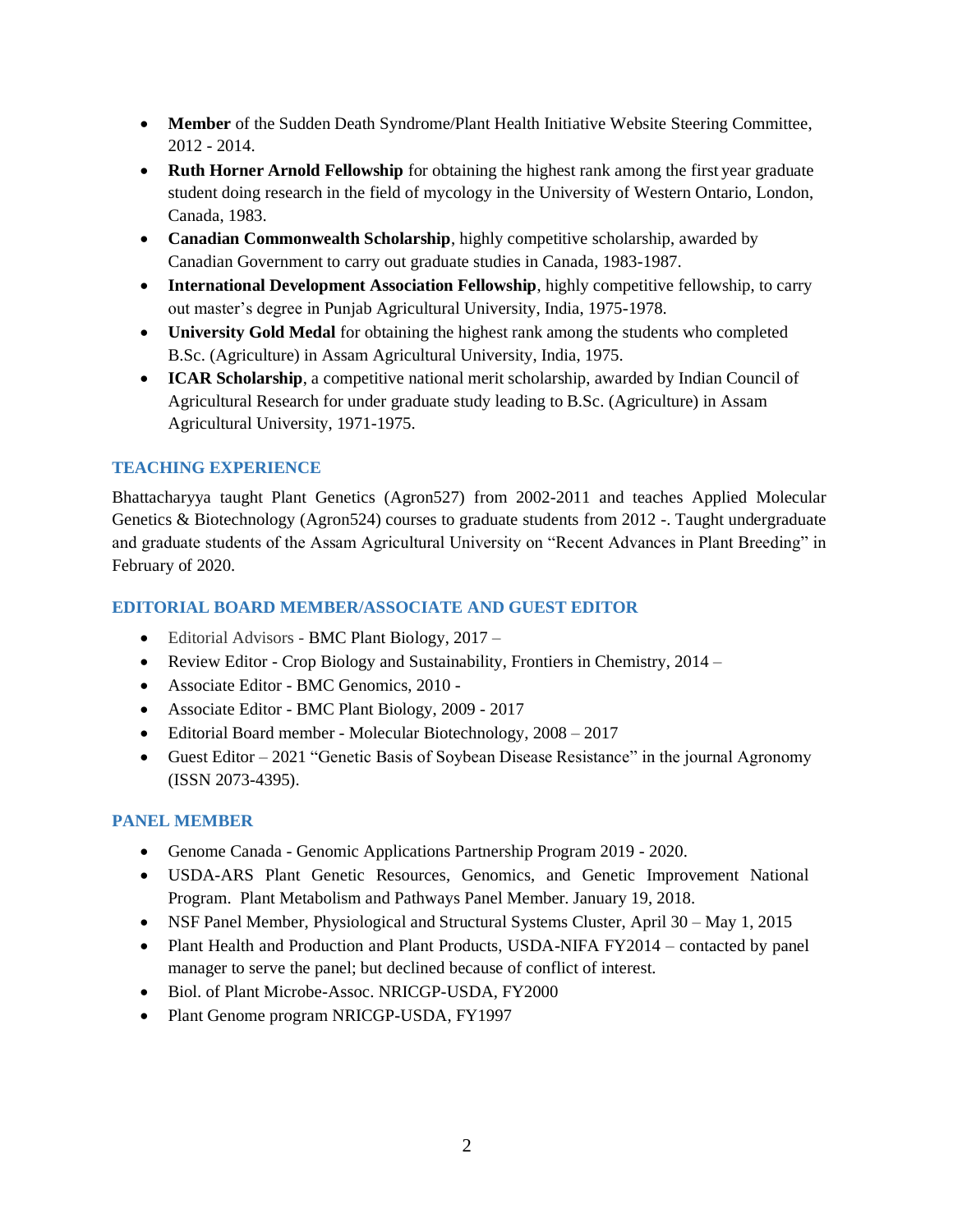- **Member** of the Sudden Death Syndrome/Plant Health Initiative Website Steering Committee, 2012 - 2014.
- **Ruth Horner Arnold Fellowship** for obtaining the highest rank among the first year graduate student doing research in the field of mycology in the University of Western Ontario, London, Canada, 1983.
- **Canadian Commonwealth Scholarship**, highly competitive scholarship, awarded by Canadian Government to carry out graduate studies in Canada, 1983-1987.
- **International Development Association Fellowship**, highly competitive fellowship, to carry out master's degree in Punjab Agricultural University, India, 1975-1978.
- **University Gold Medal** for obtaining the highest rank among the students who completed B.Sc. (Agriculture) in Assam Agricultural University, India, 1975.
- **ICAR Scholarship**, a competitive national merit scholarship, awarded by Indian Council of Agricultural Research for under graduate study leading to B.Sc. (Agriculture) in Assam Agricultural University, 1971-1975.

## TEACHING EXPERIENCE

Bhattacharyya taught Plant Genetics (Agron527) from 2002-2011 and teaches Applied Molecular Genetics & Biotechnology (Agron524) courses to graduate students from 2012 -. Taught undergraduate and graduate students of the Assam Agricultural University on "Recent Advances in Plant Breeding" in February of 2020.

## EDITORIAL BOARD MEMBER/ASSOCIATE AND GUEST EDITOR

- Editorial Advisors - BMC Plant Biology, 2017 –
- Review Editor - Crop Biology and Sustainability, Frontiers in Chemistry, 2014 –
- Associate Editor - BMC Genomics, 2010 -
- Associate Editor - BMC Plant Biology, 2009 - 2017
- Editorial Board member - Molecular Biotechnology, 2008 – 2017
- Guest Editor – 2021 "Genetic Basis of Soybean Disease Resistance" in the journal Agronomy (ISSN 2073-4395).

## PANEL MEMBER

- Genome Canada - Genomic Applications Partnership Program 2019 - 2020.
- USDA-ARS Plant Genetic Resources, Genomics, and Genetic Improvement National Program. Plant Metabolism and Pathways Panel Member. January 19, 2018.
- NSF Panel Member, Physiological and Structural Systems Cluster, April 30 – May 1, 2015
- Plant Health and Production and Plant Products, USDA-NIFA FY2014 – contacted by panel manager to serve the panel; but declined because of conflict of interest.
- Biol. of Plant Microbe-Assoc. NRICGP-USDA, FY2000
- Plant Genome program NRICGP-USDA, FY1997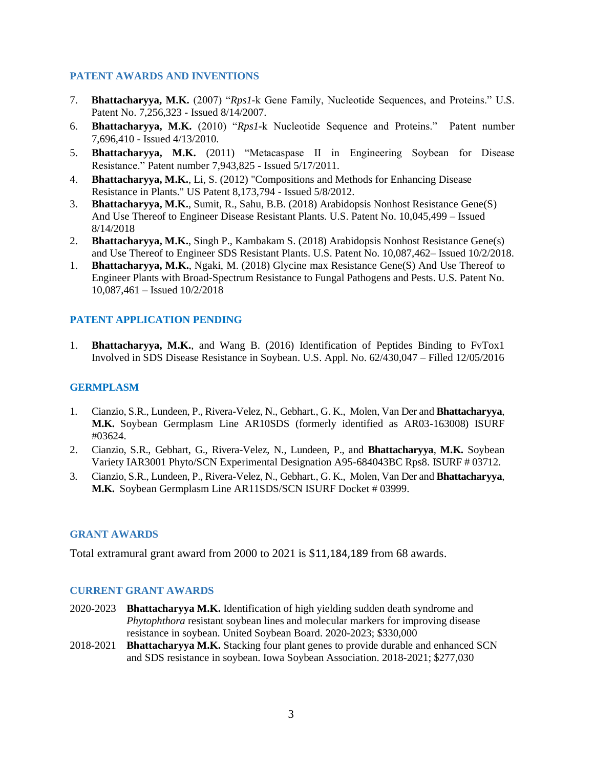## PATENT AWARDS AND INVENTIONS

7. **Bhattacharyya, M.K.** (2007) "*Rps1*-k Gene Family, Nucleotide Sequences, and Proteins." U.S. Patent No. 7,256,323 - Issued 8/14/2007.
6. **Bhattacharyya, M.K.** (2010) "*Rps1*-k Nucleotide Sequence and Proteins." Patent number 7,696,410 - Issued 4/13/2010.
5. **Bhattacharyya, M.K.** (2011) "Metacaspase II in Engineering Soybean for Disease Resistance." Patent number 7,943,825 - Issued 5/17/2011.
4. **Bhattacharyya, M.K.**, Li, S. (2012) "Compositions and Methods for Enhancing Disease Resistance in Plants." US Patent 8,173,794 - Issued 5/8/2012.
3. **Bhattacharyya, M.K.**, Sumit, R., Sahu, B.B. (2018) Arabidopsis Nonhost Resistance Gene(S) And Use Thereof to Engineer Disease Resistant Plants. U.S. Patent No. 10,045,499 – Issued 8/14/2018
2. **Bhattacharyya, M.K.**, Singh P., Kambakam S. (2018) Arabidopsis Nonhost Resistance Gene(s) and Use Thereof to Engineer SDS Resistant Plants. U.S. Patent No. 10,087,462– Issued 10/2/2018.
1. **Bhattacharyya, M.K.**, Ngaki, M. (2018) Glycine max Resistance Gene(S) And Use Thereof to Engineer Plants with Broad-Spectrum Resistance to Fungal Pathogens and Pests. U.S. Patent No. 10,087,461 – Issued 10/2/2018

## PATENT APPLICATION PENDING

1. **Bhattacharyya, M.K.**, and Wang B. (2016) Identification of Peptides Binding to FvTox1 Involved in SDS Disease Resistance in Soybean. U.S. Appl. No. 62/430,047 – Filled 12/05/2016

## GERMPLASM

1. Cianzio, S.R., Lundeen, P., Rivera-Velez, N., Gebhart., G. K., Molen, Van Der and **Bhattacharyya**, **M.K.** Soybean Germplasm Line AR10SDS (formerly identified as AR03-163008) ISURF #03624.
2. Cianzio, S.R., Gebhart, G., Rivera-Velez, N., Lundeen, P., and **Bhattacharyya**, **M.K.** Soybean Variety IAR3001 Phyto/SCN Experimental Designation A95-684043BC Rps8. ISURF # 03712.
3. Cianzio, S.R., Lundeen, P., Rivera-Velez, N., Gebhart., G. K., Molen, Van Der and **Bhattacharyya**, **M.K.** Soybean Germplasm Line AR11SDS/SCN ISURF Docket # 03999.

## GRANT AWARDS

Total extramural grant award from 2000 to 2021 is $11,184,189 from 68 awards.

## CURRENT GRANT AWARDS

2020-2023 **Bhattacharyya M.K.** Identification of high yielding sudden death syndrome and *Phytophthora* resistant soybean lines and molecular markers for improving disease resistance in soybean. United Soybean Board. 2020-2023; $330,000

2018-2021 **Bhattacharyya M.K.** Stacking four plant genes to provide durable and enhanced SCN and SDS resistance in soybean. Iowa Soybean Association. 2018-2021; $277,030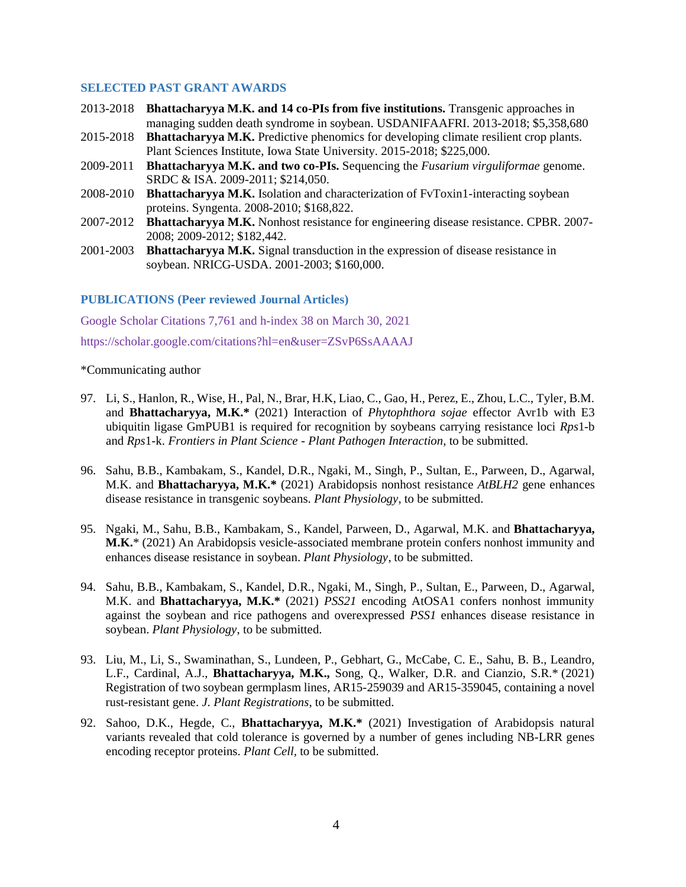## SELECTED PAST GRANT AWARDS

2013-2018 **Bhattacharyya M.K. and 14 co-PIs from five institutions.** Transgenic approaches in managing sudden death syndrome in soybean. USDANIFAAFRI. 2013-2018; $5,358,680

2015-2018 **Bhattacharyya M.K.** Predictive phenomics for developing climate resilient crop plants. Plant Sciences Institute, Iowa State University. 2015-2018; $225,000.

2009-2011 **Bhattacharyya M.K. and two co-PIs.** Sequencing the *Fusarium virguliformae* genome. SRDC & ISA. 2009-2011; $214,050.

2008-2010 **Bhattacharyya M.K.** Isolation and characterization of FvToxin1-interacting soybean proteins. Syngenta. 2008-2010; $168,822.

2007-2012 **Bhattacharyya M.K.** Nonhost resistance for engineering disease resistance. CPBR. 2007-2008; 2009-2012; $182,442.

2001-2003 **Bhattacharyya M.K.** Signal transduction in the expression of disease resistance in soybean. NRICG-USDA. 2001-2003; $160,000.

## PUBLICATIONS (Peer reviewed Journal Articles)

Google Scholar Citations 7,761 and h-index 38 on March 30, 2021

https://scholar.google.com/citations?hl=en&user=ZSvP6SsAAAAJ

*Communicating author

97. Li, S., Hanlon, R., Wise, H., Pal, N., Brar, H.K, Liao, C., Gao, H., Perez, E., Zhou, L.C., Tyler, B.M. and **Bhattacharyya, M.K.*** (2021) Interaction of *Phytophthora sojae* effector Avr1b with E3 ubiquitin ligase GmPUB1 is required for recognition by soybeans carrying resistance loci *Rps*1-b and *Rps*1-k. *Frontiers in Plant Science - Plant Pathogen Interaction*, to be submitted.

96. Sahu, B.B., Kambakam, S., Kandel, D.R., Ngaki, M., Singh, P., Sultan, E., Parween, D., Agarwal, M.K. and **Bhattacharyya, M.K.*** (2021) Arabidopsis nonhost resistance *AtBLH2* gene enhances disease resistance in transgenic soybeans. *Plant Physiology*, to be submitted.

95. Ngaki, M., Sahu, B.B., Kambakam, S., Kandel, Parween, D., Agarwal, M.K. and **Bhattacharyya, M.K.*** (2021) An Arabidopsis vesicle-associated membrane protein confers nonhost immunity and enhances disease resistance in soybean. *Plant Physiology*, to be submitted.

94. Sahu, B.B., Kambakam, S., Kandel, D.R., Ngaki, M., Singh, P., Sultan, E., Parween, D., Agarwal, M.K. and **Bhattacharyya, M.K.*** (2021) *PSS21* encoding AtOSA1 confers nonhost immunity against the soybean and rice pathogens and overexpressed *PSS1* enhances disease resistance in soybean. *Plant Physiology*, to be submitted.

93. Liu, M., Li, S., Swaminathan, S., Lundeen, P., Gebhart, G., McCabe, C. E., Sahu, B. B., Leandro, L.F., Cardinal, A.J., **Bhattacharyya, M.K.,** Song, Q., Walker, D.R. and Cianzio, S.R.* (2021) Registration of two soybean germplasm lines, AR15-259039 and AR15-359045, containing a novel rust-resistant gene. *J. Plant Registrations*, to be submitted.

92. Sahoo, D.K., Hegde, C., **Bhattacharyya, M.K.*** (2021) Investigation of Arabidopsis natural variants revealed that cold tolerance is governed by a number of genes including NB-LRR genes encoding receptor proteins. *Plant Cell*, to be submitted.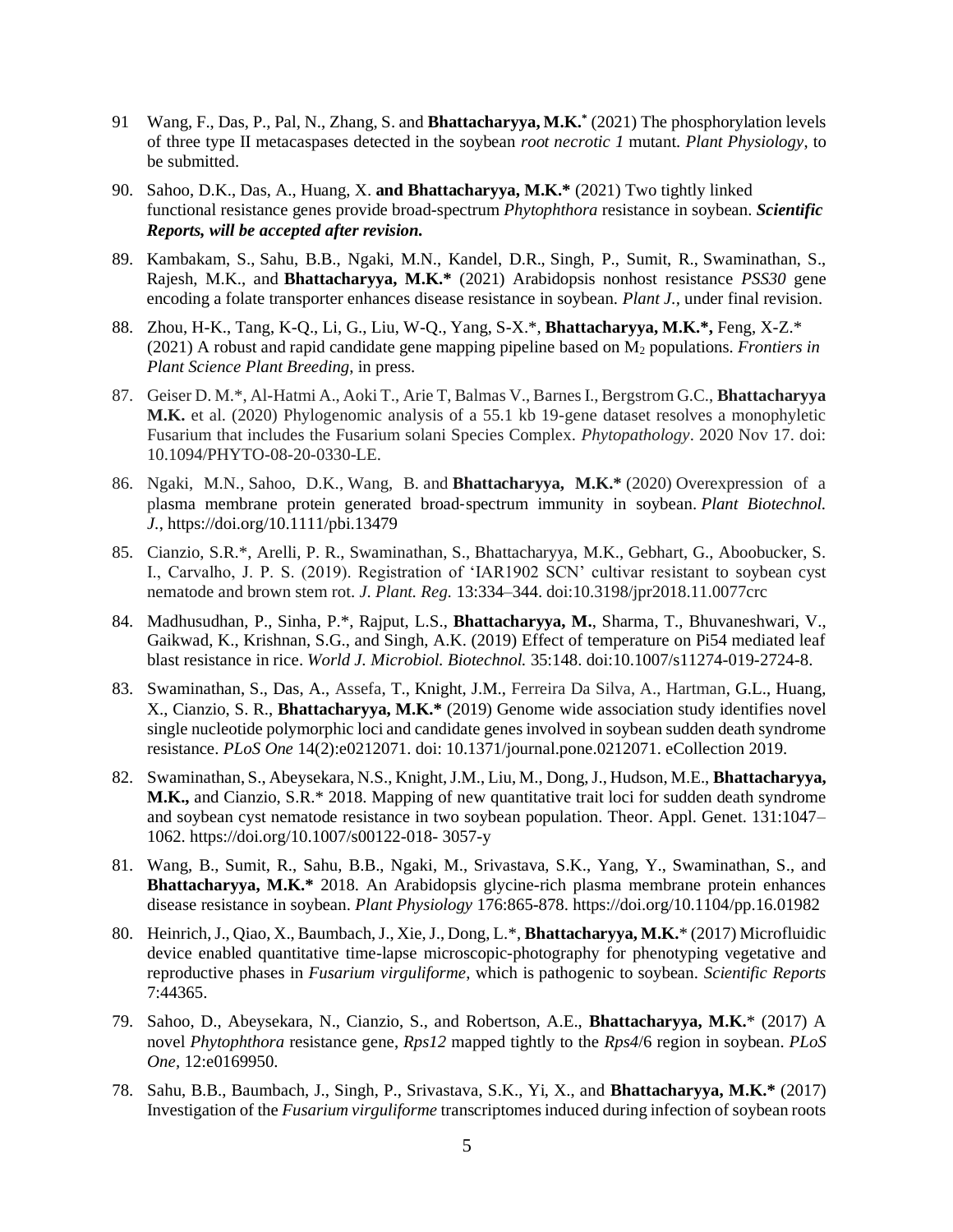91 Wang, F., Das, P., Pal, N., Zhang, S. and **Bhattacharyya, M.K.*** (2021) The phosphorylation levels of three type II metacaspases detected in the soybean *root necrotic 1* mutant. *Plant Physiology*, to be submitted.

90. Sahoo, D.K., Das, A., Huang, X. **and Bhattacharyya, M.K.*** (2021) Two tightly linked functional resistance genes provide broad-spectrum *Phytophthora* resistance in soybean. ***Scientific Reports, will be accepted after revision.***

89. Kambakam, S., Sahu, B.B., Ngaki, M.N., Kandel, D.R., Singh, P., Sumit, R., Swaminathan, S., Rajesh, M.K., and **Bhattacharyya, M.K.*** (2021) Arabidopsis nonhost resistance *PSS30* gene encoding a folate transporter enhances disease resistance in soybean. *Plant J.,* under final revision.

88. Zhou, H-K., Tang, K-Q., Li, G., Liu, W-Q., Yang, S-X.*, **Bhattacharyya, M.K.*,** Feng, X-Z.* (2021) A robust and rapid candidate gene mapping pipeline based on $M_2$ populations. *Frontiers in Plant Science Plant Breeding*, in press.

87. Geiser D. M.*, Al-Hatmi A., Aoki T., Arie T, Balmas V., Barnes I., Bergstrom G.C., **Bhattacharyya M.K.** et al. (2020) Phylogenomic analysis of a 55.1 kb 19-gene dataset resolves a monophyletic Fusarium that includes the Fusarium solani Species Complex. *Phytopathology*. 2020 Nov 17. doi: 10.1094/PHYTO-08-20-0330-LE.

86. Ngaki, M.N., Sahoo, D.K., Wang, B. and **Bhattacharyya, M.K.*** (2020) Overexpression of a plasma membrane protein generated broad-spectrum immunity in soybean. *Plant Biotechnol. J.*, https://doi.org/10.1111/pbi.13479

85. Cianzio, S.R.*, Arelli, P. R., Swaminathan, S., Bhattacharyya, M.K., Gebhart, G., Aboobucker, S. I., Carvalho, J. P. S. (2019). Registration of 'IAR1902 SCN' cultivar resistant to soybean cyst nematode and brown stem rot. *J. Plant. Reg.* 13:334–344. doi:10.3198/jpr2018.11.0077crc

84. Madhusudhan, P., Sinha, P.*, Rajput, L.S., **Bhattacharyya, M.**, Sharma, T., Bhuvaneshwari, V., Gaikwad, K., Krishnan, S.G., and Singh, A.K. (2019) Effect of temperature on Pi54 mediated leaf blast resistance in rice. *World J. Microbiol. Biotechnol.* 35:148. doi:10.1007/s11274-019-2724-8.

83. Swaminathan, S., Das, A., Assefa, T., Knight, J.M., Ferreira Da Silva, A., Hartman, G.L., Huang, X., Cianzio, S. R., **Bhattacharyya, M.K.*** (2019) Genome wide association study identifies novel single nucleotide polymorphic loci and candidate genes involved in soybean sudden death syndrome resistance. *PLoS One* 14(2):e0212071. doi: 10.1371/journal.pone.0212071. eCollection 2019.

82. Swaminathan, S., Abeysekara, N.S., Knight, J.M., Liu, M., Dong, J., Hudson, M.E., **Bhattacharyya, M.K.,** and Cianzio, S.R.* 2018. Mapping of new quantitative trait loci for sudden death syndrome and soybean cyst nematode resistance in two soybean population. Theor. Appl. Genet. 131:1047–1062. https://doi.org/10.1007/s00122-018- 3057-y

81. Wang, B., Sumit, R., Sahu, B.B., Ngaki, M., Srivastava, S.K., Yang, Y., Swaminathan, S., and **Bhattacharyya, M.K.*** 2018. An Arabidopsis glycine-rich plasma membrane protein enhances disease resistance in soybean. *Plant Physiology* 176:865-878. https://doi.org/10.1104/pp.16.01982

80. Heinrich, J., Qiao, X., Baumbach, J., Xie, J., Dong, L.*, **Bhattacharyya, M.K.*** (2017) Microfluidic device enabled quantitative time-lapse microscopic-photography for phenotyping vegetative and reproductive phases in *Fusarium virguliforme*, which is pathogenic to soybean. *Scientific Reports* 7:44365.

79. Sahoo, D., Abeysekara, N., Cianzio, S., and Robertson, A.E., **Bhattacharyya, M.K.*** (2017) A novel *Phytophthora* resistance gene, *Rps12* mapped tightly to the *Rps4/6* region in soybean. *PLoS One*, 12:e0169950.

78. Sahu, B.B., Baumbach, J., Singh, P., Srivastava, S.K., Yi, X., and **Bhattacharyya, M.K.*** (2017) Investigation of the *Fusarium virguliforme* transcriptomes induced during infection of soybean roots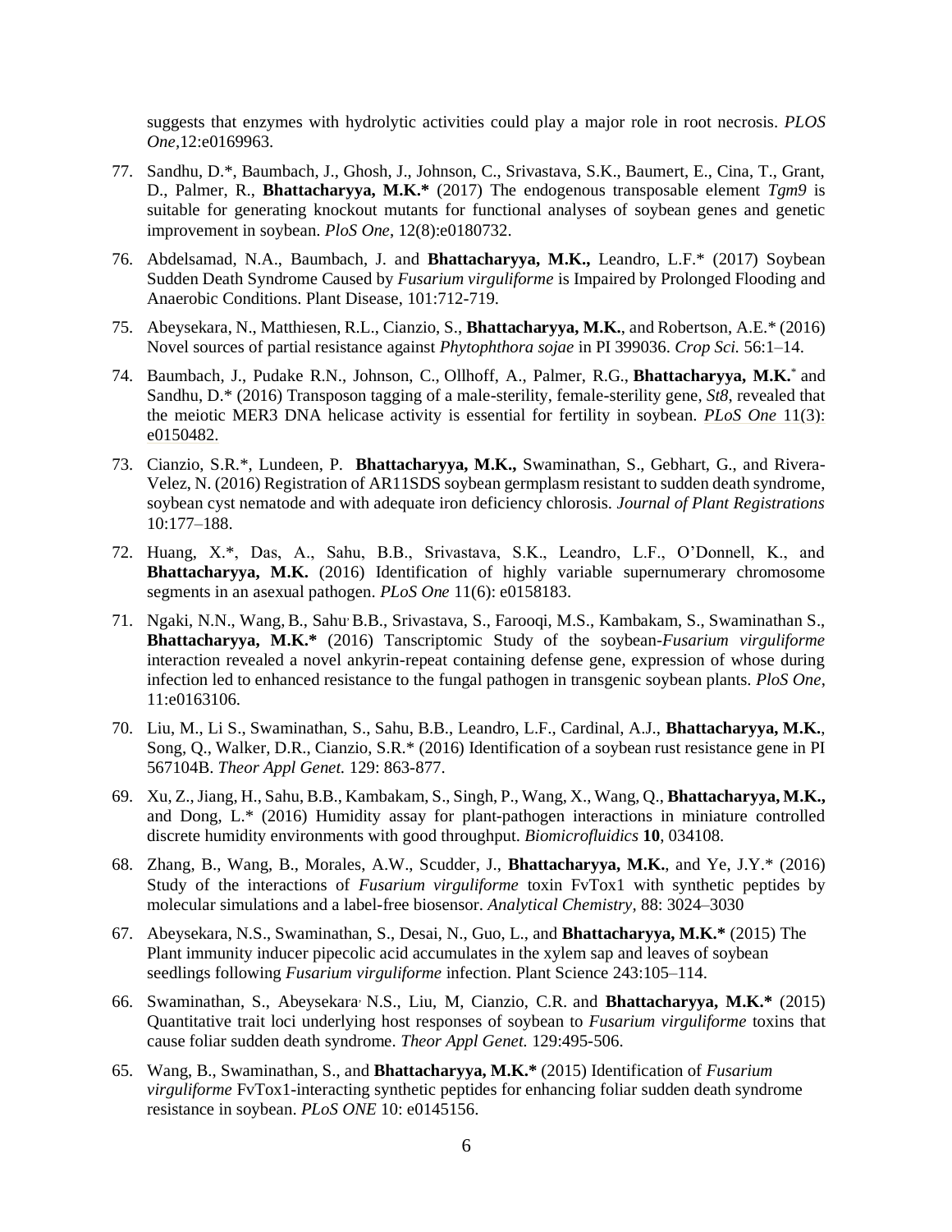suggests that enzymes with hydrolytic activities could play a major role in root necrosis. *PLOS One*,12:e0169963.

77. Sandhu, D.*, Baumbach, J., Ghosh, J., Johnson, C., Srivastava, S.K., Baumert, E., Cina, T., Grant, D., Palmer, R., **Bhattacharyya, M.K.*** (2017) The endogenous transposable element *Tgm9* is suitable for generating knockout mutants for functional analyses of soybean genes and genetic improvement in soybean. *PloS One*, 12(8):e0180732.

76. Abdelsamad, N.A., Baumbach, J. and **Bhattacharyya, M.K.,** Leandro, L.F.* (2017) Soybean Sudden Death Syndrome Caused by *Fusarium virguliforme* is Impaired by Prolonged Flooding and Anaerobic Conditions. Plant Disease, 101:712-719.

75. Abeysekara, N., Matthiesen, R.L., Cianzio, S., **Bhattacharyya, M.K.**, and Robertson, A.E.* (2016) Novel sources of partial resistance against *Phytophthora sojae* in PI 399036. *Crop Sci.* 56:1–14.

74. Baumbach, J., Pudake R.N., Johnson, C., Ollhoff, A., Palmer, R.G., **Bhattacharyya, M.K.*** and Sandhu, D.* (2016) Transposon tagging of a male-sterility, female-sterility gene, *St8*, revealed that the meiotic MER3 DNA helicase activity is essential for fertility in soybean. *PLoS One* 11(3): e0150482.

73. Cianzio, S.R.*, Lundeen, P. **Bhattacharyya, M.K.,** Swaminathan, S., Gebhart, G., and Rivera-Velez, N. (2016) Registration of AR11SDS soybean germplasm resistant to sudden death syndrome, soybean cyst nematode and with adequate iron deficiency chlorosis. *Journal of Plant Registrations* 10:177–188.

72. Huang, X.*, Das, A., Sahu, B.B., Srivastava, S.K., Leandro, L.F., O'Donnell, K., and **Bhattacharyya, M.K.** (2016) Identification of highly variable supernumerary chromosome segments in an asexual pathogen. *PLoS One* 11(6): e0158183.

71. Ngaki, N.N., Wang, B., Sahu, B.B., Srivastava, S., Farooqi, M.S., Kambakam, S., Swaminathan S., **Bhattacharyya, M.K.*** (2016) Tanscriptomic Study of the soybean-*Fusarium virguliforme* interaction revealed a novel ankyrin-repeat containing defense gene, expression of whose during infection led to enhanced resistance to the fungal pathogen in transgenic soybean plants. *PloS One*, 11:e0163106.

70. Liu, M., Li S., Swaminathan, S., Sahu, B.B., Leandro, L.F., Cardinal, A.J., **Bhattacharyya, M.K.**, Song, Q., Walker, D.R., Cianzio, S.R.* (2016) Identification of a soybean rust resistance gene in PI 567104B. *Theor Appl Genet.* 129: 863-877.

69. Xu, Z., Jiang, H., Sahu, B.B., Kambakam, S., Singh, P., Wang, X., Wang, Q., **Bhattacharyya, M.K.,** and Dong, L.* (2016) Humidity assay for plant-pathogen interactions in miniature controlled discrete humidity environments with good throughput. *Biomicrofluidics* **10**, 034108.

68. Zhang, B., Wang, B., Morales, A.W., Scudder, J., **Bhattacharyya, M.K.**, and Ye, J.Y.* (2016) Study of the interactions of *Fusarium virguliforme* toxin FvTox1 with synthetic peptides by molecular simulations and a label-free biosensor. *Analytical Chemistry*, 88: 3024–3030

67. Abeysekara, N.S., Swaminathan, S., Desai, N., Guo, L., and **Bhattacharyya, M.K.*** (2015) The Plant immunity inducer pipecolic acid accumulates in the xylem sap and leaves of soybean seedlings following *Fusarium virguliforme* infection. Plant Science 243:105–114.

66. Swaminathan, S., Abeysekara, N.S., Liu, M, Cianzio, C.R. and **Bhattacharyya, M.K.*** (2015) Quantitative trait loci underlying host responses of soybean to *Fusarium virguliforme* toxins that cause foliar sudden death syndrome. *Theor Appl Genet.* 129:495-506.

65. Wang, B., Swaminathan, S., and **Bhattacharyya, M.K.*** (2015) Identification of *Fusarium virguliforme* FvTox1-interacting synthetic peptides for enhancing foliar sudden death syndrome resistance in soybean. *PLoS ONE* 10: e0145156.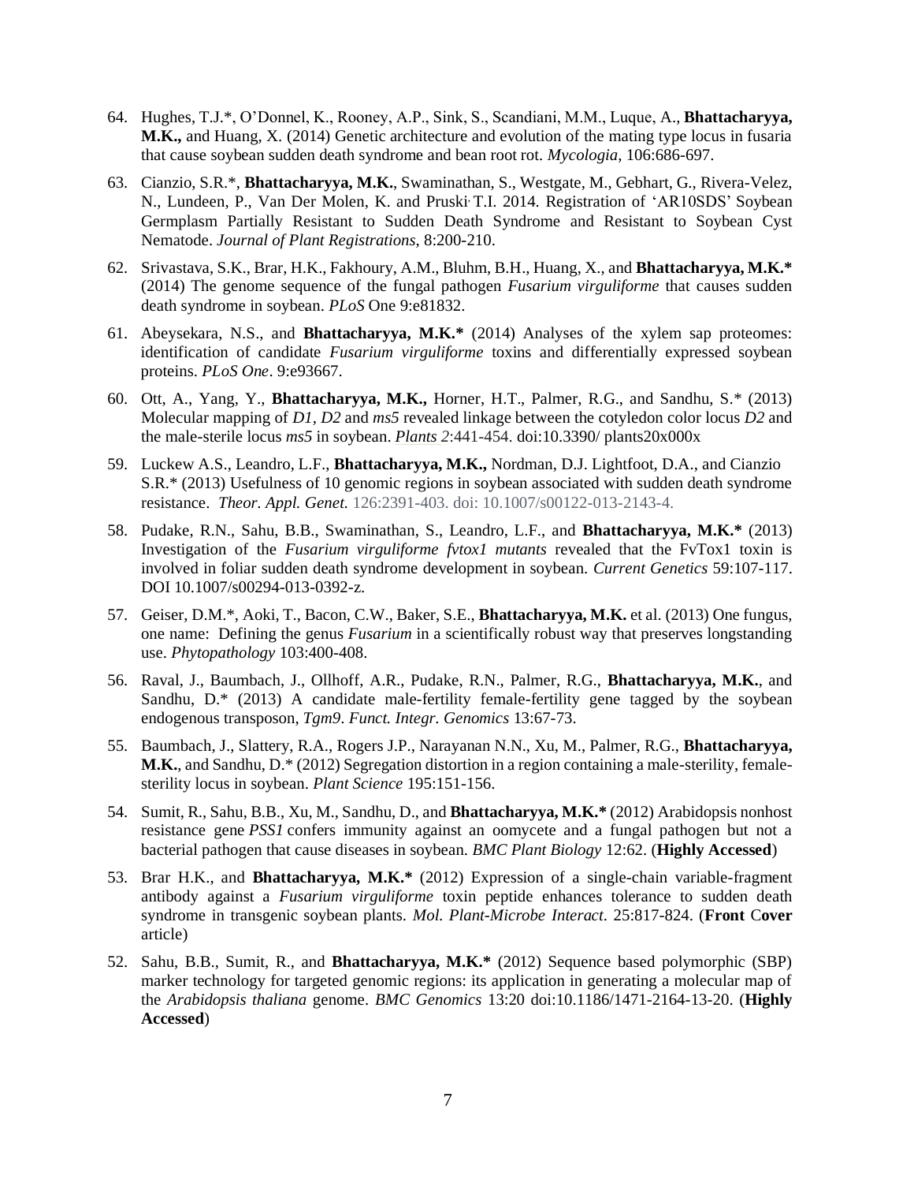64. Hughes, T.J.*, O'Donnel, K., Rooney, A.P., Sink, S., Scandiani, M.M., Luque, A., **Bhattacharyya, M.K.,** and Huang, X. (2014) Genetic architecture and evolution of the mating type locus in fusaria that cause soybean sudden death syndrome and bean root rot. *Mycologia,* 106:686-697.

63. Cianzio, S.R.*, **Bhattacharyya, M.K.**, Swaminathan, S., Westgate, M., Gebhart, G., Rivera-Velez, N., Lundeen, P., Van Der Molen, K. and Pruski, T.I. 2014. Registration of 'AR10SDS' Soybean Germplasm Partially Resistant to Sudden Death Syndrome and Resistant to Soybean Cyst Nematode. *Journal of Plant Registrations*, 8:200-210.

62. Srivastava, S.K., Brar, H.K., Fakhoury, A.M., Bluhm, B.H., Huang, X., and **Bhattacharyya, M.K.*** (2014) The genome sequence of the fungal pathogen *Fusarium virguliforme* that causes sudden death syndrome in soybean. *PLoS* One 9:e81832.

61. Abeysekara, N.S., and **Bhattacharyya, M.K.*** (2014) Analyses of the xylem sap proteomes: identification of candidate *Fusarium virguliforme* toxins and differentially expressed soybean proteins. *PLoS One*. 9:e93667.

60. Ott, A., Yang, Y., **Bhattacharyya, M.K.,** Horner, H.T., Palmer, R.G., and Sandhu, S.* (2013) Molecular mapping of *D1*, *D2* and *ms5* revealed linkage between the cotyledon color locus *D2* and the male-sterile locus *ms5* in soybean. *Plants 2*:441-454. doi:10.3390/ plants20x000x

59. Luckew A.S., Leandro, L.F., **Bhattacharyya, M.K.,** Nordman, D.J. Lightfoot, D.A., and Cianzio S.R.* (2013) Usefulness of 10 genomic regions in soybean associated with sudden death syndrome resistance. *Theor. Appl. Genet.* 126:2391-403. doi: 10.1007/s00122-013-2143-4.

58. Pudake, R.N., Sahu, B.B., Swaminathan, S., Leandro, L.F., and **Bhattacharyya, M.K.*** (2013) Investigation of the *Fusarium virguliforme fvtox1 mutants* revealed that the FvTox1 toxin is involved in foliar sudden death syndrome development in soybean. *Current Genetics* 59:107-117. DOI 10.1007/s00294-013-0392-z.

57. Geiser, D.M.*, Aoki, T., Bacon, C.W., Baker, S.E., **Bhattacharyya, M.K.** et al. (2013) One fungus, one name: Defining the genus *Fusarium* in a scientifically robust way that preserves longstanding use. *Phytopathology* 103:400-408.

56. Raval, J., Baumbach, J., Ollhoff, A.R., Pudake, R.N., Palmer, R.G., **Bhattacharyya, M.K.**, and Sandhu, D.* (2013) A candidate male-fertility female-fertility gene tagged by the soybean endogenous transposon, *Tgm9*. *Funct. Integr. Genomics* 13:67-73.

55. Baumbach, J., Slattery, R.A., Rogers J.P., Narayanan N.N., Xu, M., Palmer, R.G., **Bhattacharyya, M.K.**, and Sandhu, D.* (2012) Segregation distortion in a region containing a male-sterility, female-sterility locus in soybean. *Plant Science* 195:151-156.

54. Sumit, R., Sahu, B.B., Xu, M., Sandhu, D., and **Bhattacharyya, M.K.*** (2012) Arabidopsis nonhost resistance gene *PSS1* confers immunity against an oomycete and a fungal pathogen but not a bacterial pathogen that cause diseases in soybean. *BMC Plant Biology* 12:62. (**Highly Accessed**)

53. Brar H.K., and **Bhattacharyya, M.K.*** (2012) Expression of a single-chain variable-fragment antibody against a *Fusarium virguliforme* toxin peptide enhances tolerance to sudden death syndrome in transgenic soybean plants. *Mol. Plant-Microbe Interact*. 25:817-824. (**Front Cover** article)

52. Sahu, B.B., Sumit, R., and **Bhattacharyya, M.K.*** (2012) Sequence based polymorphic (SBP) marker technology for targeted genomic regions: its application in generating a molecular map of the *Arabidopsis thaliana* genome. *BMC Genomics* 13:20 doi:10.1186/1471-2164-13-20. (**Highly Accessed**)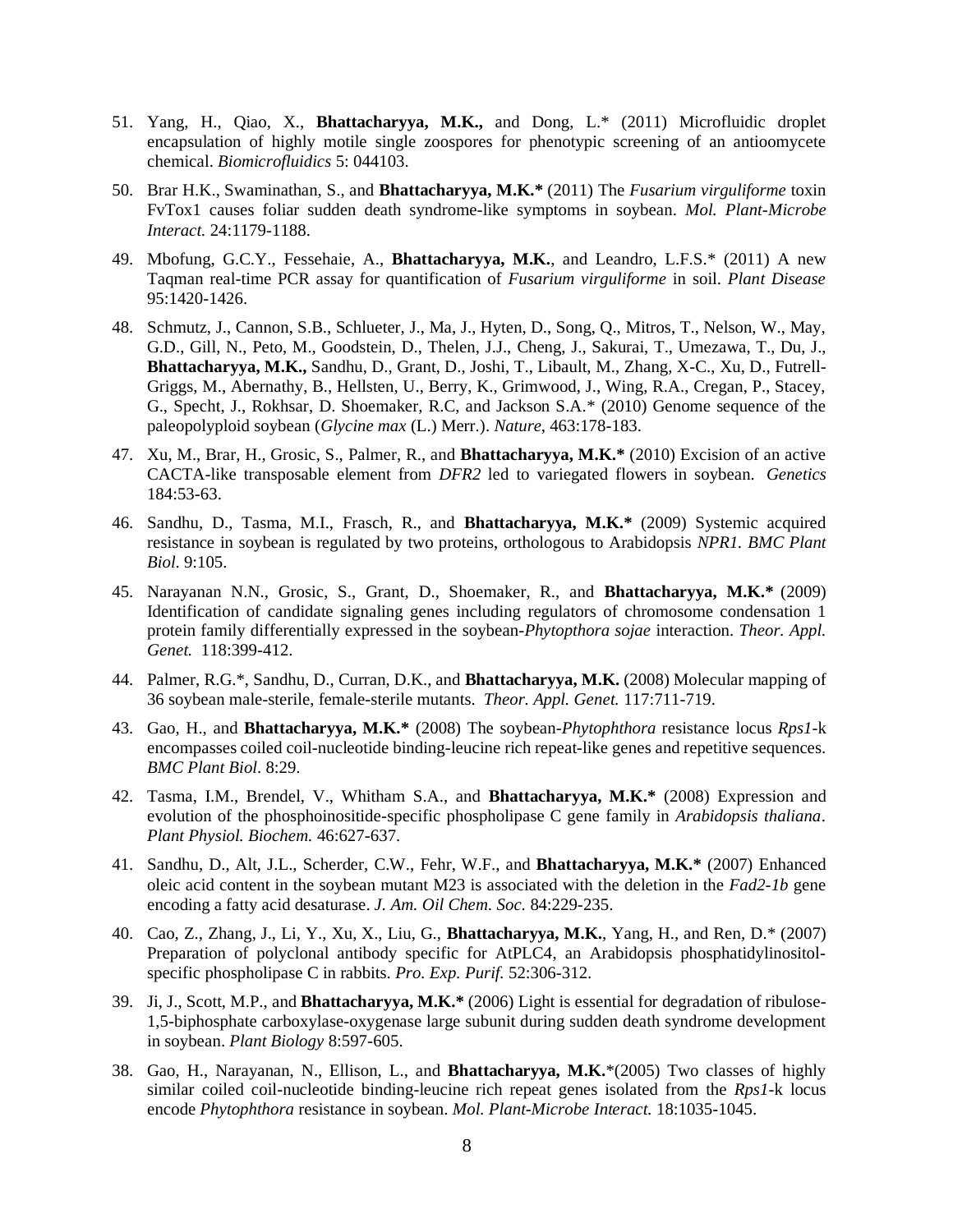51. Yang, H., Qiao, X., **Bhattacharyya, M.K.,** and Dong, L.* (2011) Microfluidic droplet encapsulation of highly motile single zoospores for phenotypic screening of an antioomycete chemical. *Biomicrofluidics* 5: 044103.

50. Brar H.K., Swaminathan, S., and **Bhattacharyya, M.K.*** (2011) The *Fusarium virguliforme* toxin FvTox1 causes foliar sudden death syndrome-like symptoms in soybean. *Mol. Plant-Microbe Interact.* 24:1179-1188.

49. Mbofung, G.C.Y., Fessehaie, A., **Bhattacharyya, M.K.**, and Leandro, L.F.S.* (2011) A new Taqman real-time PCR assay for quantification of *Fusarium virguliforme* in soil. *Plant Disease* 95:1420-1426.

48. Schmutz, J., Cannon, S.B., Schlueter, J., Ma, J., Hyten, D., Song, Q., Mitros, T., Nelson, W., May, G.D., Gill, N., Peto, M., Goodstein, D., Thelen, J.J., Cheng, J., Sakurai, T., Umezawa, T., Du, J., **Bhattacharyya, M.K.,** Sandhu, D., Grant, D., Joshi, T., Libault, M., Zhang, X-C., Xu, D., Futrell-Griggs, M., Abernathy, B., Hellsten, U., Berry, K., Grimwood, J., Wing, R.A., Cregan, P., Stacey, G., Specht, J., Rokhsar, D. Shoemaker, R.C, and Jackson S.A.* (2010) Genome sequence of the paleopolyploid soybean (*Glycine max* (L.) Merr.). *Nature*, 463:178-183.

47. Xu, M., Brar, H., Grosic, S., Palmer, R., and **Bhattacharyya, M.K.*** (2010) Excision of an active CACTA-like transposable element from *DFR2* led to variegated flowers in soybean. *Genetics* 184:53-63.

46. Sandhu, D., Tasma, M.I., Frasch, R., and **Bhattacharyya, M.K.*** (2009) Systemic acquired resistance in soybean is regulated by two proteins, orthologous to Arabidopsis *NPR1. BMC Plant Biol.* 9:105.

45. Narayanan N.N., Grosic, S., Grant, D., Shoemaker, R., and **Bhattacharyya, M.K.*** (2009) Identification of candidate signaling genes including regulators of chromosome condensation 1 protein family differentially expressed in the soybean-*Phytopthora sojae* interaction. *Theor. Appl. Genet.* 118:399-412.

44. Palmer, R.G.*, Sandhu, D., Curran, D.K., and **Bhattacharyya, M.K.** (2008) Molecular mapping of 36 soybean male-sterile, female-sterile mutants. *Theor. Appl. Genet.* 117:711-719.

43. Gao, H., and **Bhattacharyya, M.K.*** (2008) The soybean-*Phytophthora* resistance locus *Rps1*-k encompasses coiled coil-nucleotide binding-leucine rich repeat-like genes and repetitive sequences. *BMC Plant Biol*. 8:29.

42. Tasma, I.M., Brendel, V., Whitham S.A., and **Bhattacharyya, M.K.*** (2008) Expression and evolution of the phosphoinositide-specific phospholipase C gene family in *Arabidopsis thaliana*. *Plant Physiol. Biochem.* 46:627-637.

41. Sandhu, D., Alt, J.L., Scherder, C.W., Fehr, W.F., and **Bhattacharyya, M.K.*** (2007) Enhanced oleic acid content in the soybean mutant M23 is associated with the deletion in the *Fad2-1b* gene encoding a fatty acid desaturase. *J. Am. Oil Chem. Soc.* 84:229-235.

40. Cao, Z., Zhang, J., Li, Y., Xu, X., Liu, G., **Bhattacharyya, M.K.**, Yang, H., and Ren, D.* (2007) Preparation of polyclonal antibody specific for AtPLC4, an Arabidopsis phosphatidylinositol-specific phospholipase C in rabbits. *Pro. Exp. Purif.* 52:306-312.

39. Ji, J., Scott, M.P., and **Bhattacharyya, M.K.*** (2006) Light is essential for degradation of ribulose-1,5-biphosphate carboxylase-oxygenase large subunit during sudden death syndrome development in soybean. *Plant Biology* 8:597-605.

38. Gao, H., Narayanan, N., Ellison, L., and **Bhattacharyya, M.K.***(2005) Two classes of highly similar coiled coil-nucleotide binding-leucine rich repeat genes isolated from the *Rps1*-k locus encode *Phytophthora* resistance in soybean. *Mol. Plant-Microbe Interact.* 18:1035-1045.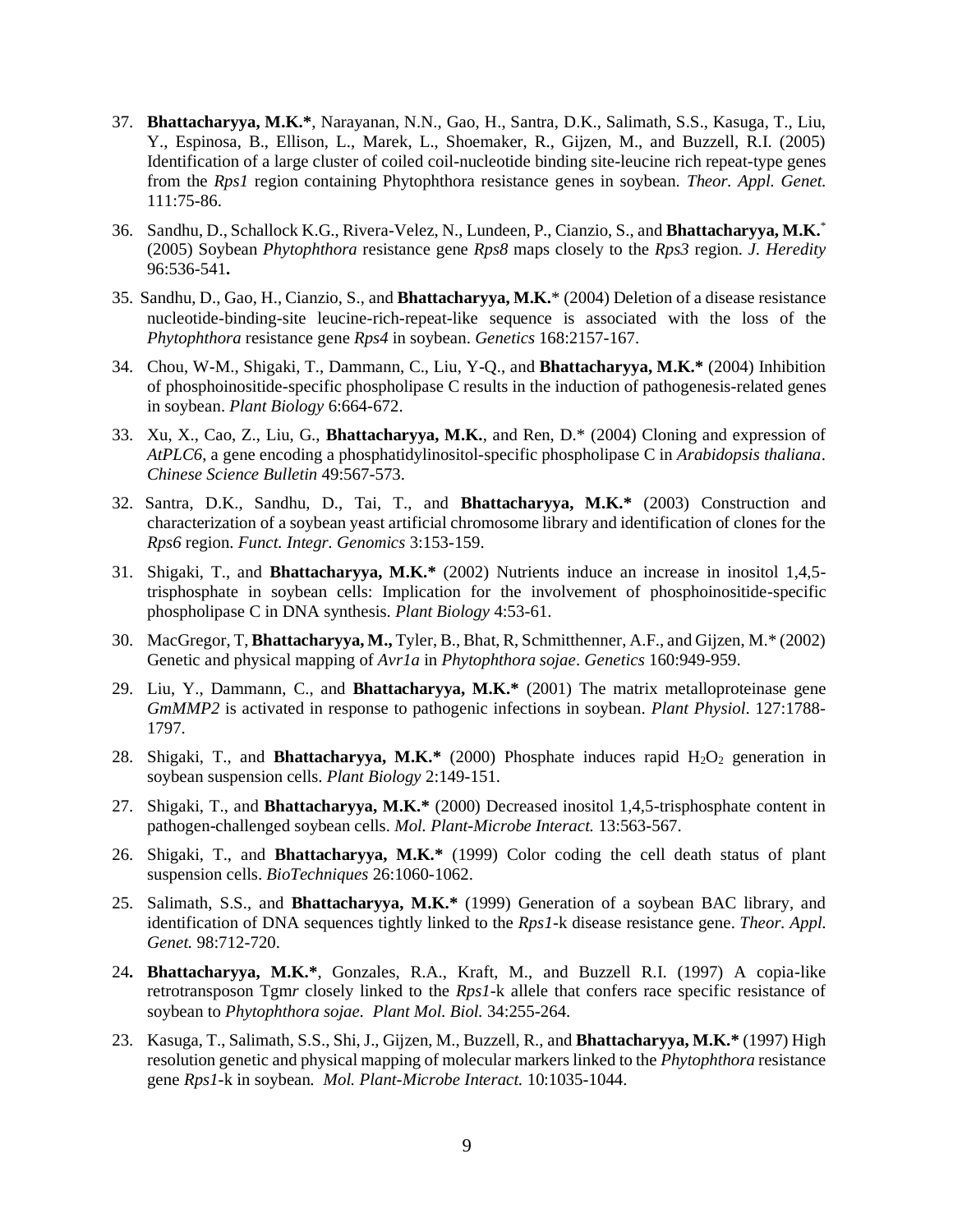37. **Bhattacharyya, M.K.***, Narayanan, N.N., Gao, H., Santra, D.K., Salimath, S.S., Kasuga, T., Liu, Y., Espinosa, B., Ellison, L., Marek, L., Shoemaker, R., Gijzen, M., and Buzzell, R.I. (2005) Identification of a large cluster of coiled coil-nucleotide binding site-leucine rich repeat-type genes from the *Rps1* region containing Phytophthora resistance genes in soybean. *Theor. Appl. Genet.* 111:75-86.

36. Sandhu, D., Schallock K.G., Rivera-Velez, N., Lundeen, P., Cianzio, S., and **Bhattacharyya, M.K.*** (2005) Soybean *Phytophthora* resistance gene *Rps8* maps closely to the *Rps3* region. *J. Heredity* 96:536-541**.**

35. Sandhu, D., Gao, H., Cianzio, S., and **Bhattacharyya, M.K.*** (2004) Deletion of a disease resistance nucleotide-binding-site leucine-rich-repeat-like sequence is associated with the loss of the *Phytophthora* resistance gene *Rps4* in soybean. *Genetics* 168:2157-167.

34. Chou, W-M., Shigaki, T., Dammann, C., Liu, Y-Q., and **Bhattacharyya, M.K.*** (2004) Inhibition of phosphoinositide-specific phospholipase C results in the induction of pathogenesis-related genes in soybean. *Plant Biology* 6:664-672.

33. Xu, X., Cao, Z., Liu, G., **Bhattacharyya, M.K.**, and Ren, D.* (2004) Cloning and expression of *AtPLC6*, a gene encoding a phosphatidylinositol-specific phospholipase C in *Arabidopsis thaliana*. *Chinese Science Bulletin* 49:567-573.

32. Santra, D.K., Sandhu, D., Tai, T., and **Bhattacharyya, M.K.*** (2003) Construction and characterization of a soybean yeast artificial chromosome library and identification of clones for the *Rps6* region. *Funct. Integr. Genomics* 3:153-159.

31. Shigaki, T., and **Bhattacharyya, M.K.*** (2002) Nutrients induce an increase in inositol 1,4,5-trisphosphate in soybean cells: Implication for the involvement of phosphoinositide-specific phospholipase C in DNA synthesis. *Plant Biology* 4:53-61.

30. MacGregor, T, **Bhattacharyya, M.,** Tyler, B., Bhat, R, Schmitthenner, A.F., and Gijzen, M.* (2002) Genetic and physical mapping of *Avr1a* in *Phytophthora sojae*. *Genetics* 160:949-959.

29. Liu, Y., Dammann, C., and **Bhattacharyya, M.K.*** (2001) The matrix metalloproteinase gene *GmMMP2* is activated in response to pathogenic infections in soybean. *Plant Physiol*. 127:1788-1797.

28. Shigaki, T., and **Bhattacharyya, M.K.*** (2000) Phosphate induces rapid $H_2O_2$ generation in soybean suspension cells. *Plant Biology* 2:149-151.

27. Shigaki, T., and **Bhattacharyya, M.K.*** (2000) Decreased inositol 1,4,5-trisphosphate content in pathogen-challenged soybean cells. *Mol. Plant-Microbe Interact.* 13:563-567.

26. Shigaki, T., and **Bhattacharyya, M.K.*** (1999) Color coding the cell death status of plant suspension cells. *BioTechniques* 26:1060-1062.

25. Salimath, S.S., and **Bhattacharyya, M.K.*** (1999) Generation of a soybean BAC library, and identification of DNA sequences tightly linked to the *Rps1*-k disease resistance gene. *Theor. Appl. Genet.* 98:712-720.

24. **Bhattacharyya, M.K.***, Gonzales, R.A., Kraft, M., and Buzzell R.I. (1997) A copia-like retrotransposon Tgm*r* closely linked to the *Rps1*-k allele that confers race specific resistance of soybean to *Phytophthora sojae. Plant Mol. Biol.* 34:255-264.

23. Kasuga, T., Salimath, S.S., Shi, J., Gijzen, M., Buzzell, R., and **Bhattacharyya, M.K.*** (1997) High resolution genetic and physical mapping of molecular markers linked to the *Phytophthora* resistance gene *Rps1*-k in soybean. *Mol. Plant-Microbe Interact.* 10:1035-1044.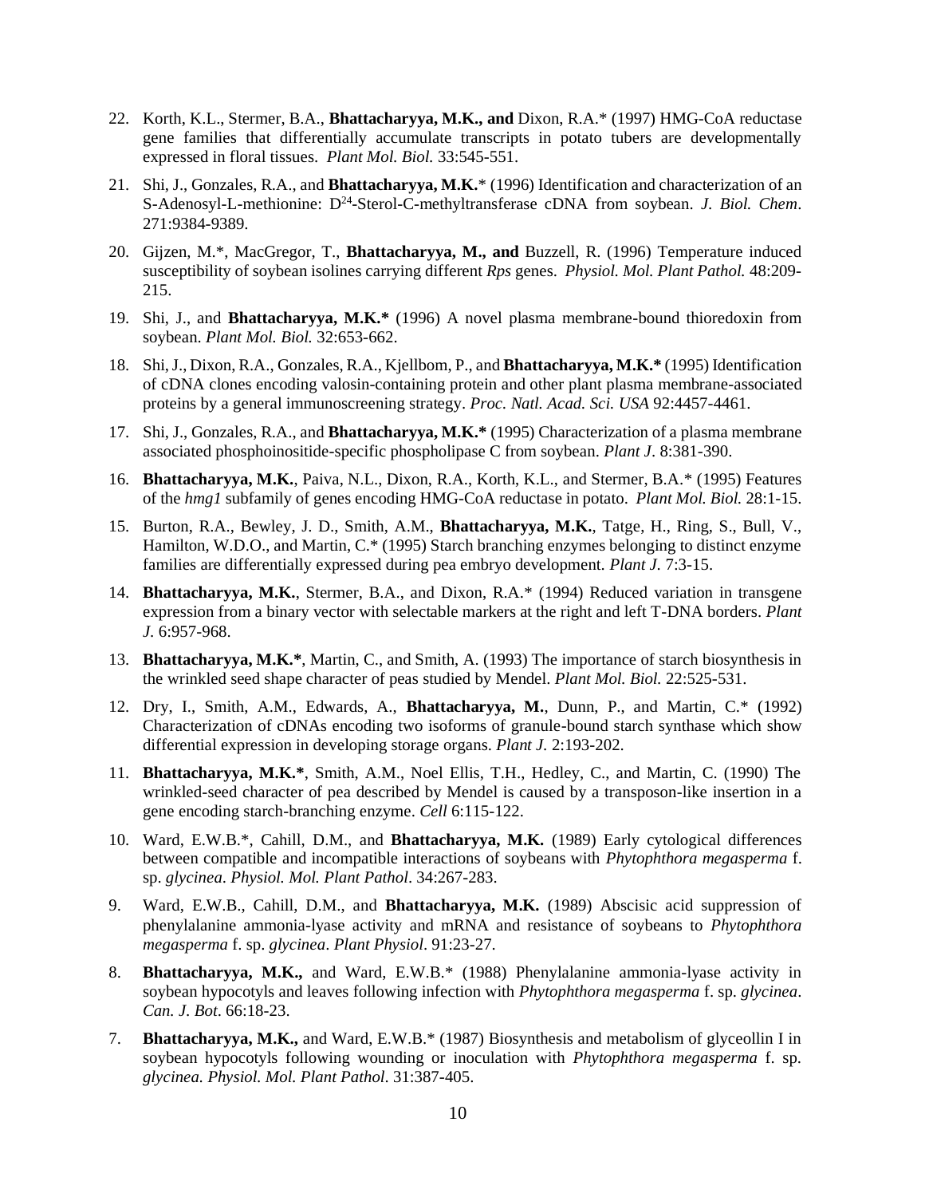22. Korth, K.L., Stermer, B.A., **Bhattacharyya, M.K., and** Dixon, R.A.* (1997) HMG-CoA reductase gene families that differentially accumulate transcripts in potato tubers are developmentally expressed in floral tissues. *Plant Mol. Biol.* 33:545-551.

21. Shi, J., Gonzales, R.A., and **Bhattacharyya, M.K.*** (1996) Identification and characterization of an S-Adenosyl-L-methionine: $D^{24}$-Sterol-C-methyltransferase cDNA from soybean. *J. Biol. Chem*. 271:9384-9389.

20. Gijzen, M.*, MacGregor, T., **Bhattacharyya, M., and** Buzzell, R. (1996) Temperature induced susceptibility of soybean isolines carrying different *Rps* genes. *Physiol. Mol. Plant Pathol.* 48:209-215.

19. Shi, J., and **Bhattacharyya, M.K.*** (1996) A novel plasma membrane-bound thioredoxin from soybean. *Plant Mol. Biol.* 32:653-662.

18. Shi, J., Dixon, R.A., Gonzales, R.A., Kjellbom, P., and **Bhattacharyya, M.K.*** (1995) Identification of cDNA clones encoding valosin-containing protein and other plant plasma membrane-associated proteins by a general immunoscreening strategy. *Proc. Natl. Acad. Sci. USA* 92:4457-4461.

17. Shi, J., Gonzales, R.A., and **Bhattacharyya, M.K.*** (1995) Characterization of a plasma membrane associated phosphoinositide-specific phospholipase C from soybean. *Plant J*. 8:381-390.

16. **Bhattacharyya, M.K.**, Paiva, N.L., Dixon, R.A., Korth, K.L., and Stermer, B.A.* (1995) Features of the *hmg1* subfamily of genes encoding HMG-CoA reductase in potato. *Plant Mol. Biol.* 28:1-15.

15. Burton, R.A., Bewley, J. D., Smith, A.M., **Bhattacharyya, M.K.**, Tatge, H., Ring, S., Bull, V., Hamilton, W.D.O., and Martin, C.* (1995) Starch branching enzymes belonging to distinct enzyme families are differentially expressed during pea embryo development. *Plant J.* 7:3-15.

14. **Bhattacharyya, M.K.**, Stermer, B.A., and Dixon, R.A.* (1994) Reduced variation in transgene expression from a binary vector with selectable markers at the right and left T-DNA borders. *Plant J.* 6:957-968.

13. **Bhattacharyya, M.K.***, Martin, C., and Smith, A. (1993) The importance of starch biosynthesis in the wrinkled seed shape character of peas studied by Mendel. *Plant Mol. Biol.* 22:525-531.

12. Dry, I., Smith, A.M., Edwards, A., **Bhattacharyya, M.**, Dunn, P., and Martin, C.* (1992) Characterization of cDNAs encoding two isoforms of granule-bound starch synthase which show differential expression in developing storage organs. *Plant J.* 2:193-202.

11. **Bhattacharyya, M.K.***, Smith, A.M., Noel Ellis, T.H., Hedley, C., and Martin, C. (1990) The wrinkled-seed character of pea described by Mendel is caused by a transposon-like insertion in a gene encoding starch-branching enzyme. *Cell* 6:115-122.

10. Ward, E.W.B.*, Cahill, D.M., and **Bhattacharyya, M.K.** (1989) Early cytological differences between compatible and incompatible interactions of soybeans with *Phytophthora megasperma* f. sp. *glycinea*. *Physiol. Mol. Plant Pathol*. 34:267-283.

9. Ward, E.W.B., Cahill, D.M., and **Bhattacharyya, M.K.** (1989) Abscisic acid suppression of phenylalanine ammonia-lyase activity and mRNA and resistance of soybeans to *Phytophthora megasperma* f. sp. *glycinea*. *Plant Physiol*. 91:23-27.

8. **Bhattacharyya, M.K.,** and Ward, E.W.B.* (1988) Phenylalanine ammonia-lyase activity in soybean hypocotyls and leaves following infection with *Phytophthora megasperma* f. sp. *glycinea*. *Can. J. Bot*. 66:18-23.

7. **Bhattacharyya, M.K.,** and Ward, E.W.B.* (1987) Biosynthesis and metabolism of glyceollin I in soybean hypocotyls following wounding or inoculation with *Phytophthora megasperma* f. sp. *glycinea. Physiol. Mol. Plant Pathol*. 31:387-405.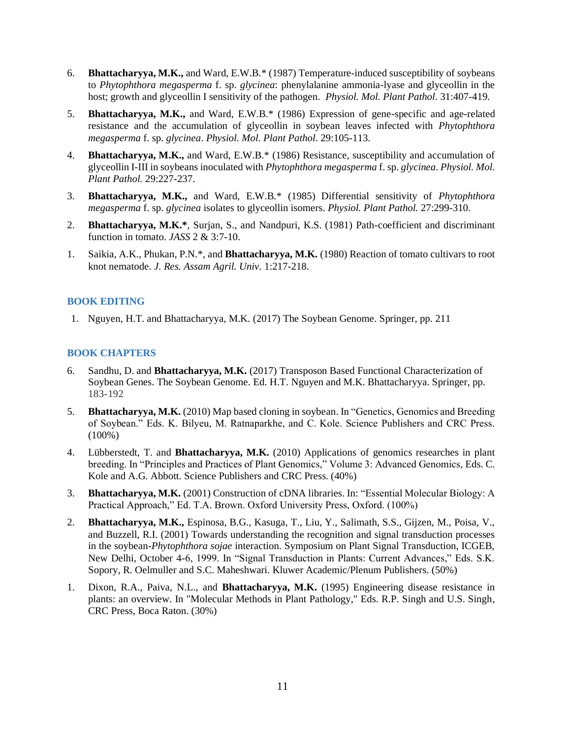6. **Bhattacharyya, M.K.,** and Ward, E.W.B.* (1987) Temperature-induced susceptibility of soybeans to *Phytophthora megasperma* f. sp. *glycinea*: phenylalanine ammonia-lyase and glyceollin in the host; growth and glyceollin I sensitivity of the pathogen. *Physiol. Mol. Plant Pathol*. 31:407-419.

5. **Bhattacharyya, M.K.,** and Ward, E.W.B.* (1986) Expression of gene-specific and age-related resistance and the accumulation of glyceollin in soybean leaves infected with *Phytophthora megasperma* f. sp. *glycinea*. *Physiol. Mol. Plant Pathol*. 29:105-113.

4. **Bhattacharyya, M.K.,** and Ward, E.W.B.* (1986) Resistance, susceptibility and accumulation of glyceollin I-III in soybeans inoculated with *Phytophthora megasperma* f. sp. *glycinea*. *Physiol. Mol. Plant Pathol.* 29:227-237.

3. **Bhattacharyya, M.K.,** and Ward, E.W.B.* (1985) Differential sensitivity of *Phytophthora megasperma* f. sp. *glycinea* isolates to glyceollin isomers. *Physiol. Plant Pathol.* 27:299-310.

2. **Bhattacharyya, M.K.***, Surjan, S., and Nandpuri, K.S. (1981) Path-coefficient and discriminant function in tomato. *JASS* 2 & 3:7-10.

1. Saikia, A.K., Phukan, P.N.*, and **Bhattacharyya, M.K.** (1980) Reaction of tomato cultivars to root knot nematode. *J. Res. Assam Agril. Univ*. 1:217-218.

## BOOK EDITING

1. Nguyen, H.T. and Bhattacharyya, M.K. (2017) The Soybean Genome. Springer, pp. 211

## BOOK CHAPTERS

6. Sandhu, D. and **Bhattacharyya, M.K.** (2017) Transposon Based Functional Characterization of Soybean Genes. The Soybean Genome. Ed. H.T. Nguyen and M.K. Bhattacharyya. Springer, pp. 183-192

5. **Bhattacharyya, M.K.** (2010) Map based cloning in soybean. In "Genetics, Genomics and Breeding of Soybean." Eds. K. Bilyeu, M. Ratnaparkhe, and C. Kole. Science Publishers and CRC Press. (100%)

4. Lübberstedt, T. and **Bhattacharyya, M.K.** (2010) Applications of genomics researches in plant breeding. In "Principles and Practices of Plant Genomics," Volume 3: Advanced Genomics, Eds. C. Kole and A.G. Abbott. Science Publishers and CRC Press. (40%)

3. **Bhattacharyya, M.K.** (2001) Construction of cDNA libraries. In: "Essential Molecular Biology: A Practical Approach," Ed. T.A. Brown. Oxford University Press, Oxford. (100%)

2. **Bhattacharyya, M.K.,** Espinosa, B.G., Kasuga, T., Liu, Y., Salimath, S.S., Gijzen, M., Poisa, V., and Buzzell, R.I. (2001) Towards understanding the recognition and signal transduction processes in the soybean-*Phytophthora sojae* interaction. Symposium on Plant Signal Transduction, ICGEB, New Delhi, October 4-6, 1999. In "Signal Transduction in Plants: Current Advances," Eds. S.K. Sopory, R. Oelmuller and S.C. Maheshwari. Kluwer Academic/Plenum Publishers. (50%)

1. Dixon, R.A., Paiva, N.L., and **Bhattacharyya, M.K.** (1995) Engineering disease resistance in plants: an overview. In "Molecular Methods in Plant Pathology," Eds. R.P. Singh and U.S. Singh, CRC Press, Boca Raton. (30%)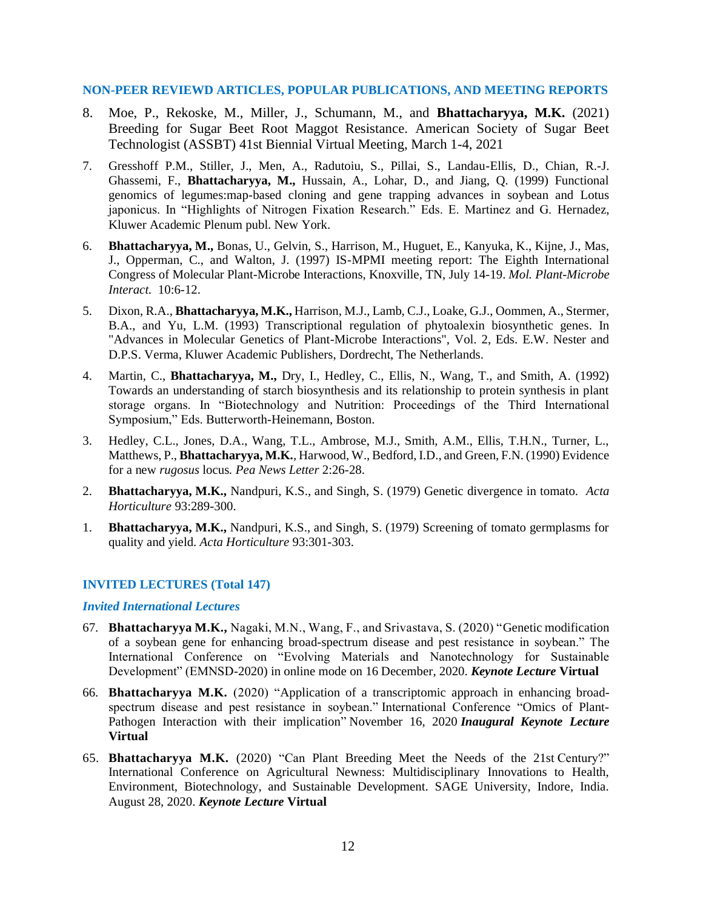## NON-PEER REVIEWD ARTICLES, POPULAR PUBLICATIONS, AND MEETING REPORTS

8. Moe, P., Rekoske, M., Miller, J., Schumann, M., and **Bhattacharyya, M.K.** (2021) Breeding for Sugar Beet Root Maggot Resistance. American Society of Sugar Beet Technologist (ASSBT) 41st Biennial Virtual Meeting, March 1-4, 2021

7. Gresshoff P.M., Stiller, J., Men, A., Radutoiu, S., Pillai, S., Landau-Ellis, D., Chian, R.-J. Ghassemi, F., **Bhattacharyya, M.,** Hussain, A., Lohar, D., and Jiang, Q. (1999) Functional genomics of legumes:map-based cloning and gene trapping advances in soybean and Lotus japonicus. In "Highlights of Nitrogen Fixation Research." Eds. E. Martinez and G. Hernadez, Kluwer Academic Plenum publ. New York.

6. **Bhattacharyya, M.,** Bonas, U., Gelvin, S., Harrison, M., Huguet, E., Kanyuka, K., Kijne, J., Mas, J., Opperman, C., and Walton, J. (1997) IS-MPMI meeting report: The Eighth International Congress of Molecular Plant-Microbe Interactions, Knoxville, TN, July 14-19. *Mol. Plant-Microbe Interact.* 10:6-12.

5. Dixon, R.A., **Bhattacharyya, M.K.,** Harrison, M.J., Lamb, C.J., Loake, G.J., Oommen, A., Stermer, B.A., and Yu, L.M. (1993) Transcriptional regulation of phytoalexin biosynthetic genes. In "Advances in Molecular Genetics of Plant-Microbe Interactions", Vol. 2, Eds. E.W. Nester and D.P.S. Verma, Kluwer Academic Publishers, Dordrecht, The Netherlands.

4. Martin, C., **Bhattacharyya, M.,** Dry, I., Hedley, C., Ellis, N., Wang, T., and Smith, A. (1992) Towards an understanding of starch biosynthesis and its relationship to protein synthesis in plant storage organs. In "Biotechnology and Nutrition: Proceedings of the Third International Symposium," Eds. Butterworth-Heinemann, Boston.

3. Hedley, C.L., Jones, D.A., Wang, T.L., Ambrose, M.J., Smith, A.M., Ellis, T.H.N., Turner, L., Matthews, P., **Bhattacharyya, M.K.**, Harwood, W., Bedford, I.D., and Green, F.N. (1990) Evidence for a new *rugosus* locus. *Pea News Letter* 2:26-28.

2. **Bhattacharyya, M.K.,** Nandpuri, K.S., and Singh, S. (1979) Genetic divergence in tomato. *Acta Horticulture* 93:289-300.

1. **Bhattacharyya, M.K.,** Nandpuri, K.S., and Singh, S. (1979) Screening of tomato germplasms for quality and yield. *Acta Horticulture* 93:301-303.

## INVITED LECTURES (Total 147)

### *Invited International Lectures*

67. **Bhattacharyya M.K.,** Nagaki, M.N., Wang, F., and Srivastava, S. (2020) "Genetic modification of a soybean gene for enhancing broad-spectrum disease and pest resistance in soybean." The International Conference on "Evolving Materials and Nanotechnology for Sustainable Development" (EMNSD-2020) in online mode on 16 December, 2020. ***Keynote Lecture*** **Virtual**

66. **Bhattacharyya M.K.** (2020) "Application of a transcriptomic approach in enhancing broad-spectrum disease and pest resistance in soybean." International Conference "Omics of Plant-Pathogen Interaction with their implication" November 16, 2020 ***Inaugural Keynote Lecture*** **Virtual**

65. **Bhattacharyya M.K.** (2020) "Can Plant Breeding Meet the Needs of the 21st Century?" International Conference on Agricultural Newness: Multidisciplinary Innovations to Health, Environment, Biotechnology, and Sustainable Development. SAGE University, Indore, India. August 28, 2020. ***Keynote Lecture*** **Virtual**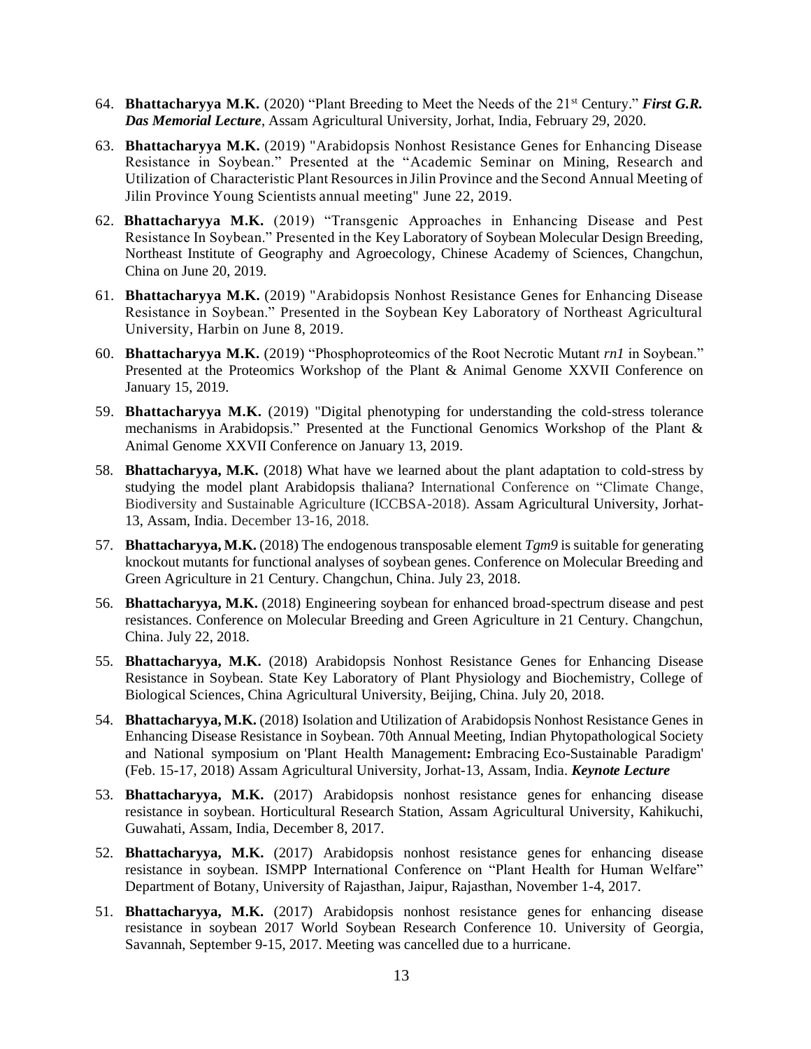64. **Bhattacharyya M.K.** (2020) "Plant Breeding to Meet the Needs of the 21st Century." ***First G.R. Das Memorial Lecture***, Assam Agricultural University, Jorhat, India, February 29, 2020.

63. **Bhattacharyya M.K.** (2019) "Arabidopsis Nonhost Resistance Genes for Enhancing Disease Resistance in Soybean." Presented at the "Academic Seminar on Mining, Research and Utilization of Characteristic Plant Resources in Jilin Province and the Second Annual Meeting of Jilin Province Young Scientists annual meeting" June 22, 2019.

62. **Bhattacharyya M.K.** (2019) "Transgenic Approaches in Enhancing Disease and Pest Resistance In Soybean." Presented in the Key Laboratory of Soybean Molecular Design Breeding, Northeast Institute of Geography and Agroecology, Chinese Academy of Sciences, Changchun, China on June 20, 2019.

61. **Bhattacharyya M.K.** (2019) "Arabidopsis Nonhost Resistance Genes for Enhancing Disease Resistance in Soybean." Presented in the Soybean Key Laboratory of Northeast Agricultural University, Harbin on June 8, 2019.

60. **Bhattacharyya M.K.** (2019) "Phosphoproteomics of the Root Necrotic Mutant *rn1* in Soybean." Presented at the Proteomics Workshop of the Plant & Animal Genome XXVII Conference on January 15, 2019.

59. **Bhattacharyya M.K.** (2019) "Digital phenotyping for understanding the cold-stress tolerance mechanisms in Arabidopsis." Presented at the Functional Genomics Workshop of the Plant & Animal Genome XXVII Conference on January 13, 2019.

58. **Bhattacharyya, M.K.** (2018) What have we learned about the plant adaptation to cold-stress by studying the model plant Arabidopsis thaliana? International Conference on "Climate Change, Biodiversity and Sustainable Agriculture (ICCBSA-2018). Assam Agricultural University, Jorhat-13, Assam, India. December 13-16, 2018.

57. **Bhattacharyya, M.K.** (2018) The endogenous transposable element *Tgm9* is suitable for generating knockout mutants for functional analyses of soybean genes. Conference on Molecular Breeding and Green Agriculture in 21 Century. Changchun, China. July 23, 2018.

56. **Bhattacharyya, M.K.** (2018) Engineering soybean for enhanced broad-spectrum disease and pest resistances. Conference on Molecular Breeding and Green Agriculture in 21 Century. Changchun, China. July 22, 2018.

55. **Bhattacharyya, M.K.** (2018) Arabidopsis Nonhost Resistance Genes for Enhancing Disease Resistance in Soybean. State Key Laboratory of Plant Physiology and Biochemistry, College of Biological Sciences, China Agricultural University, Beijing, China. July 20, 2018.

54. **Bhattacharyya, M.K.** (2018) Isolation and Utilization of Arabidopsis Nonhost Resistance Genes in Enhancing Disease Resistance in Soybean. 70th Annual Meeting, Indian Phytopathological Society and National symposium on 'Plant Health Management**:** Embracing Eco-Sustainable Paradigm' (Feb. 15-17, 2018) Assam Agricultural University, Jorhat-13, Assam, India. ***Keynote Lecture***

53. **Bhattacharyya, M.K.** (2017) Arabidopsis nonhost resistance genes for enhancing disease resistance in soybean. Horticultural Research Station, Assam Agricultural University, Kahikuchi, Guwahati, Assam, India, December 8, 2017.

52. **Bhattacharyya, M.K.** (2017) Arabidopsis nonhost resistance genes for enhancing disease resistance in soybean. ISMPP International Conference on "Plant Health for Human Welfare" Department of Botany, University of Rajasthan, Jaipur, Rajasthan, November 1-4, 2017.

51. **Bhattacharyya, M.K.** (2017) Arabidopsis nonhost resistance genes for enhancing disease resistance in soybean 2017 World Soybean Research Conference 10. University of Georgia, Savannah, September 9-15, 2017. Meeting was cancelled due to a hurricane.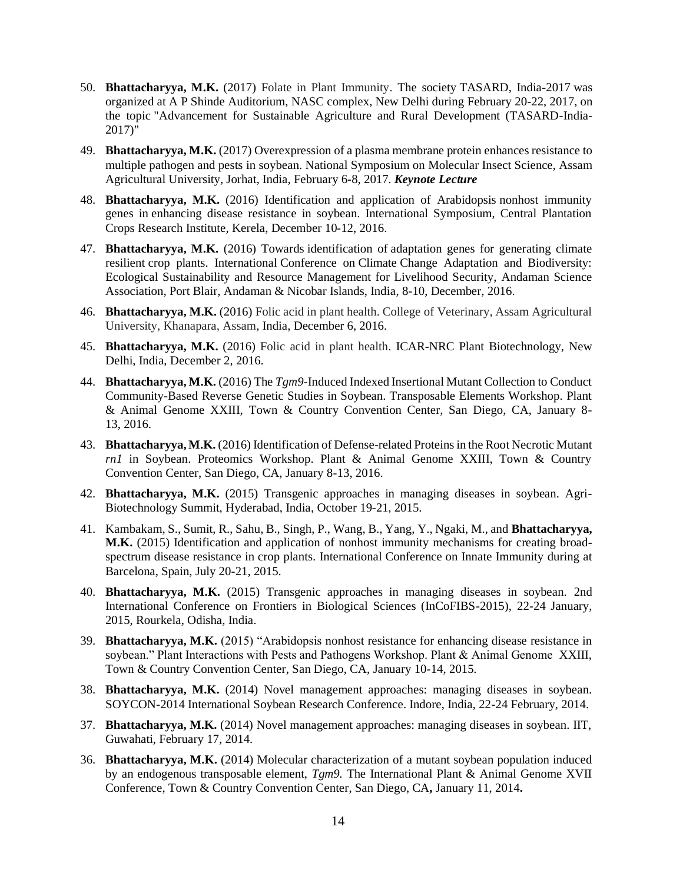50. **Bhattacharyya, M.K.** (2017) Folate in Plant Immunity. The society TASARD, India-2017 was organized at A P Shinde Auditorium, NASC complex, New Delhi during February 20-22, 2017, on the topic "Advancement for Sustainable Agriculture and Rural Development (TASARD-India-2017)"

49. **Bhattacharyya, M.K.** (2017) Overexpression of a plasma membrane protein enhances resistance to multiple pathogen and pests in soybean. National Symposium on Molecular Insect Science, Assam Agricultural University, Jorhat, India, February 6-8, 2017. ***Keynote Lecture***

48. **Bhattacharyya, M.K.** (2016) Identification and application of Arabidopsis nonhost immunity genes in enhancing disease resistance in soybean. International Symposium, Central Plantation Crops Research Institute, Kerela, December 10-12, 2016.

47. **Bhattacharyya, M.K.** (2016) Towards identification of adaptation genes for generating climate resilient crop plants. International Conference on Climate Change Adaptation and Biodiversity: Ecological Sustainability and Resource Management for Livelihood Security, Andaman Science Association, Port Blair, Andaman & Nicobar Islands, India, 8-10, December, 2016.

46. **Bhattacharyya, M.K.** (2016) Folic acid in plant health. College of Veterinary, Assam Agricultural University, Khanapara, Assam, India, December 6, 2016.

45. **Bhattacharyya, M.K.** (2016) Folic acid in plant health. ICAR-NRC Plant Biotechnology, New Delhi, India, December 2, 2016.

44. **Bhattacharyya, M.K.** (2016) The *Tgm9*-Induced Indexed Insertional Mutant Collection to Conduct Community-Based Reverse Genetic Studies in Soybean. Transposable Elements Workshop. Plant & Animal Genome XXIII, Town & Country Convention Center, San Diego, CA, January 8-13, 2016.

43. **Bhattacharyya, M.K.** (2016) Identification of Defense-related Proteins in the Root Necrotic Mutant *rn1* in Soybean. Proteomics Workshop. Plant & Animal Genome XXIII, Town & Country Convention Center, San Diego, CA, January 8-13, 2016.

42. **Bhattacharyya, M.K.** (2015) Transgenic approaches in managing diseases in soybean. Agri-Biotechnology Summit, Hyderabad, India, October 19-21, 2015.

41. Kambakam, S., Sumit, R., Sahu, B., Singh, P., Wang, B., Yang, Y., Ngaki, M., and **Bhattacharyya, M.K.** (2015) Identification and application of nonhost immunity mechanisms for creating broad-spectrum disease resistance in crop plants. International Conference on Innate Immunity during at Barcelona, Spain, July 20-21, 2015.

40. **Bhattacharyya, M.K.** (2015) Transgenic approaches in managing diseases in soybean. 2nd International Conference on Frontiers in Biological Sciences (InCoFIBS-2015), 22-24 January, 2015, Rourkela, Odisha, India.

39. **Bhattacharyya, M.K.** (2015) "Arabidopsis nonhost resistance for enhancing disease resistance in soybean." Plant Interactions with Pests and Pathogens Workshop. Plant & Animal Genome XXIII, Town & Country Convention Center, San Diego, CA, January 10-14, 2015.

38. **Bhattacharyya, M.K.** (2014) Novel management approaches: managing diseases in soybean. SOYCON-2014 International Soybean Research Conference. Indore, India, 22-24 February, 2014.

37. **Bhattacharyya, M.K.** (2014) Novel management approaches: managing diseases in soybean. IIT, Guwahati, February 17, 2014.

36. **Bhattacharyya, M.K.** (2014) Molecular characterization of a mutant soybean population induced by an endogenous transposable element, *Tgm9.* The International Plant & Animal Genome XVII Conference, Town & Country Convention Center, San Diego, CA**,** January 11, 2014**.**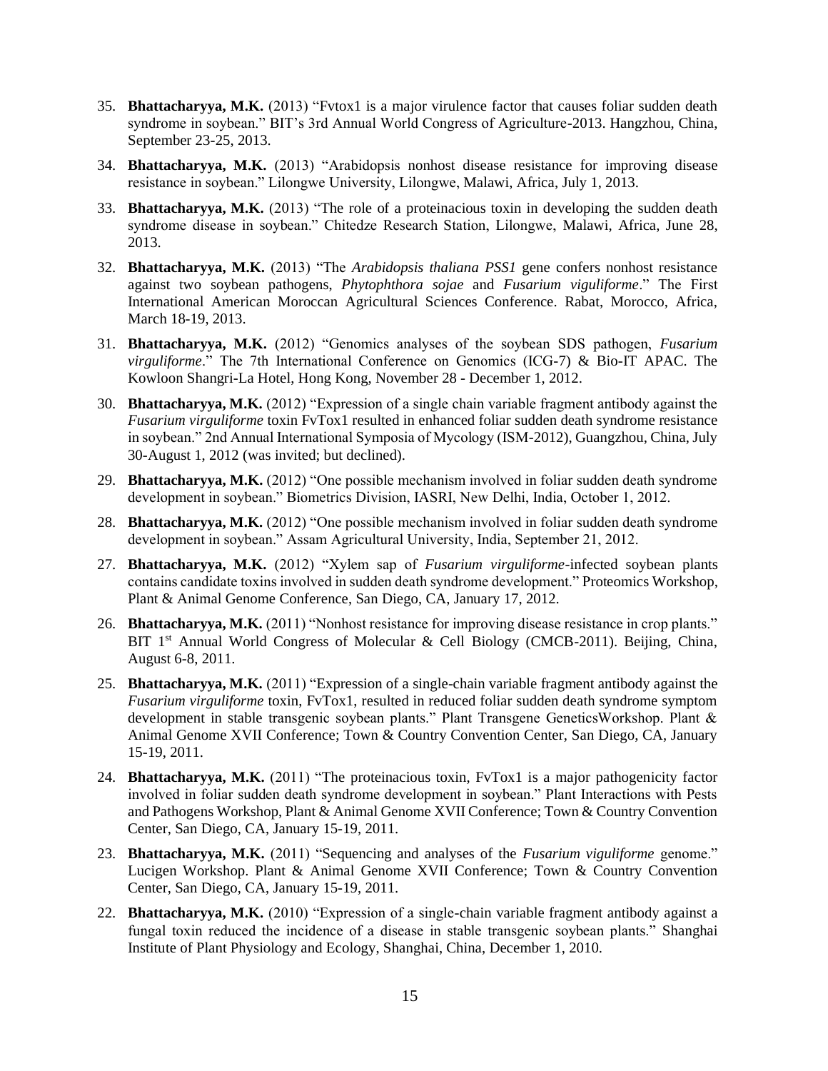35. **Bhattacharyya, M.K.** (2013) "Fvtox1 is a major virulence factor that causes foliar sudden death syndrome in soybean." BIT's 3rd Annual World Congress of Agriculture-2013. Hangzhou, China, September 23-25, 2013.

34. **Bhattacharyya, M.K.** (2013) "Arabidopsis nonhost disease resistance for improving disease resistance in soybean." Lilongwe University, Lilongwe, Malawi, Africa, July 1, 2013.

33. **Bhattacharyya, M.K.** (2013) "The role of a proteinacious toxin in developing the sudden death syndrome disease in soybean." Chitedze Research Station, Lilongwe, Malawi, Africa, June 28, 2013.

32. **Bhattacharyya, M.K.** (2013) "The *Arabidopsis thaliana PSS1* gene confers nonhost resistance against two soybean pathogens, *Phytophthora sojae* and *Fusarium viguliforme*." The First International American Moroccan Agricultural Sciences Conference. Rabat, Morocco, Africa, March 18-19, 2013.

31. **Bhattacharyya, M.K.** (2012) "Genomics analyses of the soybean SDS pathogen, *Fusarium virguliforme*." The 7th International Conference on Genomics (ICG-7) & Bio-IT APAC. The Kowloon Shangri-La Hotel, Hong Kong, November 28 - December 1, 2012.

30. **Bhattacharyya, M.K.** (2012) "Expression of a single chain variable fragment antibody against the *Fusarium virguliforme* toxin FvTox1 resulted in enhanced foliar sudden death syndrome resistance in soybean." 2nd Annual International Symposia of Mycology (ISM-2012), Guangzhou, China, July 30-August 1, 2012 (was invited; but declined).

29. **Bhattacharyya, M.K.** (2012) "One possible mechanism involved in foliar sudden death syndrome development in soybean." Biometrics Division, IASRI, New Delhi, India, October 1, 2012.

28. **Bhattacharyya, M.K.** (2012) "One possible mechanism involved in foliar sudden death syndrome development in soybean." Assam Agricultural University, India, September 21, 2012.

27. **Bhattacharyya, M.K.** (2012) "Xylem sap of *Fusarium virguliforme*-infected soybean plants contains candidate toxins involved in sudden death syndrome development." Proteomics Workshop, Plant & Animal Genome Conference, San Diego, CA, January 17, 2012.

26. **Bhattacharyya, M.K.** (2011) "Nonhost resistance for improving disease resistance in crop plants." BIT 1st Annual World Congress of Molecular & Cell Biology (CMCB-2011). Beijing, China, August 6-8, 2011.

25. **Bhattacharyya, M.K.** (2011) "Expression of a single-chain variable fragment antibody against the *Fusarium virguliforme* toxin, FvTox1, resulted in reduced foliar sudden death syndrome symptom development in stable transgenic soybean plants." Plant Transgene GeneticsWorkshop. Plant & Animal Genome XVII Conference; Town & Country Convention Center, San Diego, CA, January 15-19, 2011.

24. **Bhattacharyya, M.K.** (2011) "The proteinacious toxin, FvTox1 is a major pathogenicity factor involved in foliar sudden death syndrome development in soybean." Plant Interactions with Pests and Pathogens Workshop, Plant & Animal Genome XVII Conference; Town & Country Convention Center, San Diego, CA, January 15-19, 2011.

23. **Bhattacharyya, M.K.** (2011) "Sequencing and analyses of the *Fusarium viguliforme* genome." Lucigen Workshop. Plant & Animal Genome XVII Conference; Town & Country Convention Center, San Diego, CA, January 15-19, 2011.

22. **Bhattacharyya, M.K.** (2010) "Expression of a single-chain variable fragment antibody against a fungal toxin reduced the incidence of a disease in stable transgenic soybean plants." Shanghai Institute of Plant Physiology and Ecology, Shanghai, China, December 1, 2010.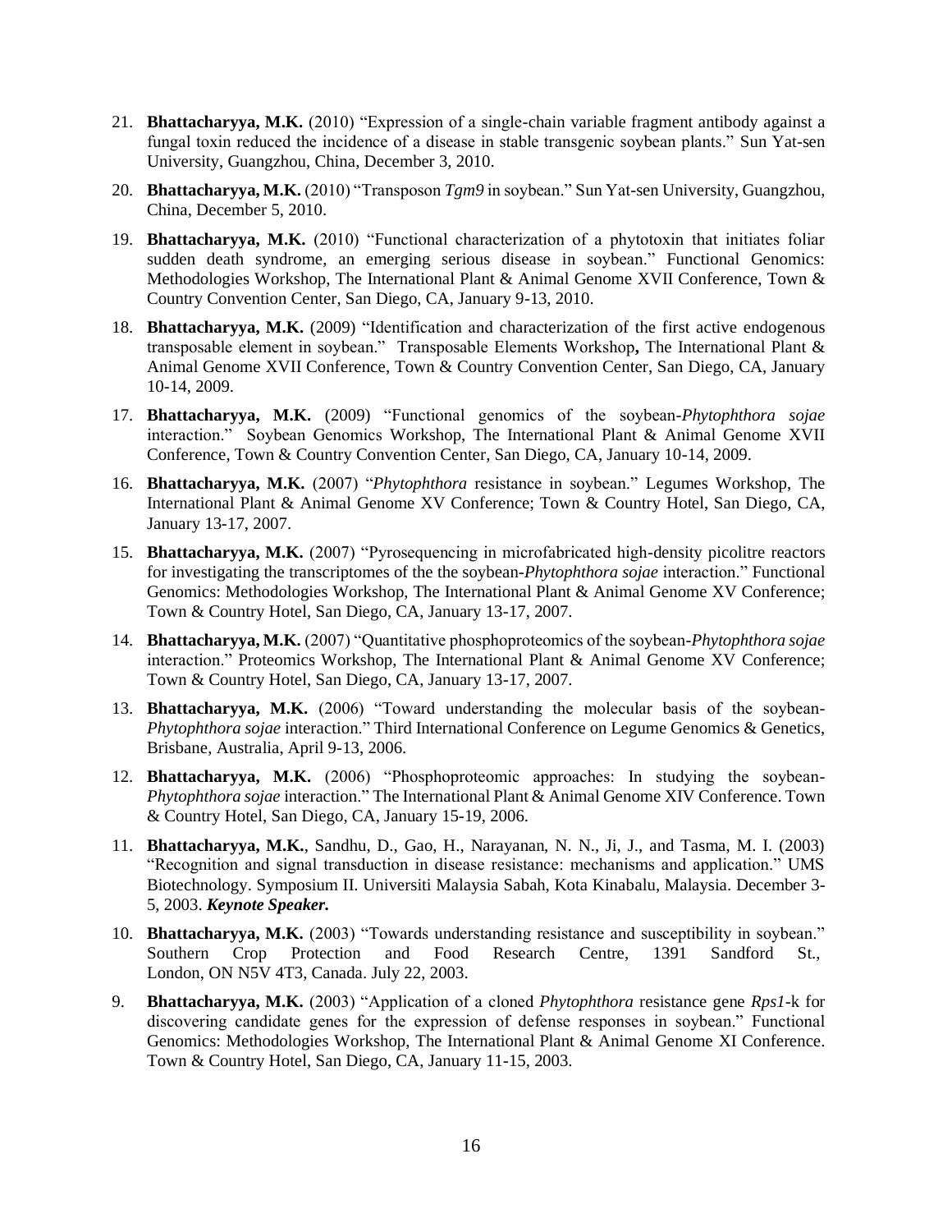21. **Bhattacharyya, M.K.** (2010) "Expression of a single-chain variable fragment antibody against a fungal toxin reduced the incidence of a disease in stable transgenic soybean plants." Sun Yat-sen University, Guangzhou, China, December 3, 2010.

20. **Bhattacharyya, M.K.** (2010) "Transposon *Tgm9* in soybean." Sun Yat-sen University, Guangzhou, China, December 5, 2010.

19. **Bhattacharyya, M.K.** (2010) "Functional characterization of a phytotoxin that initiates foliar sudden death syndrome, an emerging serious disease in soybean." Functional Genomics: Methodologies Workshop, The International Plant & Animal Genome XVII Conference, Town & Country Convention Center, San Diego, CA, January 9-13, 2010.

18. **Bhattacharyya, M.K.** (2009) "Identification and characterization of the first active endogenous transposable element in soybean." Transposable Elements Workshop**,** The International Plant & Animal Genome XVII Conference, Town & Country Convention Center, San Diego, CA, January 10-14, 2009.

17. **Bhattacharyya, M.K.** (2009) "Functional genomics of the soybean-*Phytophthora sojae* interaction." Soybean Genomics Workshop, The International Plant & Animal Genome XVII Conference, Town & Country Convention Center, San Diego, CA, January 10-14, 2009.

16. **Bhattacharyya, M.K.** (2007) "*Phytophthora* resistance in soybean." Legumes Workshop, The International Plant & Animal Genome XV Conference; Town & Country Hotel, San Diego, CA, January 13-17, 2007.

15. **Bhattacharyya, M.K.** (2007) "Pyrosequencing in microfabricated high-density picolitre reactors for investigating the transcriptomes of the the soybean-*Phytophthora sojae* interaction." Functional Genomics: Methodologies Workshop, The International Plant & Animal Genome XV Conference; Town & Country Hotel, San Diego, CA, January 13-17, 2007.

14. **Bhattacharyya, M.K.** (2007) "Quantitative phosphoproteomics of the soybean-*Phytophthora sojae* interaction." Proteomics Workshop, The International Plant & Animal Genome XV Conference; Town & Country Hotel, San Diego, CA, January 13-17, 2007.

13. **Bhattacharyya, M.K.** (2006) "Toward understanding the molecular basis of the soybean-*Phytophthora sojae* interaction." Third International Conference on Legume Genomics & Genetics, Brisbane, Australia, April 9-13, 2006.

12. **Bhattacharyya, M.K.** (2006) "Phosphoproteomic approaches: In studying the soybean-*Phytophthora sojae* interaction." The International Plant & Animal Genome XIV Conference. Town & Country Hotel, San Diego, CA, January 15-19, 2006.

11. **Bhattacharyya, M.K.**, Sandhu, D., Gao, H., Narayanan, N. N., Ji, J., and Tasma, M. I. (2003) "Recognition and signal transduction in disease resistance: mechanisms and application." UMS Biotechnology. Symposium II. Universiti Malaysia Sabah, Kota Kinabalu, Malaysia. December 3-5, 2003. ***Keynote Speaker.***

10. **Bhattacharyya, M.K.** (2003) "Towards understanding resistance and susceptibility in soybean." Southern Crop Protection and Food Research Centre, 1391 Sandford St., London, ON N5V 4T3, Canada. July 22, 2003.

9. **Bhattacharyya, M.K.** (2003) "Application of a cloned *Phytophthora* resistance gene *Rps1*-k for discovering candidate genes for the expression of defense responses in soybean." Functional Genomics: Methodologies Workshop, The International Plant & Animal Genome XI Conference. Town & Country Hotel, San Diego, CA, January 11-15, 2003.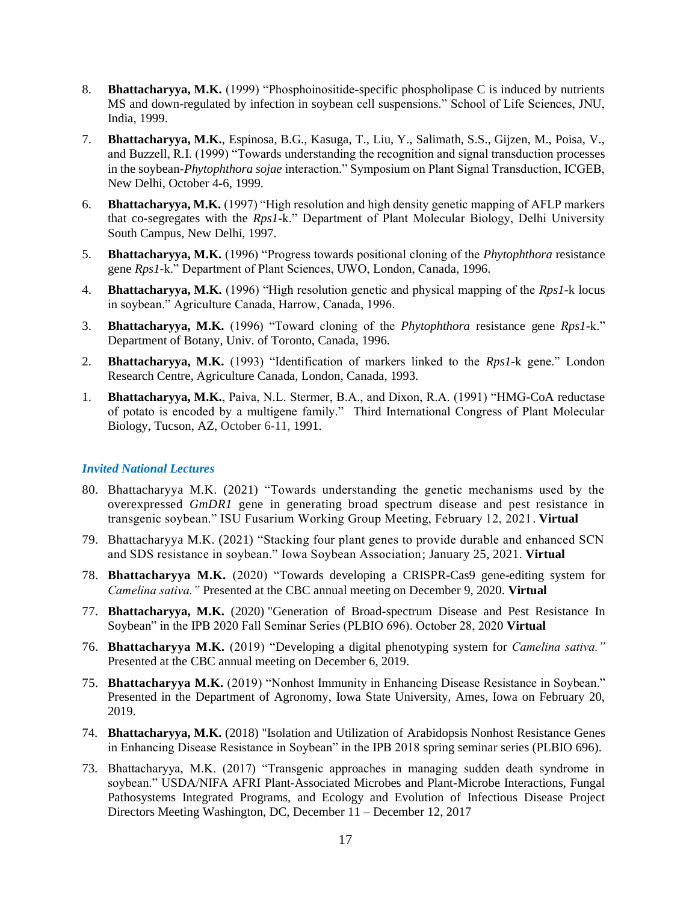8. **Bhattacharyya, M.K.** (1999) "Phosphoinositide-specific phospholipase C is induced by nutrients MS and down-regulated by infection in soybean cell suspensions." School of Life Sciences, JNU, India, 1999.

7. **Bhattacharyya, M.K.**, Espinosa, B.G., Kasuga, T., Liu, Y., Salimath, S.S., Gijzen, M., Poisa, V., and Buzzell, R.I. (1999) "Towards understanding the recognition and signal transduction processes in the soybean-*Phytophthora sojae* interaction." Symposium on Plant Signal Transduction, ICGEB, New Delhi, October 4-6, 1999.

6. **Bhattacharyya, M.K.** (1997) "High resolution and high density genetic mapping of AFLP markers that co-segregates with the *Rps1*-k." Department of Plant Molecular Biology, Delhi University South Campus, New Delhi, 1997.

5. **Bhattacharyya, M.K.** (1996) "Progress towards positional cloning of the *Phytophthora* resistance gene *Rps1*-k." Department of Plant Sciences, UWO, London, Canada, 1996.

4. **Bhattacharyya, M.K.** (1996) "High resolution genetic and physical mapping of the *Rps1*-k locus in soybean." Agriculture Canada, Harrow, Canada, 1996.

3. **Bhattacharyya, M.K.** (1996) "Toward cloning of the *Phytophthora* resistance gene *Rps1*-k." Department of Botany, Univ. of Toronto, Canada, 1996.

2. **Bhattacharyya, M.K.** (1993) "Identification of markers linked to the *Rps1*-k gene." London Research Centre, Agriculture Canada, London, Canada, 1993.

1. **Bhattacharyya, M.K.**, Paiva, N.L. Stermer, B.A., and Dixon, R.A. (1991) "HMG-CoA reductase of potato is encoded by a multigene family." Third International Congress of Plant Molecular Biology, Tucson, AZ, October 6-11, 1991.

### *Invited National Lectures*

80. Bhattacharyya M.K. (2021) "Towards understanding the genetic mechanisms used by the overexpressed *GmDR1* gene in generating broad spectrum disease and pest resistance in transgenic soybean." ISU Fusarium Working Group Meeting, February 12, 2021. **Virtual**

79. Bhattacharyya M.K. (2021) "Stacking four plant genes to provide durable and enhanced SCN and SDS resistance in soybean." Iowa Soybean Association; January 25, 2021. **Virtual**

78. **Bhattacharyya M.K.** (2020) "Towards developing a CRISPR-Cas9 gene-editing system for *Camelina sativa."* Presented at the CBC annual meeting on December 9, 2020. **Virtual**

77. **Bhattacharyya, M.K.** (2020) "Generation of Broad-spectrum Disease and Pest Resistance In Soybean" in the IPB 2020 Fall Seminar Series (PLBIO 696). October 28, 2020 **Virtual**

76. **Bhattacharyya M.K.** (2019) "Developing a digital phenotyping system for *Camelina sativa."* Presented at the CBC annual meeting on December 6, 2019.

75. **Bhattacharyya M.K.** (2019) "Nonhost Immunity in Enhancing Disease Resistance in Soybean." Presented in the Department of Agronomy, Iowa State University, Ames, Iowa on February 20, 2019.

74. **Bhattacharyya, M.K.** (2018) "Isolation and Utilization of Arabidopsis Nonhost Resistance Genes in Enhancing Disease Resistance in Soybean" in the IPB 2018 spring seminar series (PLBIO 696).

73. Bhattacharyya, M.K. (2017) "Transgenic approaches in managing sudden death syndrome in soybean." USDA/NIFA AFRI Plant-Associated Microbes and Plant-Microbe Interactions, Fungal Pathosystems Integrated Programs, and Ecology and Evolution of Infectious Disease Project Directors Meeting Washington, DC, December 11 – December 12, 2017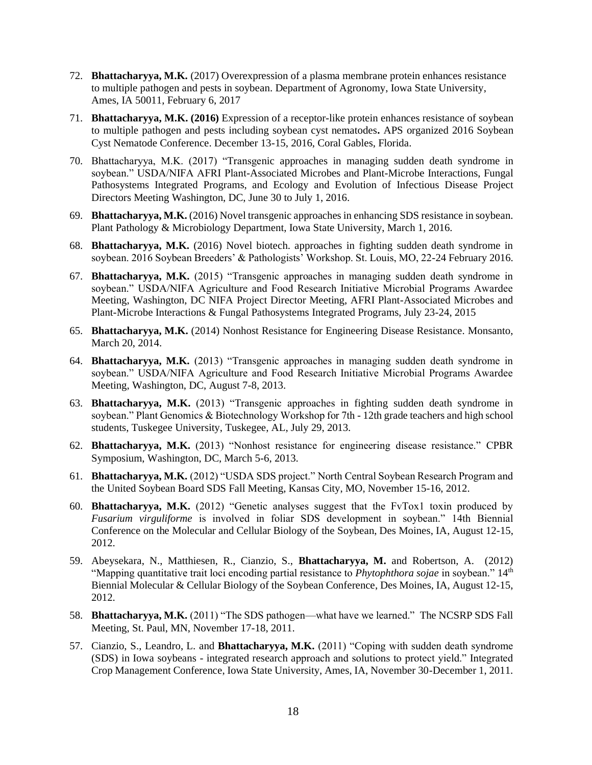72. **Bhattacharyya, M.K.** (2017) Overexpression of a plasma membrane protein enhances resistance to multiple pathogen and pests in soybean. Department of Agronomy, Iowa State University, Ames, IA 50011, February 6, 2017

71. **Bhattacharyya, M.K. (2016)** Expression of a receptor-like protein enhances resistance of soybean to multiple pathogen and pests including soybean cyst nematodes**.** APS organized 2016 Soybean Cyst Nematode Conference. December 13-15, 2016, Coral Gables, Florida.

70. Bhattacharyya, M.K. (2017) "Transgenic approaches in managing sudden death syndrome in soybean." USDA/NIFA AFRI Plant-Associated Microbes and Plant-Microbe Interactions, Fungal Pathosystems Integrated Programs, and Ecology and Evolution of Infectious Disease Project Directors Meeting Washington, DC, June 30 to July 1, 2016.

69. **Bhattacharyya, M.K.** (2016) Novel transgenic approaches in enhancing SDS resistance in soybean. Plant Pathology & Microbiology Department, Iowa State University, March 1, 2016.

68. **Bhattacharyya, M.K.** (2016) Novel biotech. approaches in fighting sudden death syndrome in soybean. 2016 Soybean Breeders' & Pathologists' Workshop. St. Louis, MO, 22-24 February 2016.

67. **Bhattacharyya, M.K.** (2015) "Transgenic approaches in managing sudden death syndrome in soybean." USDA/NIFA Agriculture and Food Research Initiative Microbial Programs Awardee Meeting, Washington, DC NIFA Project Director Meeting, AFRI Plant-Associated Microbes and Plant-Microbe Interactions & Fungal Pathosystems Integrated Programs, July 23-24, 2015

65. **Bhattacharyya, M.K.** (2014) Nonhost Resistance for Engineering Disease Resistance. Monsanto, March 20, 2014.

64. **Bhattacharyya, M.K.** (2013) "Transgenic approaches in managing sudden death syndrome in soybean." USDA/NIFA Agriculture and Food Research Initiative Microbial Programs Awardee Meeting, Washington, DC, August 7-8, 2013.

63. **Bhattacharyya, M.K.** (2013) "Transgenic approaches in fighting sudden death syndrome in soybean." Plant Genomics & Biotechnology Workshop for 7th - 12th grade teachers and high school students, Tuskegee University, Tuskegee, AL, July 29, 2013.

62. **Bhattacharyya, M.K.** (2013) "Nonhost resistance for engineering disease resistance." CPBR Symposium, Washington, DC, March 5-6, 2013.

61. **Bhattacharyya, M.K.** (2012) "USDA SDS project." North Central Soybean Research Program and the United Soybean Board SDS Fall Meeting, Kansas City, MO, November 15-16, 2012.

60. **Bhattacharyya, M.K.** (2012) "Genetic analyses suggest that the FvTox1 toxin produced by *Fusarium virguliforme* is involved in foliar SDS development in soybean." 14th Biennial Conference on the Molecular and Cellular Biology of the Soybean, Des Moines, IA, August 12-15, 2012.

59. Abeysekara, N., Matthiesen, R., Cianzio, S., **Bhattacharyya, M.** and Robertson, A. (2012) "Mapping quantitative trait loci encoding partial resistance to *Phytophthora sojae* in soybean." 14th Biennial Molecular & Cellular Biology of the Soybean Conference, Des Moines, IA, August 12-15, 2012.

58. **Bhattacharyya, M.K.** (2011) "The SDS pathogen—what have we learned." The NCSRP SDS Fall Meeting, St. Paul, MN, November 17-18, 2011.

57. Cianzio, S., Leandro, L. and **Bhattacharyya, M.K.** (2011) "Coping with sudden death syndrome (SDS) in Iowa soybeans - integrated research approach and solutions to protect yield." Integrated Crop Management Conference, Iowa State University, Ames, IA, November 30-December 1, 2011.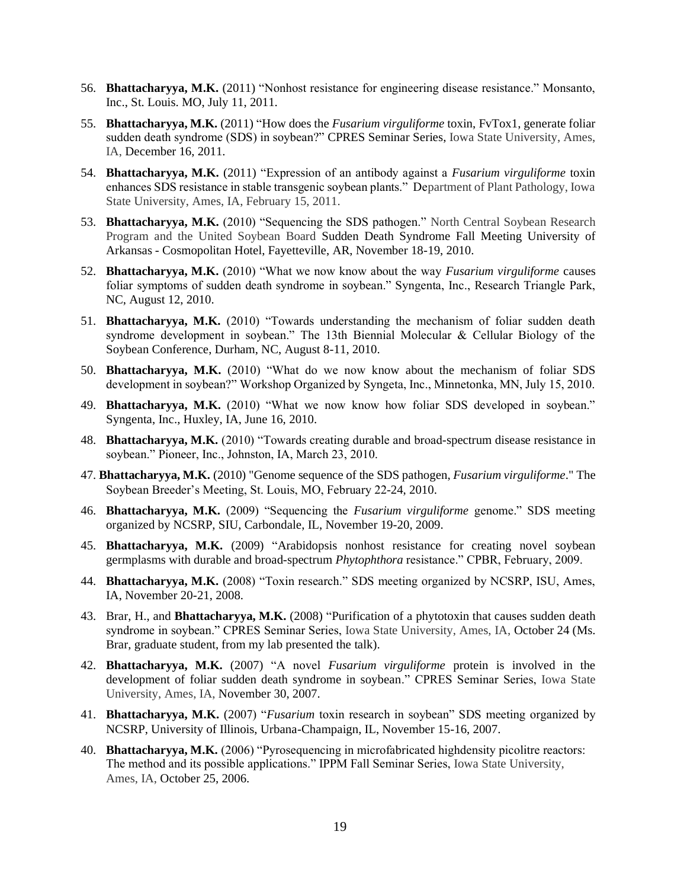56. **Bhattacharyya, M.K.** (2011) "Nonhost resistance for engineering disease resistance." Monsanto, Inc., St. Louis. MO, July 11, 2011.

55. **Bhattacharyya, M.K.** (2011) "How does the *Fusarium virguliforme* toxin, FvTox1, generate foliar sudden death syndrome (SDS) in soybean?" CPRES Seminar Series, Iowa State University, Ames, IA, December 16, 2011.

54. **Bhattacharyya, M.K.** (2011) "Expression of an antibody against a *Fusarium virguliforme* toxin enhances SDS resistance in stable transgenic soybean plants." Department of Plant Pathology, Iowa State University, Ames, IA, February 15, 2011.

53. **Bhattacharyya, M.K.** (2010) "Sequencing the SDS pathogen." North Central Soybean Research Program and the United Soybean Board Sudden Death Syndrome Fall Meeting University of Arkansas - Cosmopolitan Hotel, Fayetteville, AR, November 18-19, 2010.

52. **Bhattacharyya, M.K.** (2010) "What we now know about the way *Fusarium virguliforme* causes foliar symptoms of sudden death syndrome in soybean." Syngenta, Inc., Research Triangle Park, NC, August 12, 2010.

51. **Bhattacharyya, M.K.** (2010) "Towards understanding the mechanism of foliar sudden death syndrome development in soybean." The 13th Biennial Molecular & Cellular Biology of the Soybean Conference, Durham, NC, August 8-11, 2010.

50. **Bhattacharyya, M.K.** (2010) "What do we now know about the mechanism of foliar SDS development in soybean?" Workshop Organized by Syngeta, Inc., Minnetonka, MN, July 15, 2010.

49. **Bhattacharyya, M.K.** (2010) "What we now know how foliar SDS developed in soybean." Syngenta, Inc., Huxley, IA, June 16, 2010.

48. **Bhattacharyya, M.K.** (2010) "Towards creating durable and broad-spectrum disease resistance in soybean." Pioneer, Inc., Johnston, IA, March 23, 2010.

47. **Bhattacharyya, M.K.** (2010) "Genome sequence of the SDS pathogen, *Fusarium virguliforme*." The Soybean Breeder's Meeting, St. Louis, MO, February 22-24, 2010.

46. **Bhattacharyya, M.K.** (2009) "Sequencing the *Fusarium virguliforme* genome." SDS meeting organized by NCSRP, SIU, Carbondale, IL, November 19-20, 2009.

45. **Bhattacharyya, M.K.** (2009) "Arabidopsis nonhost resistance for creating novel soybean germplasms with durable and broad-spectrum *Phytophthora* resistance." CPBR, February, 2009.

44. **Bhattacharyya, M.K.** (2008) "Toxin research." SDS meeting organized by NCSRP, ISU, Ames, IA, November 20-21, 2008.

43. Brar, H., and **Bhattacharyya, M.K.** (2008) "Purification of a phytotoxin that causes sudden death syndrome in soybean." CPRES Seminar Series, Iowa State University, Ames, IA, October 24 (Ms. Brar, graduate student, from my lab presented the talk).

42. **Bhattacharyya, M.K.** (2007) "A novel *Fusarium virguliforme* protein is involved in the development of foliar sudden death syndrome in soybean." CPRES Seminar Series, Iowa State University, Ames, IA, November 30, 2007.

41. **Bhattacharyya, M.K.** (2007) "*Fusarium* toxin research in soybean" SDS meeting organized by NCSRP, University of Illinois, Urbana-Champaign, IL, November 15-16, 2007.

40. **Bhattacharyya, M.K.** (2006) "Pyrosequencing in microfabricated highdensity picolitre reactors: The method and its possible applications." IPPM Fall Seminar Series, Iowa State University, Ames, IA, October 25, 2006.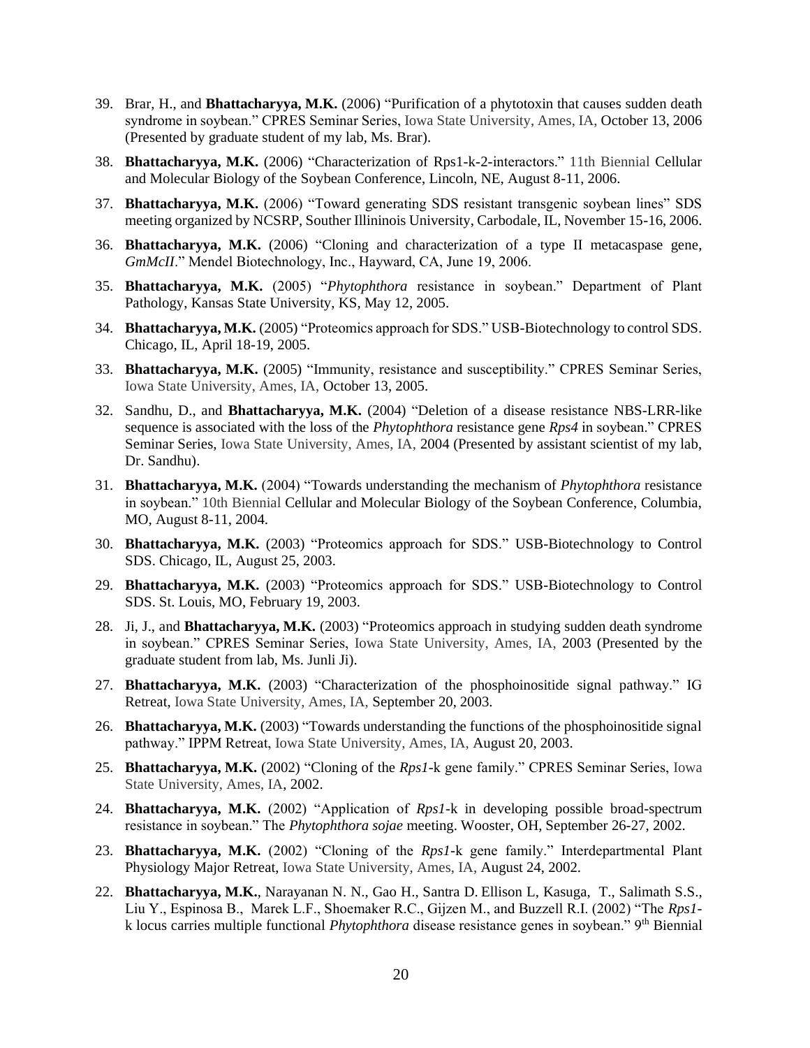39. Brar, H., and **Bhattacharyya, M.K.** (2006) "Purification of a phytotoxin that causes sudden death syndrome in soybean." CPRES Seminar Series, Iowa State University, Ames, IA, October 13, 2006 (Presented by graduate student of my lab, Ms. Brar).

38. **Bhattacharyya, M.K.** (2006) "Characterization of Rps1-k-2-interactors." 11th Biennial Cellular and Molecular Biology of the Soybean Conference, Lincoln, NE, August 8-11, 2006.

37. **Bhattacharyya, M.K.** (2006) "Toward generating SDS resistant transgenic soybean lines" SDS meeting organized by NCSRP, Souther Illininois University, Carbodale, IL, November 15-16, 2006.

36. **Bhattacharyya, M.K.** (2006) "Cloning and characterization of a type II metacaspase gene, *GmMcII*." Mendel Biotechnology, Inc., Hayward, CA, June 19, 2006.

35. **Bhattacharyya, M.K.** (2005) "*Phytophthora* resistance in soybean." Department of Plant Pathology, Kansas State University, KS, May 12, 2005.

34. **Bhattacharyya, M.K.** (2005) "Proteomics approach for SDS." USB-Biotechnology to control SDS. Chicago, IL, April 18-19, 2005.

33. **Bhattacharyya, M.K.** (2005) "Immunity, resistance and susceptibility." CPRES Seminar Series, Iowa State University, Ames, IA, October 13, 2005.

32. Sandhu, D., and **Bhattacharyya, M.K.** (2004) "Deletion of a disease resistance NBS-LRR-like sequence is associated with the loss of the *Phytophthora* resistance gene *Rps4* in soybean." CPRES Seminar Series, Iowa State University, Ames, IA, 2004 (Presented by assistant scientist of my lab, Dr. Sandhu).

31. **Bhattacharyya, M.K.** (2004) "Towards understanding the mechanism of *Phytophthora* resistance in soybean." 10th Biennial Cellular and Molecular Biology of the Soybean Conference, Columbia, MO, August 8-11, 2004.

30. **Bhattacharyya, M.K.** (2003) "Proteomics approach for SDS." USB-Biotechnology to Control SDS. Chicago, IL, August 25, 2003.

29. **Bhattacharyya, M.K.** (2003) "Proteomics approach for SDS." USB-Biotechnology to Control SDS. St. Louis, MO, February 19, 2003.

28. Ji, J., and **Bhattacharyya, M.K.** (2003) "Proteomics approach in studying sudden death syndrome in soybean." CPRES Seminar Series, Iowa State University, Ames, IA, 2003 (Presented by the graduate student from lab, Ms. Junli Ji).

27. **Bhattacharyya, M.K.** (2003) "Characterization of the phosphoinositide signal pathway." IG Retreat, Iowa State University, Ames, IA, September 20, 2003.

26. **Bhattacharyya, M.K.** (2003) "Towards understanding the functions of the phosphoinositide signal pathway." IPPM Retreat, Iowa State University, Ames, IA, August 20, 2003.

25. **Bhattacharyya, M.K.** (2002) "Cloning of the *Rps1*-k gene family." CPRES Seminar Series, Iowa State University, Ames, IA, 2002.

24. **Bhattacharyya, M.K.** (2002) "Application of *Rps1*-k in developing possible broad-spectrum resistance in soybean." The *Phytophthora sojae* meeting. Wooster, OH, September 26-27, 2002.

23. **Bhattacharyya, M.K.** (2002) "Cloning of the *Rps1*-k gene family." Interdepartmental Plant Physiology Major Retreat, Iowa State University, Ames, IA, August 24, 2002.

22. **Bhattacharyya, M.K.**, Narayanan N. N., Gao H., Santra D. Ellison L, Kasuga, T., Salimath S.S., Liu Y., Espinosa B., Marek L.F., Shoemaker R.C., Gijzen M., and Buzzell R.I. (2002) "The *Rps1*-k locus carries multiple functional *Phytophthora* disease resistance genes in soybean." 9th Biennial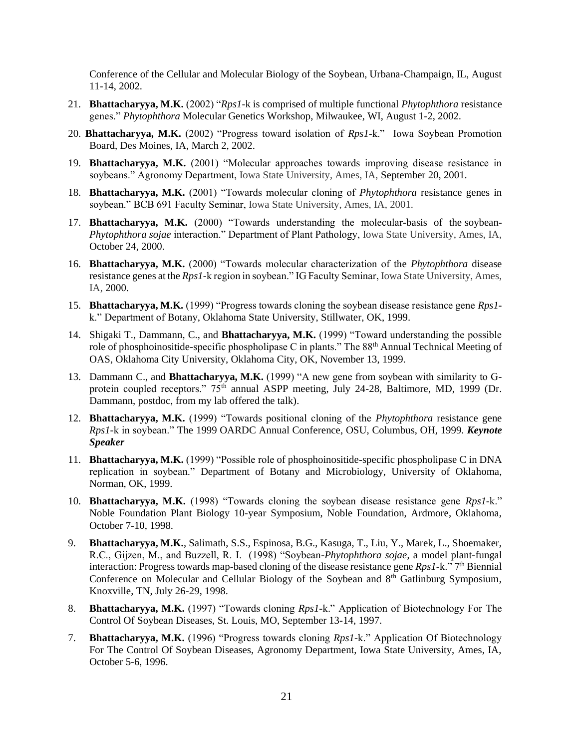Conference of the Cellular and Molecular Biology of the Soybean, Urbana-Champaign, IL, August 11-14, 2002.

21. **Bhattacharyya, M.K.** (2002) "*Rps1*-k is comprised of multiple functional *Phytophthora* resistance genes." *Phytophthora* Molecular Genetics Workshop, Milwaukee, WI, August 1-2, 2002.

20. **Bhattacharyya, M.K.** (2002) "Progress toward isolation of *Rps1*-k." Iowa Soybean Promotion Board, Des Moines, IA, March 2, 2002.

19. **Bhattacharyya, M.K.** (2001) "Molecular approaches towards improving disease resistance in soybeans." Agronomy Department, Iowa State University, Ames, IA, September 20, 2001.

18. **Bhattacharyya, M.K.** (2001) "Towards molecular cloning of *Phytophthora* resistance genes in soybean." BCB 691 Faculty Seminar, Iowa State University, Ames, IA, 2001.

17. **Bhattacharyya, M.K.** (2000) "Towards understanding the molecular-basis of the soybean-*Phytophthora sojae* interaction." Department of Plant Pathology, Iowa State University, Ames, IA, October 24, 2000.

16. **Bhattacharyya, M.K.** (2000) "Towards molecular characterization of the *Phytophthora* disease resistance genes at the *Rps1*-k region in soybean." IG Faculty Seminar, Iowa State University, Ames, IA, 2000.

15. **Bhattacharyya, M.K.** (1999) "Progress towards cloning the soybean disease resistance gene *Rps1*-k." Department of Botany, Oklahoma State University, Stillwater, OK, 1999.

14. Shigaki T., Dammann, C., and **Bhattacharyya, M.K.** (1999) "Toward understanding the possible role of phosphoinositide-specific phospholipase C in plants." The 88th Annual Technical Meeting of OAS, Oklahoma City University, Oklahoma City, OK, November 13, 1999.

13. Dammann C., and **Bhattacharyya, M.K.** (1999) "A new gene from soybean with similarity to G-protein coupled receptors." 75th annual ASPP meeting, July 24-28, Baltimore, MD, 1999 (Dr. Dammann, postdoc, from my lab offered the talk).

12. **Bhattacharyya, M.K.** (1999) "Towards positional cloning of the *Phytophthora* resistance gene *Rps1*-k in soybean." The 1999 OARDC Annual Conference, OSU, Columbus, OH, 1999. ***Keynote Speaker***

11. **Bhattacharyya, M.K.** (1999) "Possible role of phosphoinositide-specific phospholipase C in DNA replication in soybean." Department of Botany and Microbiology, University of Oklahoma, Norman, OK, 1999.

10. **Bhattacharyya, M.K.** (1998) "Towards cloning the soybean disease resistance gene *Rps1*-k." Noble Foundation Plant Biology 10-year Symposium, Noble Foundation, Ardmore, Oklahoma, October 7-10, 1998.

9. **Bhattacharyya, M.K.**, Salimath, S.S., Espinosa, B.G., Kasuga, T., Liu, Y., Marek, L., Shoemaker, R.C., Gijzen, M., and Buzzell, R. I. (1998) "Soybean-*Phytophthora sojae*, a model plant-fungal interaction: Progress towards map-based cloning of the disease resistance gene *Rps1*-k." 7th Biennial Conference on Molecular and Cellular Biology of the Soybean and 8th Gatlinburg Symposium, Knoxville, TN, July 26-29, 1998.

8. **Bhattacharyya, M.K.** (1997) "Towards cloning *Rps1*-k." Application of Biotechnology For The Control Of Soybean Diseases, St. Louis, MO, September 13-14, 1997.

7. **Bhattacharyya, M.K.** (1996) "Progress towards cloning *Rps1*-k." Application Of Biotechnology For The Control Of Soybean Diseases, Agronomy Department, Iowa State University, Ames, IA, October 5-6, 1996.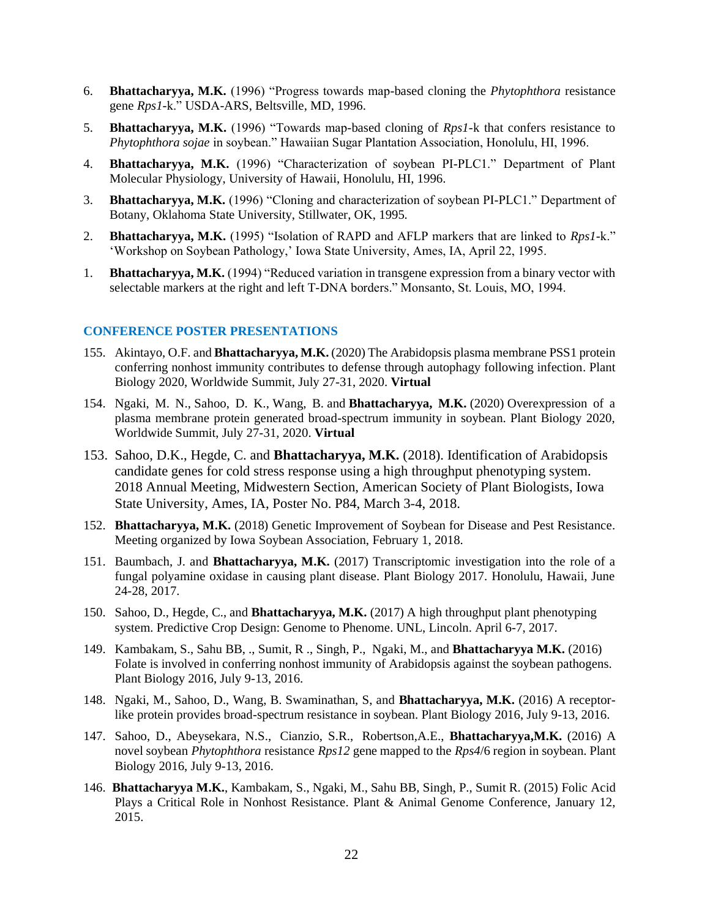6. **Bhattacharyya, M.K.** (1996) "Progress towards map-based cloning the *Phytophthora* resistance gene *Rps1*-k." USDA-ARS, Beltsville, MD, 1996.

5. **Bhattacharyya, M.K.** (1996) "Towards map-based cloning of *Rps1*-k that confers resistance to *Phytophthora sojae* in soybean." Hawaiian Sugar Plantation Association, Honolulu, HI, 1996.

4. **Bhattacharyya, M.K.** (1996) "Characterization of soybean PI-PLC1." Department of Plant Molecular Physiology, University of Hawaii, Honolulu, HI, 1996.

3. **Bhattacharyya, M.K.** (1996) "Cloning and characterization of soybean PI-PLC1." Department of Botany, Oklahoma State University, Stillwater, OK, 1995.

2. **Bhattacharyya, M.K.** (1995) "Isolation of RAPD and AFLP markers that are linked to *Rps1*-k." 'Workshop on Soybean Pathology,' Iowa State University, Ames, IA, April 22, 1995.

1. **Bhattacharyya, M.K.** (1994) "Reduced variation in transgene expression from a binary vector with selectable markers at the right and left T-DNA borders." Monsanto, St. Louis, MO, 1994.

## CONFERENCE POSTER PRESENTATIONS

155. Akintayo, O.F. and **Bhattacharyya, M.K.** (2020) The Arabidopsis plasma membrane PSS1 protein conferring nonhost immunity contributes to defense through autophagy following infection. Plant Biology 2020, Worldwide Summit, July 27-31, 2020. **Virtual**

154. Ngaki, M. N., Sahoo, D. K., Wang, B. and **Bhattacharyya, M.K.** (2020) Overexpression of a plasma membrane protein generated broad-spectrum immunity in soybean. Plant Biology 2020, Worldwide Summit, July 27-31, 2020. **Virtual**

153. Sahoo, D.K., Hegde, C. and **Bhattacharyya, M.K.** (2018). Identification of Arabidopsis candidate genes for cold stress response using a high throughput phenotyping system. 2018 Annual Meeting, Midwestern Section, American Society of Plant Biologists, Iowa State University, Ames, IA, Poster No. P84, March 3-4, 2018.

152. **Bhattacharyya, M.K.** (2018) Genetic Improvement of Soybean for Disease and Pest Resistance. Meeting organized by Iowa Soybean Association, February 1, 2018.

151. Baumbach, J. and **Bhattacharyya, M.K.** (2017) Transcriptomic investigation into the role of a fungal polyamine oxidase in causing plant disease. Plant Biology 2017. Honolulu, Hawaii, June 24-28, 2017.

150. Sahoo, D., Hegde, C., and **Bhattacharyya, M.K.** (2017) A high throughput plant phenotyping system. Predictive Crop Design: Genome to Phenome. UNL, Lincoln. April 6-7, 2017.

149. Kambakam, S., Sahu BB, ., Sumit, R ., Singh, P., Ngaki, M., and **Bhattacharyya M.K.** (2016) Folate is involved in conferring nonhost immunity of Arabidopsis against the soybean pathogens. Plant Biology 2016, July 9-13, 2016.

148. Ngaki, M., Sahoo, D., Wang, B. Swaminathan, S, and **Bhattacharyya, M.K.** (2016) A receptor-like protein provides broad-spectrum resistance in soybean. Plant Biology 2016, July 9-13, 2016.

147. Sahoo, D., Abeysekara, N.S., Cianzio, S.R., Robertson,A.E., **Bhattacharyya,M.K.** (2016) A novel soybean *Phytophthora* resistance *Rps12* gene mapped to the *Rps4*/6 region in soybean. Plant Biology 2016, July 9-13, 2016.

146. **Bhattacharyya M.K.**, Kambakam, S., Ngaki, M., Sahu BB, Singh, P., Sumit R. (2015) Folic Acid Plays a Critical Role in Nonhost Resistance. Plant & Animal Genome Conference, January 12, 2015.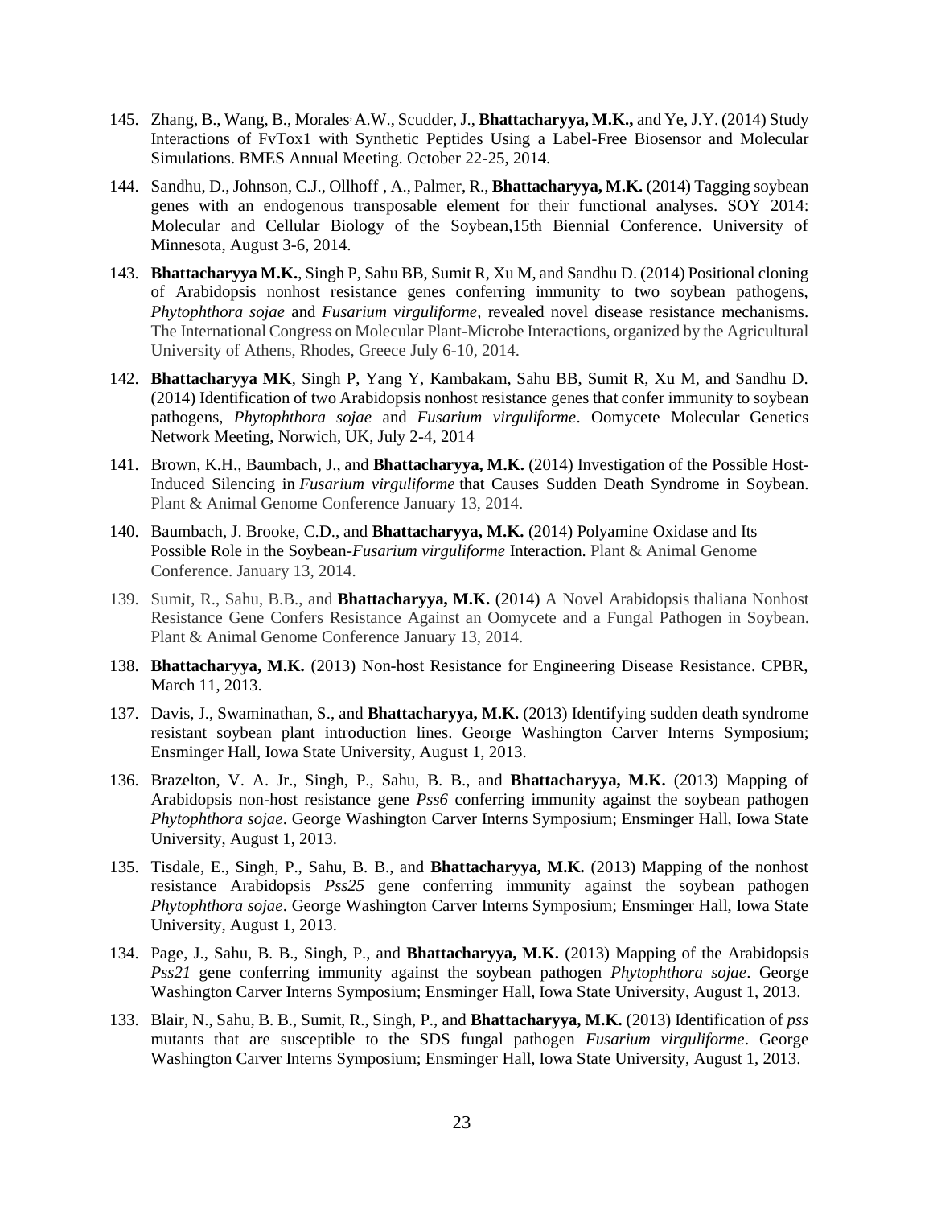145. Zhang, B., Wang, B., Morales, A.W., Scudder, J., **Bhattacharyya, M.K.,** and Ye, J.Y. (2014) Study Interactions of FvTox1 with Synthetic Peptides Using a Label-Free Biosensor and Molecular Simulations. BMES Annual Meeting. October 22-25, 2014.

144. Sandhu, D., Johnson, C.J., Ollhoff , A., Palmer, R., **Bhattacharyya, M.K.** (2014) Tagging soybean genes with an endogenous transposable element for their functional analyses. SOY 2014: Molecular and Cellular Biology of the Soybean,15th Biennial Conference. University of Minnesota, August 3-6, 2014.

143. **Bhattacharyya M.K.**, Singh P, Sahu BB, Sumit R, Xu M, and Sandhu D. (2014) Positional cloning of Arabidopsis nonhost resistance genes conferring immunity to two soybean pathogens, *Phytophthora sojae* and *Fusarium virguliforme,* revealed novel disease resistance mechanisms. The International Congress on Molecular Plant-Microbe Interactions, organized by the Agricultural University of Athens, Rhodes, Greece July 6-10, 2014.

142. **Bhattacharyya MK**, Singh P, Yang Y, Kambakam, Sahu BB, Sumit R, Xu M, and Sandhu D. (2014) Identification of two Arabidopsis nonhost resistance genes that confer immunity to soybean pathogens, *Phytophthora sojae* and *Fusarium virguliforme*. Oomycete Molecular Genetics Network Meeting, Norwich, UK, July 2-4, 2014

141. Brown, K.H., Baumbach, J., and **Bhattacharyya, M.K.** (2014) Investigation of the Possible Host-Induced Silencing in *Fusarium virguliforme* that Causes Sudden Death Syndrome in Soybean. Plant & Animal Genome Conference January 13, 2014.

140. Baumbach, J. Brooke, C.D., and **Bhattacharyya, M.K.** (2014) Polyamine Oxidase and Its Possible Role in the Soybean-*Fusarium virguliforme* Interaction. Plant & Animal Genome Conference. January 13, 2014.

139. Sumit, R., Sahu, B.B., and **Bhattacharyya, M.K.** (2014) A Novel Arabidopsis thaliana Nonhost Resistance Gene Confers Resistance Against an Oomycete and a Fungal Pathogen in Soybean. Plant & Animal Genome Conference January 13, 2014.

138. **Bhattacharyya, M.K.** (2013) Non-host Resistance for Engineering Disease Resistance. CPBR, March 11, 2013.

137. Davis, J., Swaminathan, S., and **Bhattacharyya, M.K.** (2013) Identifying sudden death syndrome resistant soybean plant introduction lines. George Washington Carver Interns Symposium; Ensminger Hall, Iowa State University, August 1, 2013.

136. Brazelton, V. A. Jr., Singh, P., Sahu, B. B., and **Bhattacharyya, M.K.** (2013) Mapping of Arabidopsis non-host resistance gene *Pss6* conferring immunity against the soybean pathogen *Phytophthora sojae*. George Washington Carver Interns Symposium; Ensminger Hall, Iowa State University, August 1, 2013.

135. Tisdale, E., Singh, P., Sahu, B. B., and **Bhattacharyya, M.K.** (2013) Mapping of the nonhost resistance Arabidopsis *Pss25* gene conferring immunity against the soybean pathogen *Phytophthora sojae*. George Washington Carver Interns Symposium; Ensminger Hall, Iowa State University, August 1, 2013.

134. Page, J., Sahu, B. B., Singh, P., and **Bhattacharyya, M.K.** (2013) Mapping of the Arabidopsis *Pss21* gene conferring immunity against the soybean pathogen *Phytophthora sojae*. George Washington Carver Interns Symposium; Ensminger Hall, Iowa State University, August 1, 2013.

133. Blair, N., Sahu, B. B., Sumit, R., Singh, P., and **Bhattacharyya, M.K.** (2013) Identification of *pss* mutants that are susceptible to the SDS fungal pathogen *Fusarium virguliforme*. George Washington Carver Interns Symposium; Ensminger Hall, Iowa State University, August 1, 2013.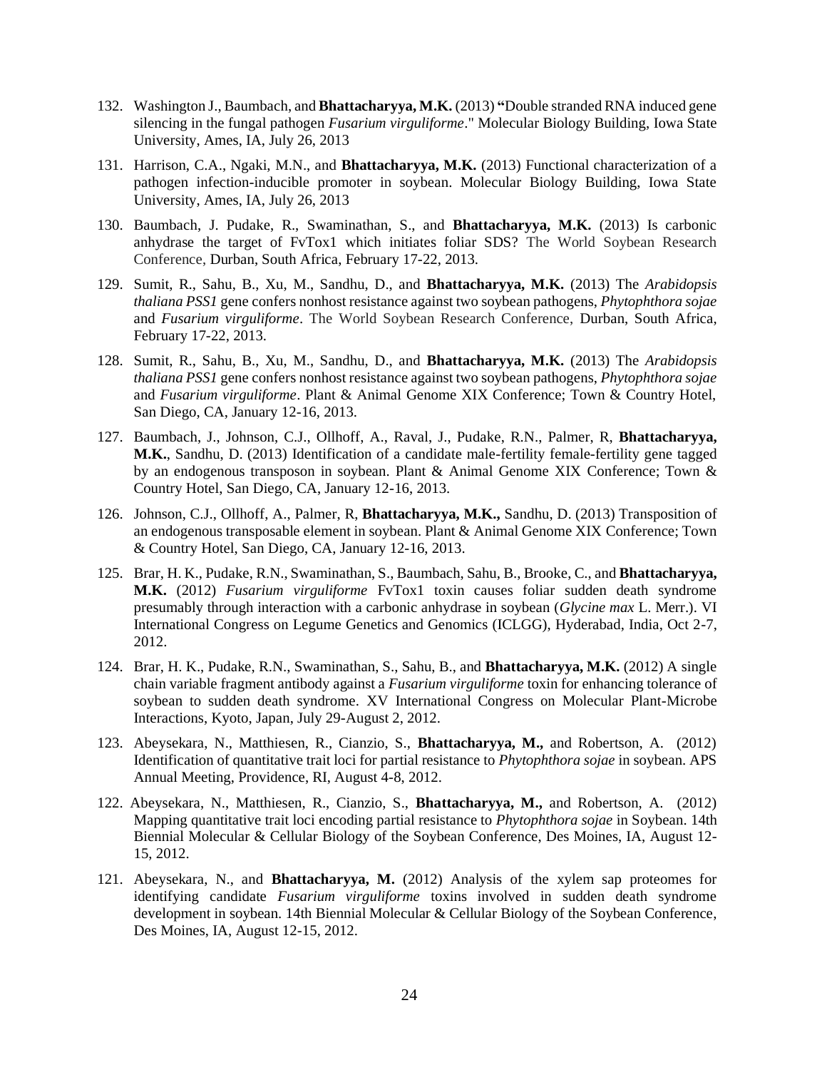132. Washington J., Baumbach, and **Bhattacharyya, M.K.** (2013) **"**Double stranded RNA induced gene silencing in the fungal pathogen *Fusarium virguliforme*." Molecular Biology Building, Iowa State University, Ames, IA, July 26, 2013

131. Harrison, C.A., Ngaki, M.N., and **Bhattacharyya, M.K.** (2013) Functional characterization of a pathogen infection-inducible promoter in soybean. Molecular Biology Building, Iowa State University, Ames, IA, July 26, 2013

130. Baumbach, J. Pudake, R., Swaminathan, S., and **Bhattacharyya, M.K.** (2013) Is carbonic anhydrase the target of FvTox1 which initiates foliar SDS? The World Soybean Research Conference, Durban, South Africa, February 17-22, 2013.

129. Sumit, R., Sahu, B., Xu, M., Sandhu, D., and **Bhattacharyya, M.K.** (2013) The *Arabidopsis thaliana PSS1* gene confers nonhost resistance against two soybean pathogens, *Phytophthora sojae* and *Fusarium virguliforme*. The World Soybean Research Conference, Durban, South Africa, February 17-22, 2013.

128. Sumit, R., Sahu, B., Xu, M., Sandhu, D., and **Bhattacharyya, M.K.** (2013) The *Arabidopsis thaliana PSS1* gene confers nonhost resistance against two soybean pathogens, *Phytophthora sojae* and *Fusarium virguliforme*. Plant & Animal Genome XIX Conference; Town & Country Hotel, San Diego, CA, January 12-16, 2013.

127. Baumbach, J., Johnson, C.J., Ollhoff, A., Raval, J., Pudake, R.N., Palmer, R, **Bhattacharyya, M.K.**, Sandhu, D. (2013) Identification of a candidate male-fertility female-fertility gene tagged by an endogenous transposon in soybean. Plant & Animal Genome XIX Conference; Town & Country Hotel, San Diego, CA, January 12-16, 2013.

126. Johnson, C.J., Ollhoff, A., Palmer, R, **Bhattacharyya, M.K.,** Sandhu, D. (2013) Transposition of an endogenous transposable element in soybean. Plant & Animal Genome XIX Conference; Town & Country Hotel, San Diego, CA, January 12-16, 2013.

125. Brar, H. K., Pudake, R.N., Swaminathan, S., Baumbach, Sahu, B., Brooke, C., and **Bhattacharyya, M.K.** (2012) *Fusarium virguliforme* FvTox1 toxin causes foliar sudden death syndrome presumably through interaction with a carbonic anhydrase in soybean (*Glycine max* L. Merr.). VI International Congress on Legume Genetics and Genomics (ICLGG), Hyderabad, India, Oct 2-7, 2012.

124. Brar, H. K., Pudake, R.N., Swaminathan, S., Sahu, B., and **Bhattacharyya, M.K.** (2012) A single chain variable fragment antibody against a *Fusarium virguliforme* toxin for enhancing tolerance of soybean to sudden death syndrome. XV International Congress on Molecular Plant-Microbe Interactions, Kyoto, Japan, July 29-August 2, 2012.

123. Abeysekara, N., Matthiesen, R., Cianzio, S., **Bhattacharyya, M.,** and Robertson, A. (2012) Identification of quantitative trait loci for partial resistance to *Phytophthora sojae* in soybean. APS Annual Meeting, Providence, RI, August 4-8, 2012.

122. Abeysekara, N., Matthiesen, R., Cianzio, S., **Bhattacharyya, M.,** and Robertson, A. (2012) Mapping quantitative trait loci encoding partial resistance to *Phytophthora sojae* in Soybean. 14th Biennial Molecular & Cellular Biology of the Soybean Conference, Des Moines, IA, August 12-15, 2012.

121. Abeysekara, N., and **Bhattacharyya, M.** (2012) Analysis of the xylem sap proteomes for identifying candidate *Fusarium virguliforme* toxins involved in sudden death syndrome development in soybean. 14th Biennial Molecular & Cellular Biology of the Soybean Conference, Des Moines, IA, August 12-15, 2012.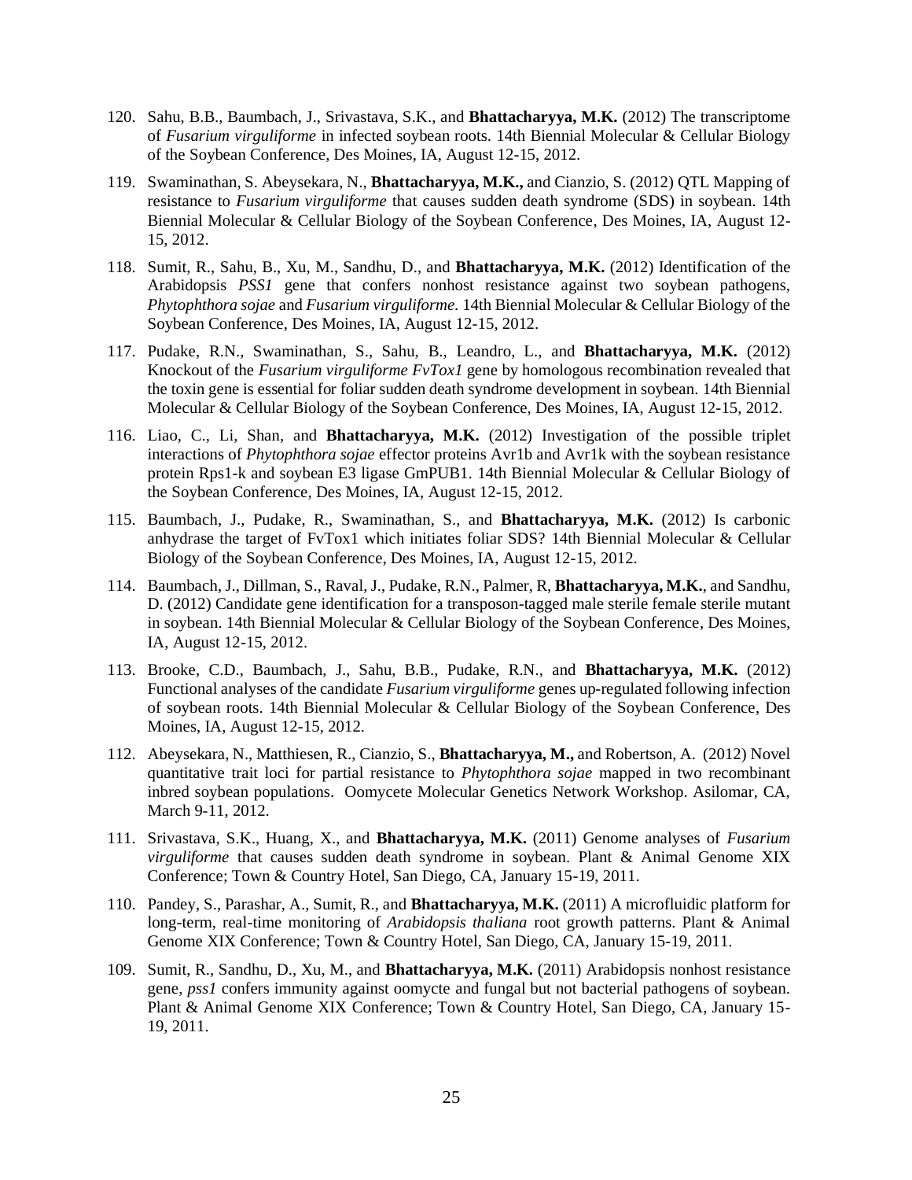120. Sahu, B.B., Baumbach, J., Srivastava, S.K., and **Bhattacharyya, M.K.** (2012) The transcriptome of *Fusarium virguliforme* in infected soybean roots. 14th Biennial Molecular & Cellular Biology of the Soybean Conference, Des Moines, IA, August 12-15, 2012.

119. Swaminathan, S. Abeysekara, N., **Bhattacharyya, M.K.,** and Cianzio, S. (2012) QTL Mapping of resistance to *Fusarium virguliforme* that causes sudden death syndrome (SDS) in soybean. 14th Biennial Molecular & Cellular Biology of the Soybean Conference, Des Moines, IA, August 12-15, 2012.

118. Sumit, R., Sahu, B., Xu, M., Sandhu, D., and **Bhattacharyya, M.K.** (2012) Identification of the Arabidopsis *PSS1* gene that confers nonhost resistance against two soybean pathogens, *Phytophthora sojae* and *Fusarium virguliforme*. 14th Biennial Molecular & Cellular Biology of the Soybean Conference, Des Moines, IA, August 12-15, 2012.

117. Pudake, R.N., Swaminathan, S., Sahu, B., Leandro, L., and **Bhattacharyya, M.K.** (2012) Knockout of the *Fusarium virguliforme FvTox1* gene by homologous recombination revealed that the toxin gene is essential for foliar sudden death syndrome development in soybean. 14th Biennial Molecular & Cellular Biology of the Soybean Conference, Des Moines, IA, August 12-15, 2012.

116. Liao, C., Li, Shan, and **Bhattacharyya, M.K.** (2012) Investigation of the possible triplet interactions of *Phytophthora sojae* effector proteins Avr1b and Avr1k with the soybean resistance protein Rps1-k and soybean E3 ligase GmPUB1. 14th Biennial Molecular & Cellular Biology of the Soybean Conference, Des Moines, IA, August 12-15, 2012.

115. Baumbach, J., Pudake, R., Swaminathan, S., and **Bhattacharyya, M.K.** (2012) Is carbonic anhydrase the target of FvTox1 which initiates foliar SDS? 14th Biennial Molecular & Cellular Biology of the Soybean Conference, Des Moines, IA, August 12-15, 2012.

114. Baumbach, J., Dillman, S., Raval, J., Pudake, R.N., Palmer, R, **Bhattacharyya, M.K.**, and Sandhu, D. (2012) Candidate gene identification for a transposon-tagged male sterile female sterile mutant in soybean. 14th Biennial Molecular & Cellular Biology of the Soybean Conference, Des Moines, IA, August 12-15, 2012.

113. Brooke, C.D., Baumbach, J., Sahu, B.B., Pudake, R.N., and **Bhattacharyya, M.K.** (2012) Functional analyses of the candidate *Fusarium virguliforme* genes up-regulated following infection of soybean roots. 14th Biennial Molecular & Cellular Biology of the Soybean Conference, Des Moines, IA, August 12-15, 2012.

112. Abeysekara, N., Matthiesen, R., Cianzio, S., **Bhattacharyya, M.,** and Robertson, A. (2012) Novel quantitative trait loci for partial resistance to *Phytophthora sojae* mapped in two recombinant inbred soybean populations. Oomycete Molecular Genetics Network Workshop. Asilomar, CA, March 9-11, 2012.

111. Srivastava, S.K., Huang, X., and **Bhattacharyya, M.K.** (2011) Genome analyses of *Fusarium virguliforme* that causes sudden death syndrome in soybean. Plant & Animal Genome XIX Conference; Town & Country Hotel, San Diego, CA, January 15-19, 2011.

110. Pandey, S., Parashar, A., Sumit, R., and **Bhattacharyya, M.K.** (2011) A microfluidic platform for long-term, real-time monitoring of *Arabidopsis thaliana* root growth patterns. Plant & Animal Genome XIX Conference; Town & Country Hotel, San Diego, CA, January 15-19, 2011.

109. Sumit, R., Sandhu, D., Xu, M., and **Bhattacharyya, M.K.** (2011) Arabidopsis nonhost resistance gene, *pss1* confers immunity against oomycte and fungal but not bacterial pathogens of soybean. Plant & Animal Genome XIX Conference; Town & Country Hotel, San Diego, CA, January 15-19, 2011.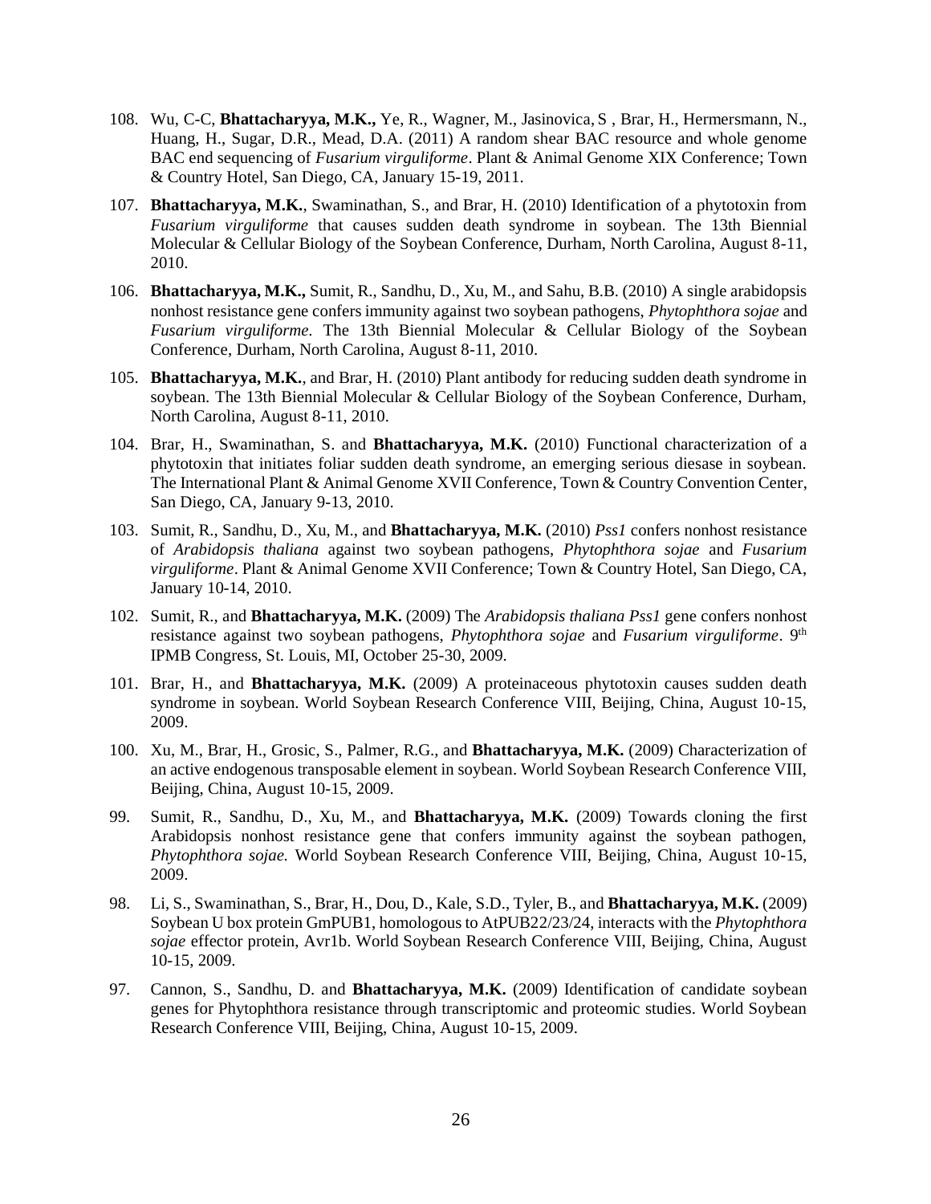108. Wu, C-C, **Bhattacharyya, M.K.,** Ye, R., Wagner, M., Jasinovica, S , Brar, H., Hermersmann, N., Huang, H., Sugar, D.R., Mead, D.A. (2011) A random shear BAC resource and whole genome BAC end sequencing of *Fusarium virguliforme*. Plant & Animal Genome XIX Conference; Town & Country Hotel, San Diego, CA, January 15-19, 2011.

107. **Bhattacharyya, M.K.**, Swaminathan, S., and Brar, H. (2010) Identification of a phytotoxin from *Fusarium virguliforme* that causes sudden death syndrome in soybean. The 13th Biennial Molecular & Cellular Biology of the Soybean Conference, Durham, North Carolina, August 8-11, 2010.

106. **Bhattacharyya, M.K.,** Sumit, R., Sandhu, D., Xu, M., and Sahu, B.B. (2010) A single arabidopsis nonhost resistance gene confers immunity against two soybean pathogens, *Phytophthora sojae* and *Fusarium virguliforme.* The 13th Biennial Molecular & Cellular Biology of the Soybean Conference, Durham, North Carolina, August 8-11, 2010.

105. **Bhattacharyya, M.K.**, and Brar, H. (2010) Plant antibody for reducing sudden death syndrome in soybean. The 13th Biennial Molecular & Cellular Biology of the Soybean Conference, Durham, North Carolina, August 8-11, 2010.

104. Brar, H., Swaminathan, S. and **Bhattacharyya, M.K.** (2010) Functional characterization of a phytotoxin that initiates foliar sudden death syndrome, an emerging serious diesase in soybean. The International Plant & Animal Genome XVII Conference, Town & Country Convention Center, San Diego, CA, January 9-13, 2010.

103. Sumit, R., Sandhu, D., Xu, M., and **Bhattacharyya, M.K.** (2010) *Pss1* confers nonhost resistance of *Arabidopsis thaliana* against two soybean pathogens, *Phytophthora sojae* and *Fusarium virguliforme*. Plant & Animal Genome XVII Conference; Town & Country Hotel, San Diego, CA, January 10-14, 2010.

102. Sumit, R., and **Bhattacharyya, M.K.** (2009) The *Arabidopsis thaliana Pss1* gene confers nonhost resistance against two soybean pathogens, *Phytophthora sojae* and *Fusarium virguliforme*. 9th IPMB Congress, St. Louis, MI, October 25-30, 2009.

101. Brar, H., and **Bhattacharyya, M.K.** (2009) A proteinaceous phytotoxin causes sudden death syndrome in soybean. World Soybean Research Conference VIII, Beijing, China, August 10-15, 2009.

100. Xu, M., Brar, H., Grosic, S., Palmer, R.G., and **Bhattacharyya, M.K.** (2009) Characterization of an active endogenous transposable element in soybean. World Soybean Research Conference VIII, Beijing, China, August 10-15, 2009.

99. Sumit, R., Sandhu, D., Xu, M., and **Bhattacharyya, M.K.** (2009) Towards cloning the first Arabidopsis nonhost resistance gene that confers immunity against the soybean pathogen, *Phytophthora sojae.* World Soybean Research Conference VIII, Beijing, China, August 10-15, 2009.

98. Li, S., Swaminathan, S., Brar, H., Dou, D., Kale, S.D., Tyler, B., and **Bhattacharyya, M.K.** (2009) Soybean U box protein GmPUB1, homologous to AtPUB22/23/24, interacts with the *Phytophthora sojae* effector protein, Avr1b. World Soybean Research Conference VIII, Beijing, China, August 10-15, 2009.

97. Cannon, S., Sandhu, D. and **Bhattacharyya, M.K.** (2009) Identification of candidate soybean genes for Phytophthora resistance through transcriptomic and proteomic studies. World Soybean Research Conference VIII, Beijing, China, August 10-15, 2009.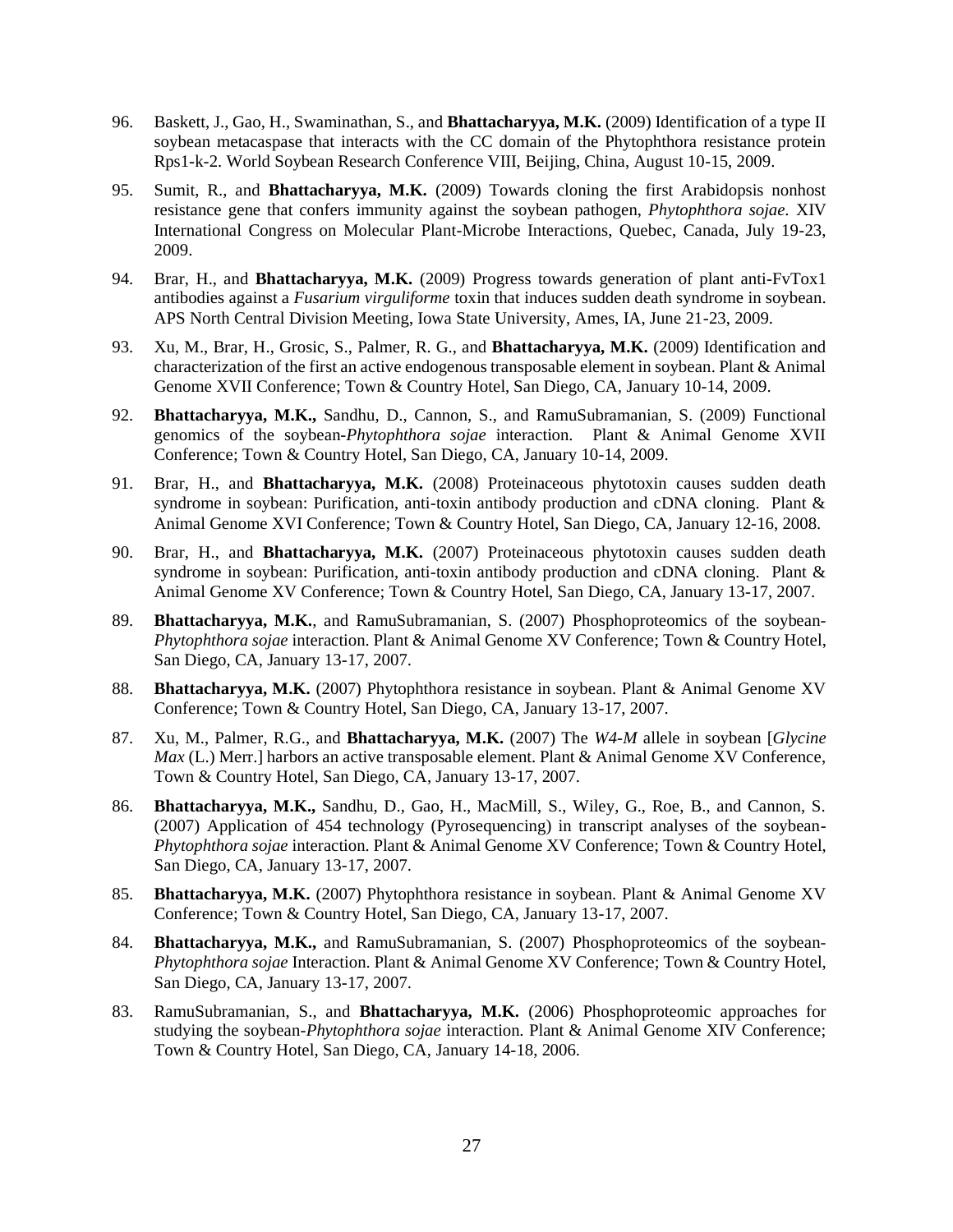96. Baskett, J., Gao, H., Swaminathan, S., and **Bhattacharyya, M.K.** (2009) Identification of a type II soybean metacaspase that interacts with the CC domain of the Phytophthora resistance protein Rps1-k-2. World Soybean Research Conference VIII, Beijing, China, August 10-15, 2009.

95. Sumit, R., and **Bhattacharyya, M.K.** (2009) Towards cloning the first Arabidopsis nonhost resistance gene that confers immunity against the soybean pathogen, *Phytophthora sojae*. XIV International Congress on Molecular Plant-Microbe Interactions, Quebec, Canada, July 19-23, 2009.

94. Brar, H., and **Bhattacharyya, M.K.** (2009) Progress towards generation of plant anti-FvTox1 antibodies against a *Fusarium virguliforme* toxin that induces sudden death syndrome in soybean. APS North Central Division Meeting, Iowa State University, Ames, IA, June 21-23, 2009.

93. Xu, M., Brar, H., Grosic, S., Palmer, R. G., and **Bhattacharyya, M.K.** (2009) Identification and characterization of the first an active endogenous transposable element in soybean. Plant & Animal Genome XVII Conference; Town & Country Hotel, San Diego, CA, January 10-14, 2009.

92. **Bhattacharyya, M.K.,** Sandhu, D., Cannon, S., and RamuSubramanian, S. (2009) Functional genomics of the soybean-*Phytophthora sojae* interaction. Plant & Animal Genome XVII Conference; Town & Country Hotel, San Diego, CA, January 10-14, 2009.

91. Brar, H., and **Bhattacharyya, M.K.** (2008) Proteinaceous phytotoxin causes sudden death syndrome in soybean: Purification, anti-toxin antibody production and cDNA cloning. Plant & Animal Genome XVI Conference; Town & Country Hotel, San Diego, CA, January 12-16, 2008.

90. Brar, H., and **Bhattacharyya, M.K.** (2007) Proteinaceous phytotoxin causes sudden death syndrome in soybean: Purification, anti-toxin antibody production and cDNA cloning. Plant & Animal Genome XV Conference; Town & Country Hotel, San Diego, CA, January 13-17, 2007.

89. **Bhattacharyya, M.K.**, and RamuSubramanian, S. (2007) Phosphoproteomics of the soybean-*Phytophthora sojae* interaction. Plant & Animal Genome XV Conference; Town & Country Hotel, San Diego, CA, January 13-17, 2007.

88. **Bhattacharyya, M.K.** (2007) Phytophthora resistance in soybean. Plant & Animal Genome XV Conference; Town & Country Hotel, San Diego, CA, January 13-17, 2007.

87. Xu, M., Palmer, R.G., and **Bhattacharyya, M.K.** (2007) The *W4-M* allele in soybean [*Glycine Max* (L.) Merr.] harbors an active transposable element. Plant & Animal Genome XV Conference, Town & Country Hotel, San Diego, CA, January 13-17, 2007.

86. **Bhattacharyya, M.K.,** Sandhu, D., Gao, H., MacMill, S., Wiley, G., Roe, B., and Cannon, S. (2007) Application of 454 technology (Pyrosequencing) in transcript analyses of the soybean-*Phytophthora sojae* interaction. Plant & Animal Genome XV Conference; Town & Country Hotel, San Diego, CA, January 13-17, 2007.

85. **Bhattacharyya, M.K.** (2007) Phytophthora resistance in soybean. Plant & Animal Genome XV Conference; Town & Country Hotel, San Diego, CA, January 13-17, 2007.

84. **Bhattacharyya, M.K.,** and RamuSubramanian, S. (2007) Phosphoproteomics of the soybean-*Phytophthora sojae* Interaction. Plant & Animal Genome XV Conference; Town & Country Hotel, San Diego, CA, January 13-17, 2007.

83. RamuSubramanian, S., and **Bhattacharyya, M.K.** (2006) Phosphoproteomic approaches for studying the soybean-*Phytophthora sojae* interaction. Plant & Animal Genome XIV Conference; Town & Country Hotel, San Diego, CA, January 14-18, 2006.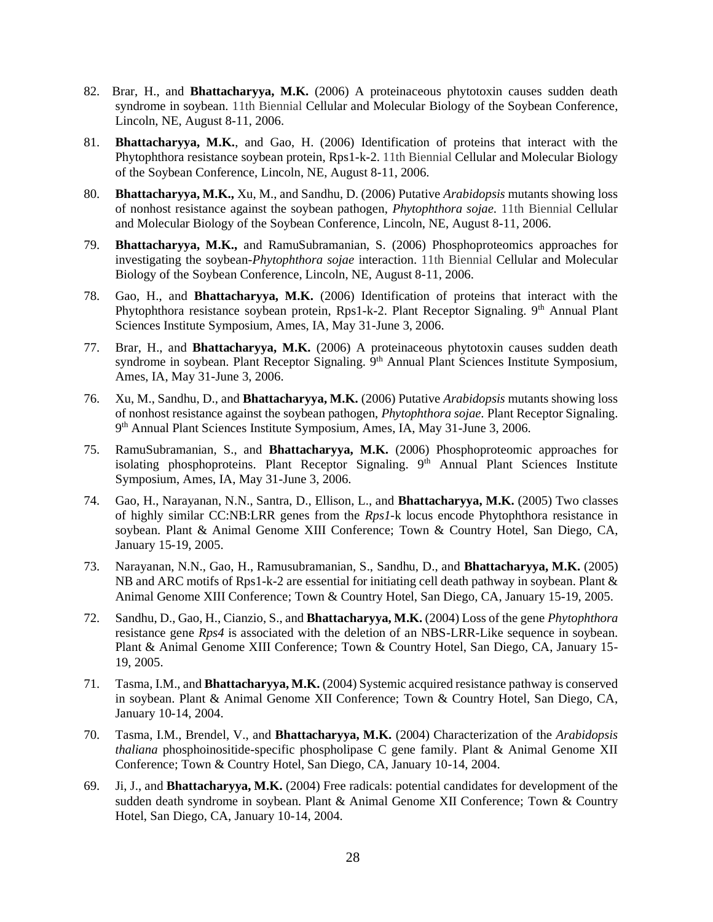82. Brar, H., and **Bhattacharyya, M.K.** (2006) A proteinaceous phytotoxin causes sudden death syndrome in soybean. 11th Biennial Cellular and Molecular Biology of the Soybean Conference, Lincoln, NE, August 8-11, 2006.

81. **Bhattacharyya, M.K.**, and Gao, H. (2006) Identification of proteins that interact with the Phytophthora resistance soybean protein, Rps1-k-2. 11th Biennial Cellular and Molecular Biology of the Soybean Conference, Lincoln, NE, August 8-11, 2006.

80. **Bhattacharyya, M.K.,** Xu, M., and Sandhu, D. (2006) Putative *Arabidopsis* mutants showing loss of nonhost resistance against the soybean pathogen, *Phytophthora sojae*. 11th Biennial Cellular and Molecular Biology of the Soybean Conference, Lincoln, NE, August 8-11, 2006.

79. **Bhattacharyya, M.K.,** and RamuSubramanian, S. (2006) Phosphoproteomics approaches for investigating the soybean-*Phytophthora sojae* interaction. 11th Biennial Cellular and Molecular Biology of the Soybean Conference, Lincoln, NE, August 8-11, 2006.

78. Gao, H., and **Bhattacharyya, M.K.** (2006) Identification of proteins that interact with the Phytophthora resistance soybean protein, Rps1-k-2. Plant Receptor Signaling. 9th Annual Plant Sciences Institute Symposium, Ames, IA, May 31-June 3, 2006.

77. Brar, H., and **Bhattacharyya, M.K.** (2006) A proteinaceous phytotoxin causes sudden death syndrome in soybean. Plant Receptor Signaling. 9th Annual Plant Sciences Institute Symposium, Ames, IA, May 31-June 3, 2006.

76. Xu, M., Sandhu, D., and **Bhattacharyya, M.K.** (2006) Putative *Arabidopsis* mutants showing loss of nonhost resistance against the soybean pathogen, *Phytophthora sojae*. Plant Receptor Signaling. 9th Annual Plant Sciences Institute Symposium, Ames, IA, May 31-June 3, 2006.

75. RamuSubramanian, S., and **Bhattacharyya, M.K.** (2006) Phosphoproteomic approaches for isolating phosphoproteins. Plant Receptor Signaling. 9th Annual Plant Sciences Institute Symposium, Ames, IA, May 31-June 3, 2006.

74. Gao, H., Narayanan, N.N., Santra, D., Ellison, L., and **Bhattacharyya, M.K.** (2005) Two classes of highly similar CC:NB:LRR genes from the *Rps1*-k locus encode Phytophthora resistance in soybean. Plant & Animal Genome XIII Conference; Town & Country Hotel, San Diego, CA, January 15-19, 2005.

73. Narayanan, N.N., Gao, H., Ramusubramanian, S., Sandhu, D., and **Bhattacharyya, M.K.** (2005) NB and ARC motifs of Rps1-k-2 are essential for initiating cell death pathway in soybean. Plant & Animal Genome XIII Conference; Town & Country Hotel, San Diego, CA, January 15-19, 2005.

72. Sandhu, D., Gao, H., Cianzio, S., and **Bhattacharyya, M.K.** (2004) Loss of the gene *Phytophthora* resistance gene *Rps4* is associated with the deletion of an NBS-LRR-Like sequence in soybean. Plant & Animal Genome XIII Conference; Town & Country Hotel, San Diego, CA, January 15-19, 2005.

71. Tasma, I.M., and **Bhattacharyya, M.K.** (2004) Systemic acquired resistance pathway is conserved in soybean. Plant & Animal Genome XII Conference; Town & Country Hotel, San Diego, CA, January 10-14, 2004.

70. Tasma, I.M., Brendel, V., and **Bhattacharyya, M.K.** (2004) Characterization of the *Arabidopsis thaliana* phosphoinositide-specific phospholipase C gene family. Plant & Animal Genome XII Conference; Town & Country Hotel, San Diego, CA, January 10-14, 2004.

69. Ji, J., and **Bhattacharyya, M.K.** (2004) Free radicals: potential candidates for development of the sudden death syndrome in soybean. Plant & Animal Genome XII Conference; Town & Country Hotel, San Diego, CA, January 10-14, 2004.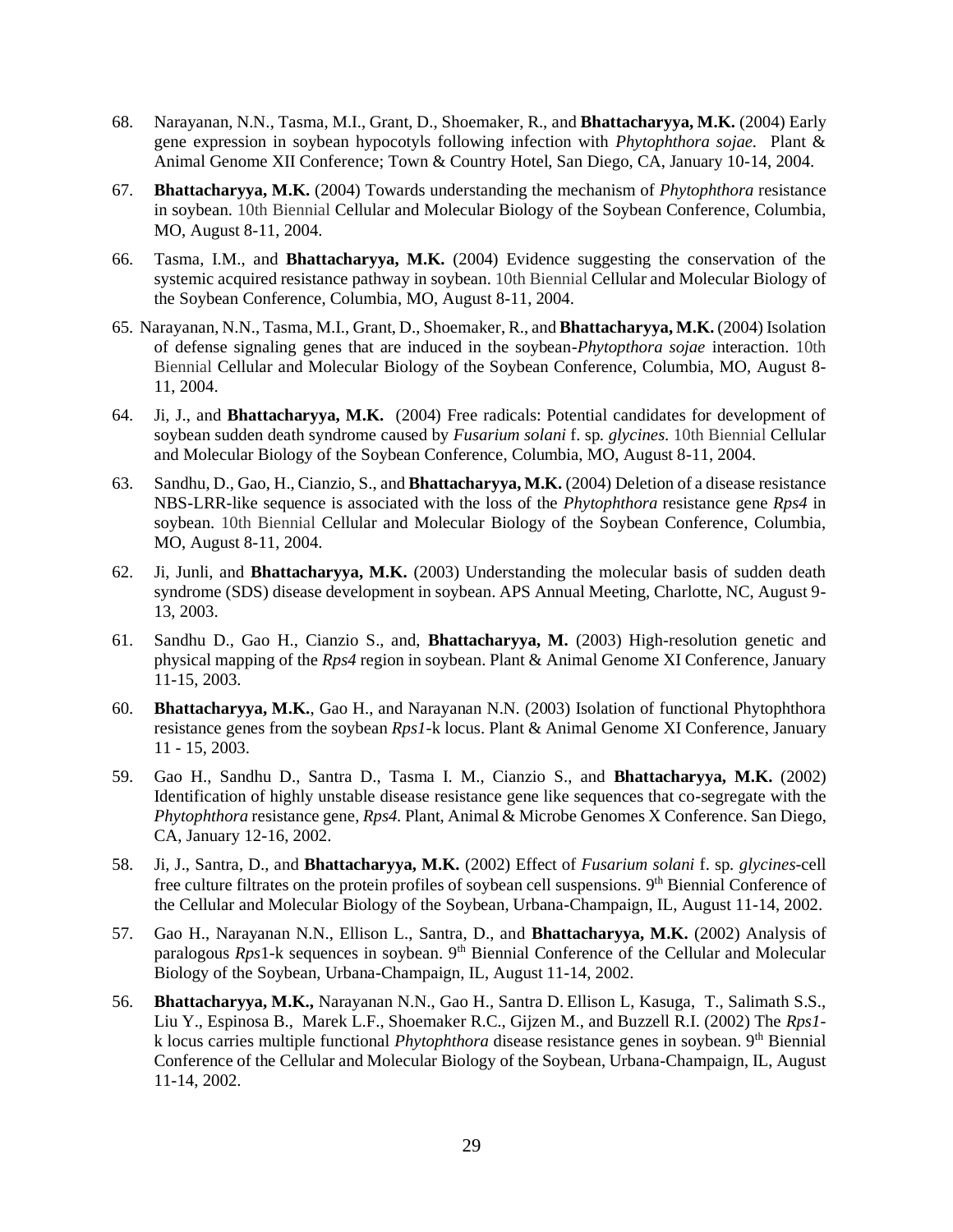68. Narayanan, N.N., Tasma, M.I., Grant, D., Shoemaker, R., and **Bhattacharyya, M.K.** (2004) Early gene expression in soybean hypocotyls following infection with *Phytophthora sojae.* Plant & Animal Genome XII Conference; Town & Country Hotel, San Diego, CA, January 10-14, 2004.

67. **Bhattacharyya, M.K.** (2004) Towards understanding the mechanism of *Phytophthora* resistance in soybean. 10th Biennial Cellular and Molecular Biology of the Soybean Conference, Columbia, MO, August 8-11, 2004.

66. Tasma, I.M., and **Bhattacharyya, M.K.** (2004) Evidence suggesting the conservation of the systemic acquired resistance pathway in soybean. 10th Biennial Cellular and Molecular Biology of the Soybean Conference, Columbia, MO, August 8-11, 2004.

65. Narayanan, N.N., Tasma, M.I., Grant, D., Shoemaker, R., and **Bhattacharyya, M.K.** (2004) Isolation of defense signaling genes that are induced in the soybean-*Phytopthora sojae* interaction. 10th Biennial Cellular and Molecular Biology of the Soybean Conference, Columbia, MO, August 8-11, 2004.

64. Ji, J., and **Bhattacharyya, M.K.** (2004) Free radicals: Potential candidates for development of soybean sudden death syndrome caused by *Fusarium solani* f. sp. *glycines.* 10th Biennial Cellular and Molecular Biology of the Soybean Conference, Columbia, MO, August 8-11, 2004.

63. Sandhu, D., Gao, H., Cianzio, S., and **Bhattacharyya, M.K.** (2004) Deletion of a disease resistance NBS-LRR-like sequence is associated with the loss of the *Phytophthora* resistance gene *Rps4* in soybean. 10th Biennial Cellular and Molecular Biology of the Soybean Conference, Columbia, MO, August 8-11, 2004.

62. Ji, Junli, and **Bhattacharyya, M.K.** (2003) Understanding the molecular basis of sudden death syndrome (SDS) disease development in soybean. APS Annual Meeting, Charlotte, NC, August 9-13, 2003.

61. Sandhu D., Gao H., Cianzio S., and, **Bhattacharyya, M.** (2003) High-resolution genetic and physical mapping of the *Rps4* region in soybean. Plant & Animal Genome XI Conference, January 11-15, 2003.

60. **Bhattacharyya, M.K.**, Gao H., and Narayanan N.N. (2003) Isolation of functional Phytophthora resistance genes from the soybean *Rps1*-k locus. Plant & Animal Genome XI Conference, January 11 - 15, 2003.

59. Gao H., Sandhu D., Santra D., Tasma I. M., Cianzio S., and **Bhattacharyya, M.K.** (2002) Identification of highly unstable disease resistance gene like sequences that co-segregate with the *Phytophthora* resistance gene, *Rps4.* Plant, Animal & Microbe Genomes X Conference. San Diego, CA, January 12-16, 2002.

58. Ji, J., Santra, D., and **Bhattacharyya, M.K.** (2002) Effect of *Fusarium solani* f. sp. *glycines*-cell free culture filtrates on the protein profiles of soybean cell suspensions. 9th Biennial Conference of the Cellular and Molecular Biology of the Soybean, Urbana-Champaign, IL, August 11-14, 2002.

57. Gao H., Narayanan N.N., Ellison L., Santra, D., and **Bhattacharyya, M.K.** (2002) Analysis of paralogous *Rps*1-k sequences in soybean. 9th Biennial Conference of the Cellular and Molecular Biology of the Soybean, Urbana-Champaign, IL, August 11-14, 2002.

56. **Bhattacharyya, M.K.,** Narayanan N.N., Gao H., Santra D. Ellison L, Kasuga, T., Salimath S.S., Liu Y., Espinosa B., Marek L.F., Shoemaker R.C., Gijzen M., and Buzzell R.I. (2002) The *Rps1*-k locus carries multiple functional *Phytophthora* disease resistance genes in soybean. 9th Biennial Conference of the Cellular and Molecular Biology of the Soybean, Urbana-Champaign, IL, August 11-14, 2002.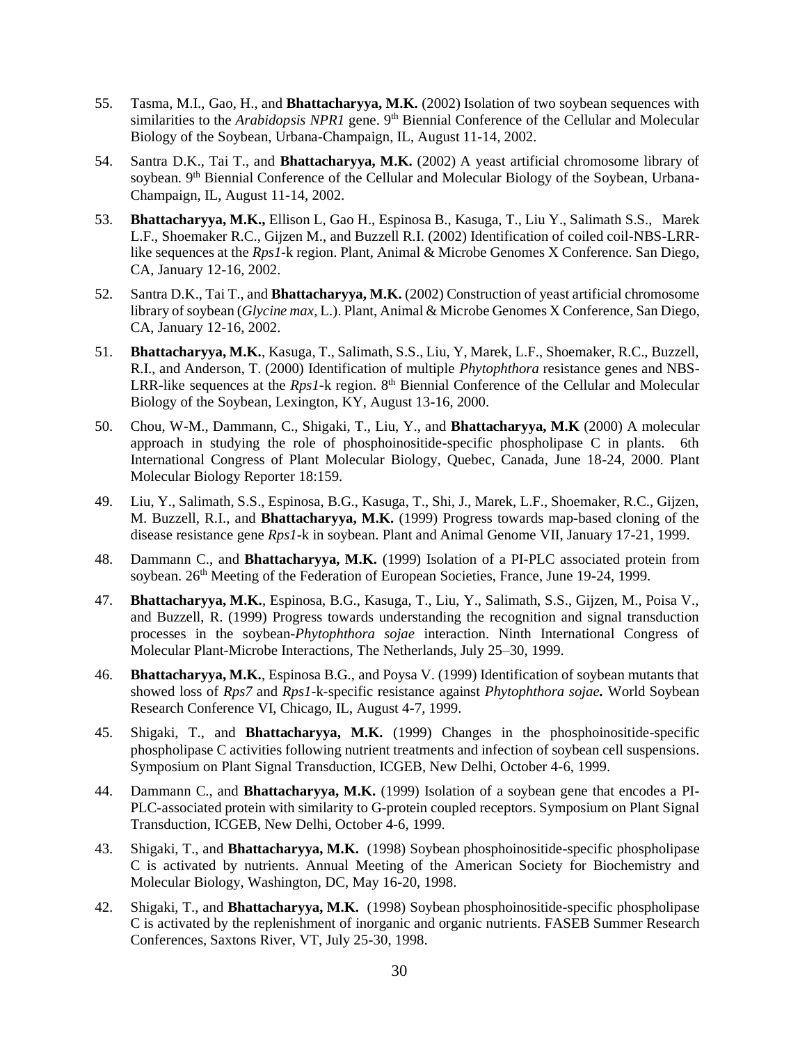55. Tasma, M.I., Gao, H., and **Bhattacharyya, M.K.** (2002) Isolation of two soybean sequences with similarities to the *Arabidopsis NPR1* gene. 9th Biennial Conference of the Cellular and Molecular Biology of the Soybean, Urbana-Champaign, IL, August 11-14, 2002.

54. Santra D.K., Tai T., and **Bhattacharyya, M.K.** (2002) A yeast artificial chromosome library of soybean. 9th Biennial Conference of the Cellular and Molecular Biology of the Soybean, Urbana-Champaign, IL, August 11-14, 2002.

53. **Bhattacharyya, M.K.,** Ellison L, Gao H., Espinosa B., Kasuga, T., Liu Y., Salimath S.S., Marek L.F., Shoemaker R.C., Gijzen M., and Buzzell R.I. (2002) Identification of coiled coil-NBS-LRR-like sequences at the *Rps1*-k region. Plant, Animal & Microbe Genomes X Conference. San Diego, CA, January 12-16, 2002.

52. Santra D.K., Tai T., and **Bhattacharyya, M.K.** (2002) Construction of yeast artificial chromosome library of soybean (*Glycine max,* L.). Plant, Animal & Microbe Genomes X Conference, San Diego, CA, January 12-16, 2002.

51. **Bhattacharyya, M.K.**, Kasuga, T., Salimath, S.S., Liu, Y, Marek, L.F., Shoemaker, R.C., Buzzell, R.I., and Anderson, T. (2000) Identification of multiple *Phytophthora* resistance genes and NBS-LRR-like sequences at the *Rps1*-k region. 8th Biennial Conference of the Cellular and Molecular Biology of the Soybean, Lexington, KY, August 13-16, 2000.

50. Chou, W-M., Dammann, C., Shigaki, T., Liu, Y., and **Bhattacharyya, M.K** (2000) A molecular approach in studying the role of phosphoinositide-specific phospholipase C in plants. 6th International Congress of Plant Molecular Biology, Quebec, Canada, June 18-24, 2000. Plant Molecular Biology Reporter 18:159.

49. Liu, Y., Salimath, S.S., Espinosa, B.G., Kasuga, T., Shi, J., Marek, L.F., Shoemaker, R.C., Gijzen, M. Buzzell, R.I., and **Bhattacharyya, M.K.** (1999) Progress towards map-based cloning of the disease resistance gene *Rps1*-k in soybean. Plant and Animal Genome VII, January 17-21, 1999.

48. Dammann C., and **Bhattacharyya, M.K.** (1999) Isolation of a PI-PLC associated protein from soybean. 26th Meeting of the Federation of European Societies, France, June 19-24, 1999.

47. **Bhattacharyya, M.K.**, Espinosa, B.G., Kasuga, T., Liu, Y., Salimath, S.S., Gijzen, M., Poisa V., and Buzzell, R. (1999) Progress towards understanding the recognition and signal transduction processes in the soybean-*Phytophthora sojae* interaction. Ninth International Congress of Molecular Plant-Microbe Interactions, The Netherlands, July 25–30, 1999.

46. **Bhattacharyya, M.K.**, Espinosa B.G., and Poysa V. (1999) Identification of soybean mutants that showed loss of *Rps7* and *Rps1*-k-specific resistance against ***Phytophthora sojae*.** World Soybean Research Conference VI, Chicago, IL, August 4-7, 1999.

45. Shigaki, T., and **Bhattacharyya, M.K.** (1999) Changes in the phosphoinositide-specific phospholipase C activities following nutrient treatments and infection of soybean cell suspensions. Symposium on Plant Signal Transduction, ICGEB, New Delhi, October 4-6, 1999.

44. Dammann C., and **Bhattacharyya, M.K.** (1999) Isolation of a soybean gene that encodes a PI-PLC-associated protein with similarity to G-protein coupled receptors. Symposium on Plant Signal Transduction, ICGEB, New Delhi, October 4-6, 1999.

43. Shigaki, T., and **Bhattacharyya, M.K.** (1998) Soybean phosphoinositide-specific phospholipase C is activated by nutrients. Annual Meeting of the American Society for Biochemistry and Molecular Biology, Washington, DC, May 16-20, 1998.

42. Shigaki, T., and **Bhattacharyya, M.K.** (1998) Soybean phosphoinositide-specific phospholipase C is activated by the replenishment of inorganic and organic nutrients. FASEB Summer Research Conferences, Saxtons River, VT, July 25-30, 1998.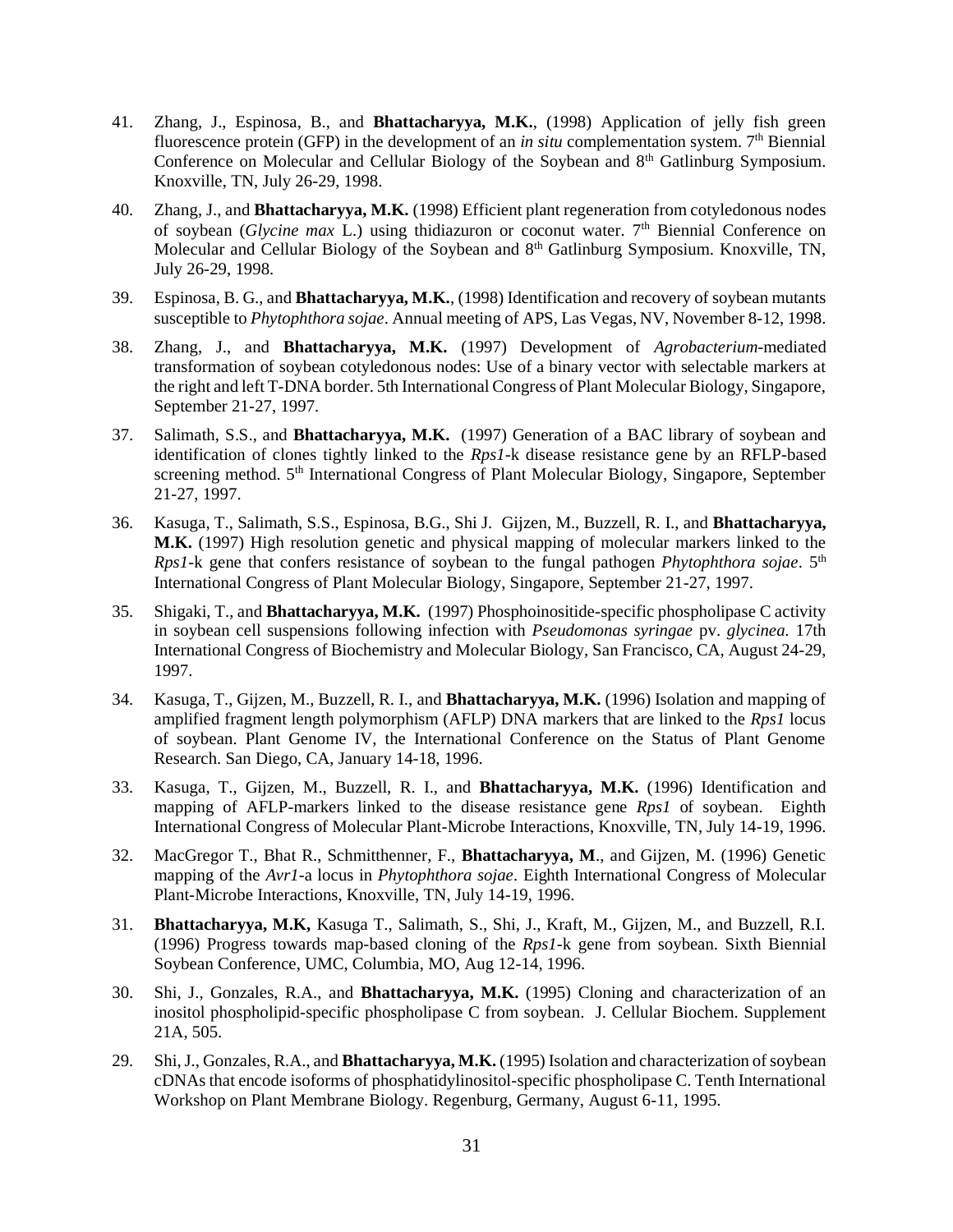41. Zhang, J., Espinosa, B., and **Bhattacharyya, M.K.**, (1998) Application of jelly fish green fluorescence protein (GFP) in the development of an *in situ* complementation system. 7th Biennial Conference on Molecular and Cellular Biology of the Soybean and 8th Gatlinburg Symposium. Knoxville, TN, July 26-29, 1998.

40. Zhang, J., and **Bhattacharyya, M.K.** (1998) Efficient plant regeneration from cotyledonous nodes of soybean (*Glycine max* L.) using thidiazuron or coconut water. 7th Biennial Conference on Molecular and Cellular Biology of the Soybean and 8th Gatlinburg Symposium. Knoxville, TN, July 26-29, 1998.

39. Espinosa, B. G., and **Bhattacharyya, M.K.**, (1998) Identification and recovery of soybean mutants susceptible to *Phytophthora sojae*. Annual meeting of APS, Las Vegas, NV, November 8-12, 1998.

38. Zhang, J., and **Bhattacharyya, M.K.** (1997) Development of *Agrobacterium*-mediated transformation of soybean cotyledonous nodes: Use of a binary vector with selectable markers at the right and left T-DNA border. 5th International Congress of Plant Molecular Biology, Singapore, September 21-27, 1997.

37. Salimath, S.S., and **Bhattacharyya, M.K.** (1997) Generation of a BAC library of soybean and identification of clones tightly linked to the *Rps1*-k disease resistance gene by an RFLP-based screening method. 5th International Congress of Plant Molecular Biology, Singapore, September 21-27, 1997.

36. Kasuga, T., Salimath, S.S., Espinosa, B.G., Shi J. Gijzen, M., Buzzell, R. I., and **Bhattacharyya, M.K.** (1997) High resolution genetic and physical mapping of molecular markers linked to the *Rps1*-k gene that confers resistance of soybean to the fungal pathogen *Phytophthora sojae*. 5th International Congress of Plant Molecular Biology, Singapore, September 21-27, 1997.

35. Shigaki, T., and **Bhattacharyya, M.K.** (1997) Phosphoinositide-specific phospholipase C activity in soybean cell suspensions following infection with *Pseudomonas syringae* pv. *glycinea.* 17th International Congress of Biochemistry and Molecular Biology, San Francisco, CA, August 24-29, 1997.

34. Kasuga, T., Gijzen, M., Buzzell, R. I., and **Bhattacharyya, M.K.** (1996) Isolation and mapping of amplified fragment length polymorphism (AFLP) DNA markers that are linked to the *Rps1* locus of soybean. Plant Genome IV, the International Conference on the Status of Plant Genome Research. San Diego, CA, January 14-18, 1996.

33. Kasuga, T., Gijzen, M., Buzzell, R. I., and **Bhattacharyya, M.K.** (1996) Identification and mapping of AFLP-markers linked to the disease resistance gene *Rps1* of soybean. Eighth International Congress of Molecular Plant-Microbe Interactions, Knoxville, TN, July 14-19, 1996.

32. MacGregor T., Bhat R., Schmitthenner, F., **Bhattacharyya, M**., and Gijzen, M. (1996) Genetic mapping of the *Avr1*-a locus in *Phytophthora sojae*. Eighth International Congress of Molecular Plant-Microbe Interactions, Knoxville, TN, July 14-19, 1996.

31. **Bhattacharyya, M.K,** Kasuga T., Salimath, S., Shi, J., Kraft, M., Gijzen, M., and Buzzell, R.I. (1996) Progress towards map-based cloning of the *Rps1*-k gene from soybean. Sixth Biennial Soybean Conference, UMC, Columbia, MO, Aug 12-14, 1996.

30. Shi, J., Gonzales, R.A., and **Bhattacharyya, M.K.** (1995) Cloning and characterization of an inositol phospholipid-specific phospholipase C from soybean. J. Cellular Biochem. Supplement 21A, 505.

29. Shi, J., Gonzales, R.A., and **Bhattacharyya, M.K.** (1995) Isolation and characterization of soybean cDNAs that encode isoforms of phosphatidylinositol-specific phospholipase C. Tenth International Workshop on Plant Membrane Biology. Regenburg, Germany, August 6-11, 1995.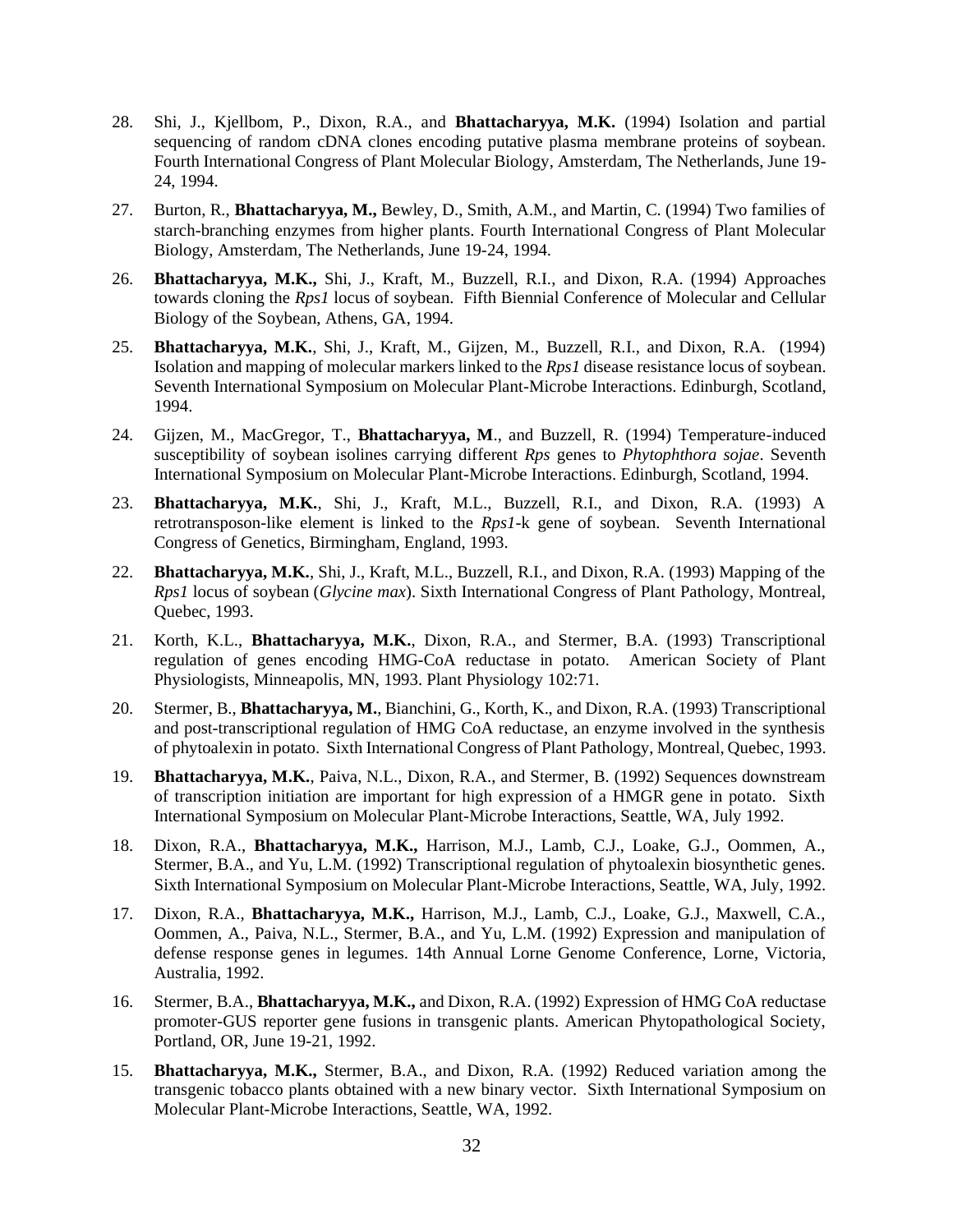28. Shi, J., Kjellbom, P., Dixon, R.A., and **Bhattacharyya, M.K.** (1994) Isolation and partial sequencing of random cDNA clones encoding putative plasma membrane proteins of soybean. Fourth International Congress of Plant Molecular Biology, Amsterdam, The Netherlands, June 19-24, 1994.

27. Burton, R., **Bhattacharyya, M.,** Bewley, D., Smith, A.M., and Martin, C. (1994) Two families of starch-branching enzymes from higher plants. Fourth International Congress of Plant Molecular Biology, Amsterdam, The Netherlands, June 19-24, 1994.

26. **Bhattacharyya, M.K.,** Shi, J., Kraft, M., Buzzell, R.I., and Dixon, R.A. (1994) Approaches towards cloning the *Rps1* locus of soybean. Fifth Biennial Conference of Molecular and Cellular Biology of the Soybean, Athens, GA, 1994.

25. **Bhattacharyya, M.K.**, Shi, J., Kraft, M., Gijzen, M., Buzzell, R.I., and Dixon, R.A. (1994) Isolation and mapping of molecular markers linked to the *Rps1* disease resistance locus of soybean. Seventh International Symposium on Molecular Plant-Microbe Interactions. Edinburgh, Scotland, 1994.

24. Gijzen, M., MacGregor, T., **Bhattacharyya, M**., and Buzzell, R. (1994) Temperature-induced susceptibility of soybean isolines carrying different *Rps* genes to *Phytophthora sojae*. Seventh International Symposium on Molecular Plant-Microbe Interactions. Edinburgh, Scotland, 1994.

23. **Bhattacharyya, M.K.**, Shi, J., Kraft, M.L., Buzzell, R.I., and Dixon, R.A. (1993) A retrotransposon-like element is linked to the *Rps1*-k gene of soybean. Seventh International Congress of Genetics, Birmingham, England, 1993.

22. **Bhattacharyya, M.K.**, Shi, J., Kraft, M.L., Buzzell, R.I., and Dixon, R.A. (1993) Mapping of the *Rps1* locus of soybean (*Glycine max*). Sixth International Congress of Plant Pathology, Montreal, Quebec, 1993.

21. Korth, K.L., **Bhattacharyya, M.K.**, Dixon, R.A., and Stermer, B.A. (1993) Transcriptional regulation of genes encoding HMG-CoA reductase in potato. American Society of Plant Physiologists, Minneapolis, MN, 1993. Plant Physiology 102:71.

20. Stermer, B., **Bhattacharyya, M.**, Bianchini, G., Korth, K., and Dixon, R.A. (1993) Transcriptional and post-transcriptional regulation of HMG CoA reductase, an enzyme involved in the synthesis of phytoalexin in potato. Sixth International Congress of Plant Pathology, Montreal, Quebec, 1993.

19. **Bhattacharyya, M.K.**, Paiva, N.L., Dixon, R.A., and Stermer, B. (1992) Sequences downstream of transcription initiation are important for high expression of a HMGR gene in potato. Sixth International Symposium on Molecular Plant-Microbe Interactions, Seattle, WA, July 1992.

18. Dixon, R.A., **Bhattacharyya, M.K.,** Harrison, M.J., Lamb, C.J., Loake, G.J., Oommen, A., Stermer, B.A., and Yu, L.M. (1992) Transcriptional regulation of phytoalexin biosynthetic genes. Sixth International Symposium on Molecular Plant-Microbe Interactions, Seattle, WA, July, 1992.

17. Dixon, R.A., **Bhattacharyya, M.K.,** Harrison, M.J., Lamb, C.J., Loake, G.J., Maxwell, C.A., Oommen, A., Paiva, N.L., Stermer, B.A., and Yu, L.M. (1992) Expression and manipulation of defense response genes in legumes. 14th Annual Lorne Genome Conference, Lorne, Victoria, Australia, 1992.

16. Stermer, B.A., **Bhattacharyya, M.K.,** and Dixon, R.A. (1992) Expression of HMG CoA reductase promoter-GUS reporter gene fusions in transgenic plants. American Phytopathological Society, Portland, OR, June 19-21, 1992.

15. **Bhattacharyya, M.K.,** Stermer, B.A., and Dixon, R.A. (1992) Reduced variation among the transgenic tobacco plants obtained with a new binary vector. Sixth International Symposium on Molecular Plant-Microbe Interactions, Seattle, WA, 1992.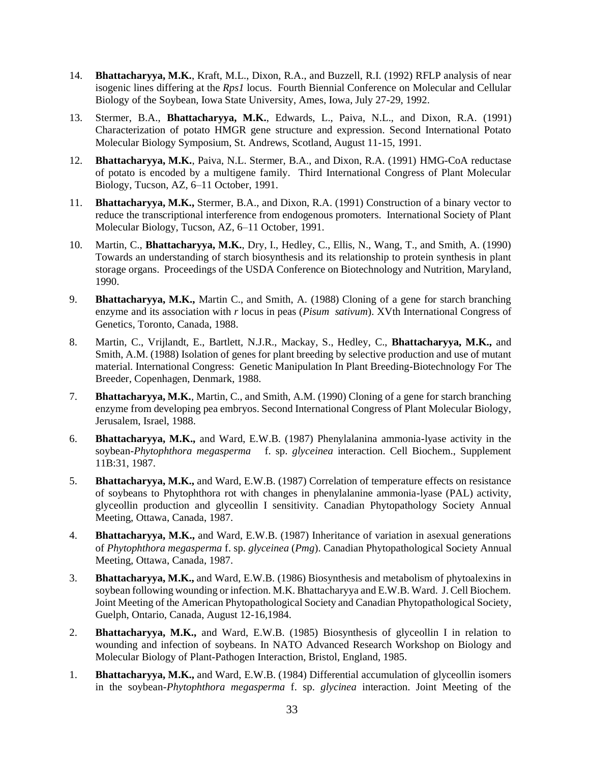14. **Bhattacharyya, M.K.**, Kraft, M.L., Dixon, R.A., and Buzzell, R.I. (1992) RFLP analysis of near isogenic lines differing at the *Rps1* locus. Fourth Biennial Conference on Molecular and Cellular Biology of the Soybean, Iowa State University, Ames, Iowa, July 27-29, 1992.

13. Stermer, B.A., **Bhattacharyya, M.K.**, Edwards, L., Paiva, N.L., and Dixon, R.A. (1991) Characterization of potato HMGR gene structure and expression. Second International Potato Molecular Biology Symposium, St. Andrews, Scotland, August 11-15, 1991.

12. **Bhattacharyya, M.K.**, Paiva, N.L. Stermer, B.A., and Dixon, R.A. (1991) HMG-CoA reductase of potato is encoded by a multigene family. Third International Congress of Plant Molecular Biology, Tucson, AZ, 6–11 October, 1991.

11. **Bhattacharyya, M.K.,** Stermer, B.A., and Dixon, R.A. (1991) Construction of a binary vector to reduce the transcriptional interference from endogenous promoters. International Society of Plant Molecular Biology, Tucson, AZ, 6–11 October, 1991.

10. Martin, C., **Bhattacharyya, M.K.**, Dry, I., Hedley, C., Ellis, N., Wang, T., and Smith, A. (1990) Towards an understanding of starch biosynthesis and its relationship to protein synthesis in plant storage organs. Proceedings of the USDA Conference on Biotechnology and Nutrition, Maryland, 1990.

9. **Bhattacharyya, M.K.,** Martin C., and Smith, A. (1988) Cloning of a gene for starch branching enzyme and its association with *r* locus in peas (*Pisum sativum*). XVth International Congress of Genetics, Toronto, Canada, 1988.

8. Martin, C., Vrijlandt, E., Bartlett, N.J.R., Mackay, S., Hedley, C., **Bhattacharyya, M.K.,** and Smith, A.M. (1988) Isolation of genes for plant breeding by selective production and use of mutant material. International Congress: Genetic Manipulation In Plant Breeding-Biotechnology For The Breeder, Copenhagen, Denmark, 1988.

7. **Bhattacharyya, M.K.**, Martin, C., and Smith, A.M. (1990) Cloning of a gene for starch branching enzyme from developing pea embryos. Second International Congress of Plant Molecular Biology, Jerusalem, Israel, 1988.

6. **Bhattacharyya, M.K.,** and Ward, E.W.B. (1987) Phenylalanina ammonia-lyase activity in the soybean-*Phytophthora megasperma* f. sp. *glyceinea* interaction. Cell Biochem., Supplement 11B:31, 1987.

5. **Bhattacharyya, M.K.,** and Ward, E.W.B. (1987) Correlation of temperature effects on resistance of soybeans to Phytophthora rot with changes in phenylalanine ammonia-lyase (PAL) activity, glyceollin production and glyceollin I sensitivity. Canadian Phytopathology Society Annual Meeting, Ottawa, Canada, 1987.

4. **Bhattacharyya, M.K.,** and Ward, E.W.B. (1987) Inheritance of variation in asexual generations of *Phytophthora megasperma* f. sp. *glyceinea* (*Pmg*). Canadian Phytopathological Society Annual Meeting, Ottawa, Canada, 1987.

3. **Bhattacharyya, M.K.,** and Ward, E.W.B. (1986) Biosynthesis and metabolism of phytoalexins in soybean following wounding or infection. M.K. Bhattacharyya and E.W.B. Ward. J. Cell Biochem. Joint Meeting of the American Phytopathological Society and Canadian Phytopathological Society, Guelph, Ontario, Canada, August 12-16,1984.

2. **Bhattacharyya, M.K.,** and Ward, E.W.B. (1985) Biosynthesis of glyceollin I in relation to wounding and infection of soybeans. In NATO Advanced Research Workshop on Biology and Molecular Biology of Plant-Pathogen Interaction, Bristol, England, 1985.

1. **Bhattacharyya, M.K.,** and Ward, E.W.B. (1984) Differential accumulation of glyceollin isomers in the soybean-*Phytophthora megasperma* f. sp. *glycinea* interaction. Joint Meeting of the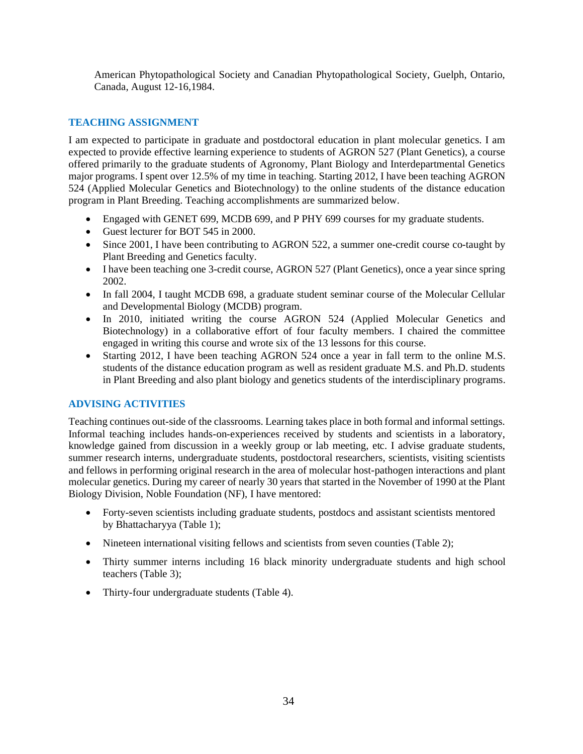American Phytopathological Society and Canadian Phytopathological Society, Guelph, Ontario, Canada, August 12-16,1984.

## TEACHING ASSIGNMENT

I am expected to participate in graduate and postdoctoral education in plant molecular genetics. I am expected to provide effective learning experience to students of AGRON 527 (Plant Genetics), a course offered primarily to the graduate students of Agronomy, Plant Biology and Interdepartmental Genetics major programs. I spent over 12.5% of my time in teaching. Starting 2012, I have been teaching AGRON 524 (Applied Molecular Genetics and Biotechnology) to the online students of the distance education program in Plant Breeding. Teaching accomplishments are summarized below.

- Engaged with GENET 699, MCDB 699, and P PHY 699 courses for my graduate students.
- Guest lecturer for BOT 545 in 2000.
- Since 2001, I have been contributing to AGRON 522, a summer one-credit course co-taught by Plant Breeding and Genetics faculty.
- I have been teaching one 3-credit course, AGRON 527 (Plant Genetics), once a year since spring 2002.
- In fall 2004, I taught MCDB 698, a graduate student seminar course of the Molecular Cellular and Developmental Biology (MCDB) program.
- In 2010, initiated writing the course AGRON 524 (Applied Molecular Genetics and Biotechnology) in a collaborative effort of four faculty members. I chaired the committee engaged in writing this course and wrote six of the 13 lessons for this course.
- Starting 2012, I have been teaching AGRON 524 once a year in fall term to the online M.S. students of the distance education program as well as resident graduate M.S. and Ph.D. students in Plant Breeding and also plant biology and genetics students of the interdisciplinary programs.

## ADVISING ACTIVITIES

Teaching continues out-side of the classrooms. Learning takes place in both formal and informal settings. Informal teaching includes hands-on-experiences received by students and scientists in a laboratory, knowledge gained from discussion in a weekly group or lab meeting, etc. I advise graduate students, summer research interns, undergraduate students, postdoctoral researchers, scientists, visiting scientists and fellows in performing original research in the area of molecular host-pathogen interactions and plant molecular genetics. During my career of nearly 30 years that started in the November of 1990 at the Plant Biology Division, Noble Foundation (NF), I have mentored:

- Forty-seven scientists including graduate students, postdocs and assistant scientists mentored by Bhattacharyya (Table 1);
- Nineteen international visiting fellows and scientists from seven counties (Table 2);
- Thirty summer interns including 16 black minority undergraduate students and high school teachers (Table 3);
- Thirty-four undergraduate students (Table 4).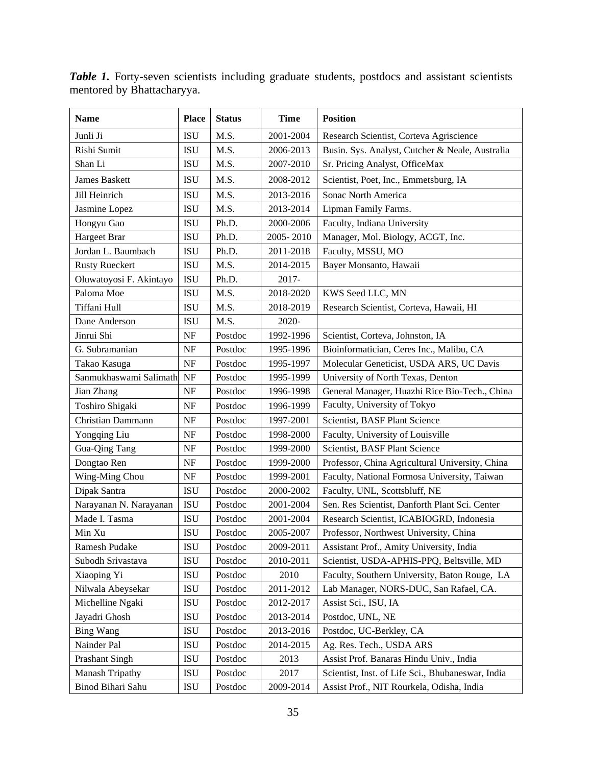***Table 1.*** Forty-seven scientists including graduate students, postdocs and assistant scientists mentored by Bhattacharyya.

| Name | Place | Status | Time | Position |
|---|---|---|---|---|
| Junli Ji | ISU | M.S. | 2001-2004 | Research Scientist, Corteva Agriscience |
| Rishi Sumit | ISU | M.S. | 2006-2013 | Busin. Sys. Analyst, Cutcher & Neale, Australia |
| Shan Li | ISU | M.S. | 2007-2010 | Sr. Pricing Analyst, OfficeMax |
| James Baskett | ISU | M.S. | 2008-2012 | Scientist, Poet, Inc., Emmetsburg, IA |
| Jill Heinrich | ISU | M.S. | 2013-2016 | Sonac North America |
| Jasmine Lopez | ISU | M.S. | 2013-2014 | Lipman Family Farms. |
| Hongyu Gao | ISU | Ph.D. | 2000-2006 | Faculty, Indiana University |
| Hargeet Brar | ISU | Ph.D. | 2005- 2010 | Manager, Mol. Biology, ACGT, Inc. |
| Jordan L. Baumbach | ISU | Ph.D. | 2011-2018 | Faculty, MSSU, MO |
| Rusty Rueckert | ISU | M.S. | 2014-2015 | Bayer Monsanto, Hawaii |
| Oluwatoyosi F. Akintayo | ISU | Ph.D. | 2017- | |
| Paloma Moe | ISU | M.S. | 2018-2020 | KWS Seed LLC, MN |
| Tiffani Hull | ISU | M.S. | 2018-2019 | Research Scientist, Corteva, Hawaii, HI |
| Dane Anderson | ISU | M.S. | 2020- | |
| Jinrui Shi | NF | Postdoc | 1992-1996 | Scientist, Corteva, Johnston, IA |
| G. Subramanian | NF | Postdoc | 1995-1996 | Bioinformatician, Ceres Inc., Malibu, CA |
| Takao Kasuga | NF | Postdoc | 1995-1997 | Molecular Geneticist, USDA ARS, UC Davis |
| Sanmukhaswami Salimath | NF | Postdoc | 1995-1999 | University of North Texas, Denton |
| Jian Zhang | NF | Postdoc | 1996-1998 | General Manager, Huazhi Rice Bio-Tech., China |
| Toshiro Shigaki | NF | Postdoc | 1996-1999 | Faculty, University of Tokyo |
| Christian Dammann | NF | Postdoc | 1997-2001 | Scientist, BASF Plant Science |
| Yongqing Liu | NF | Postdoc | 1998-2000 | Faculty, University of Louisville |
| Gua-Qing Tang | NF | Postdoc | 1999-2000 | Scientist, BASF Plant Science |
| Dongtao Ren | NF | Postdoc | 1999-2000 | Professor, China Agricultural University, China |
| Wing-Ming Chou | NF | Postdoc | 1999-2001 | Faculty, National Formosa University, Taiwan |
| Dipak Santra | ISU | Postdoc | 2000-2002 | Faculty, UNL, Scottsbluff, NE |
| Narayanan N. Narayanan | ISU | Postdoc | 2001-2004 | Sen. Res Scientist, Danforth Plant Sci. Center |
| Made I. Tasma | ISU | Postdoc | 2001-2004 | Research Scientist, ICABIOGRD, Indonesia |
| Min Xu | ISU | Postdoc | 2005-2007 | Professor, Northwest University, China |
| Ramesh Pudake | ISU | Postdoc | 2009-2011 | Assistant Prof., Amity University, India |
| Subodh Srivastava | ISU | Postdoc | 2010-2011 | Scientist, USDA-APHIS-PPQ, Beltsville, MD |
| Xiaoping Yi | ISU | Postdoc | 2010 | Faculty, Southern University, Baton Rouge, LA |
| Nilwala Abeysekar | ISU | Postdoc | 2011-2012 | Lab Manager, NORS-DUC, San Rafael, CA. |
| Michelline Ngaki | ISU | Postdoc | 2012-2017 | Assist Sci., ISU, IA |
| Jayadri Ghosh | ISU | Postdoc | 2013-2014 | Postdoc, UNL, NE |
| Bing Wang | ISU | Postdoc | 2013-2016 | Postdoc, UC-Berkley, CA |
| Nainder Pal | ISU | Postdoc | 2014-2015 | Ag. Res. Tech., USDA ARS |
| Prashant Singh | ISU | Postdoc | 2013 | Assist Prof. Banaras Hindu Univ., India |
| Manash Tripathy | ISU | Postdoc | 2017 | Scientist, Inst. of Life Sci., Bhubaneswar, India |
| Binod Bihari Sahu | ISU | Postdoc | 2009-2014 | Assist Prof., NIT Rourkela, Odisha, India |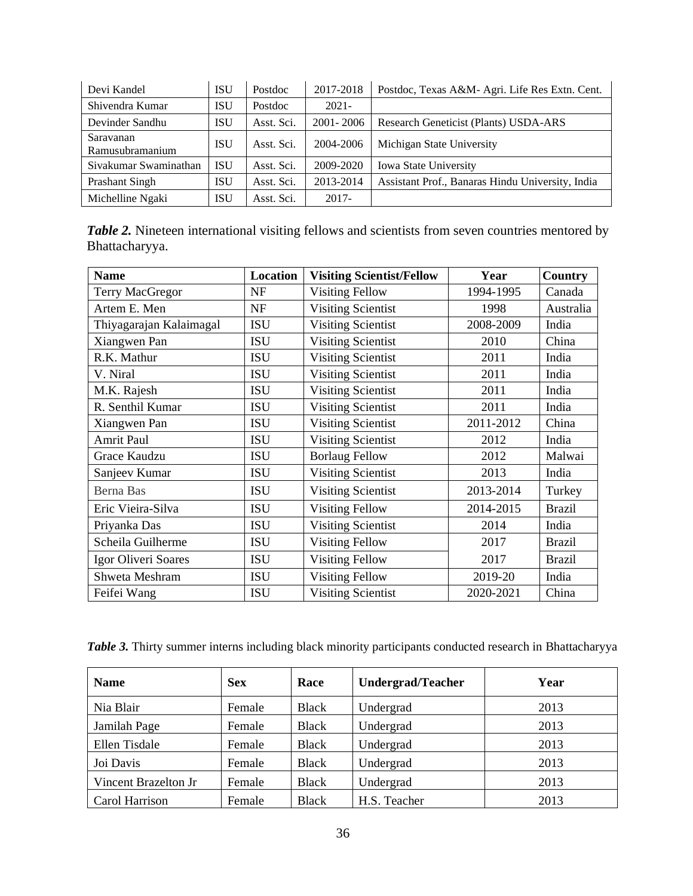| Devi Kandel | ISU | Postdoc | 2017-2018 | Postdoc, Texas A&M- Agri. Life Res Extn. Cent. |
|---|---|---|---|---|
| Shivendra Kumar | ISU | Postdoc | 2021- | |
| Devinder Sandhu | ISU | Asst. Sci. | 2001- 2006 | Research Geneticist (Plants) USDA-ARS |
| Saravanan Ramusubramanium | ISU | Asst. Sci. | 2004-2006 | Michigan State University |
| Sivakumar Swaminathan | ISU | Asst. Sci. | 2009-2020 | Iowa State University |
| Prashant Singh | ISU | Asst. Sci. | 2013-2014 | Assistant Prof., Banaras Hindu University, India |
| Michelline Ngaki | ISU | Asst. Sci. | 2017- | |

***Table 2.*** Nineteen international visiting fellows and scientists from seven countries mentored by Bhattacharyya.

| Name | Location | Visiting Scientist/Fellow | Year | Country |
|---|---|---|---|---|
| Terry MacGregor | NF | Visiting Fellow | 1994-1995 | Canada |
| Artem E. Men | NF | Visiting Scientist | 1998 | Australia |
| Thiyagarajan Kalaimagal | ISU | Visiting Scientist | 2008-2009 | India |
| Xiangwen Pan | ISU | Visiting Scientist | 2010 | China |
| R.K. Mathur | ISU | Visiting Scientist | 2011 | India |
| V. Niral | ISU | Visiting Scientist | 2011 | India |
| M.K. Rajesh | ISU | Visiting Scientist | 2011 | India |
| R. Senthil Kumar | ISU | Visiting Scientist | 2011 | India |
| Xiangwen Pan | ISU | Visiting Scientist | 2011-2012 | China |
| Amrit Paul | ISU | Visiting Scientist | 2012 | India |
| Grace Kaudzu | ISU | Borlaug Fellow | 2012 | Malwai |
| Sanjeev Kumar | ISU | Visiting Scientist | 2013 | India |
| Berna Bas | ISU | Visiting Scientist | 2013-2014 | Turkey |
| Eric Vieira-Silva | ISU | Visiting Fellow | 2014-2015 | Brazil |
| Priyanka Das | ISU | Visiting Scientist | 2014 | India |
| Scheila Guilherme | ISU | Visiting Fellow | 2017 | Brazil |
| Igor Oliveri Soares | ISU | Visiting Fellow | 2017 | Brazil |
| Shweta Meshram | ISU | Visiting Fellow | 2019-20 | India |
| Feifei Wang | ISU | Visiting Scientist | 2020-2021 | China |

***Table 3.*** Thirty summer interns including black minority participants conducted research in Bhattacharyya

| Name | Sex | Race | Undergrad/Teacher | Year |
|---|---|---|---|---|
| Nia Blair | Female | Black | Undergrad | 2013 |
| Jamilah Page | Female | Black | Undergrad | 2013 |
| Ellen Tisdale | Female | Black | Undergrad | 2013 |
| Joi Davis | Female | Black | Undergrad | 2013 |
| Vincent Brazelton Jr | Female | Black | Undergrad | 2013 |
| Carol Harrison | Female | Black | H.S. Teacher | 2013 |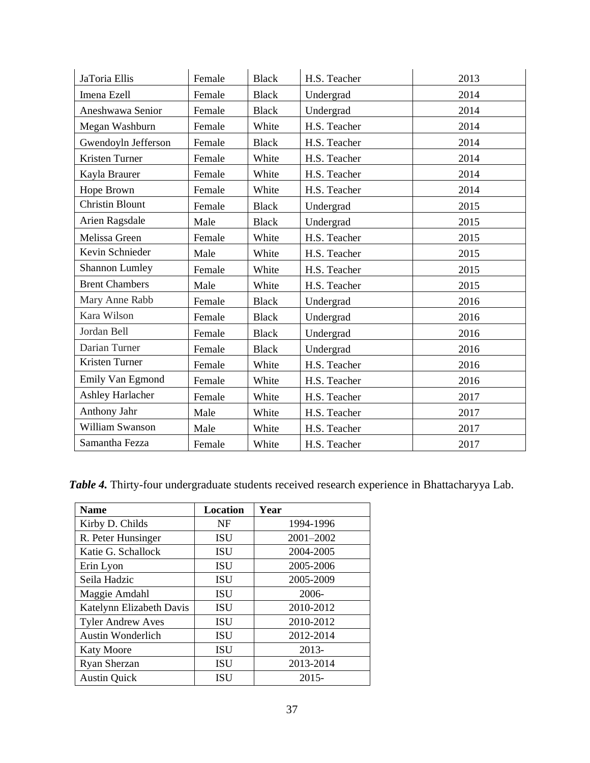| | | | | |
|---|---|---|---|---|
| JaToria Ellis | Female | Black | H.S. Teacher | 2013 |
| Imena Ezell | Female | Black | Undergrad | 2014 |
| Aneshwawa Senior | Female | Black | Undergrad | 2014 |
| Megan Washburn | Female | White | H.S. Teacher | 2014 |
| Gwendoyln Jefferson | Female | Black | H.S. Teacher | 2014 |
| Kristen Turner | Female | White | H.S. Teacher | 2014 |
| Kayla Braurer | Female | White | H.S. Teacher | 2014 |
| Hope Brown | Female | White | H.S. Teacher | 2014 |
| Christin Blount | Female | Black | Undergrad | 2015 |
| Arien Ragsdale | Male | Black | Undergrad | 2015 |
| Melissa Green | Female | White | H.S. Teacher | 2015 |
| Kevin Schnieder | Male | White | H.S. Teacher | 2015 |
| Shannon Lumley | Female | White | H.S. Teacher | 2015 |
| Brent Chambers | Male | White | H.S. Teacher | 2015 |
| Mary Anne Rabb | Female | Black | Undergrad | 2016 |
| Kara Wilson | Female | Black | Undergrad | 2016 |
| Jordan Bell | Female | Black | Undergrad | 2016 |
| Darian Turner | Female | Black | Undergrad | 2016 |
| Kristen Turner | Female | White | H.S. Teacher | 2016 |
| Emily Van Egmond | Female | White | H.S. Teacher | 2016 |
| Ashley Harlacher | Female | White | H.S. Teacher | 2017 |
| Anthony Jahr | Male | White | H.S. Teacher | 2017 |
| William Swanson | Male | White | H.S. Teacher | 2017 |
| Samantha Fezza | Female | White | H.S. Teacher | 2017 |

***Table 4.*** Thirty-four undergraduate students received research experience in Bhattacharyya Lab.

| Name | Location | Year |
|---|---|---|
| Kirby D. Childs | NF | 1994-1996 |
| R. Peter Hunsinger | ISU | 2001–2002 |
| Katie G. Schallock | ISU | 2004-2005 |
| Erin Lyon | ISU | 2005-2006 |
| Seila Hadzic | ISU | 2005-2009 |
| Maggie Amdahl | ISU | 2006- |
| Katelynn Elizabeth Davis | ISU | 2010-2012 |
| Tyler Andrew Aves | ISU | 2010-2012 |
| Austin Wonderlich | ISU | 2012-2014 |
| Katy Moore | ISU | 2013- |
| Ryan Sherzan | ISU | 2013-2014 |
| Austin Quick | ISU | 2015- |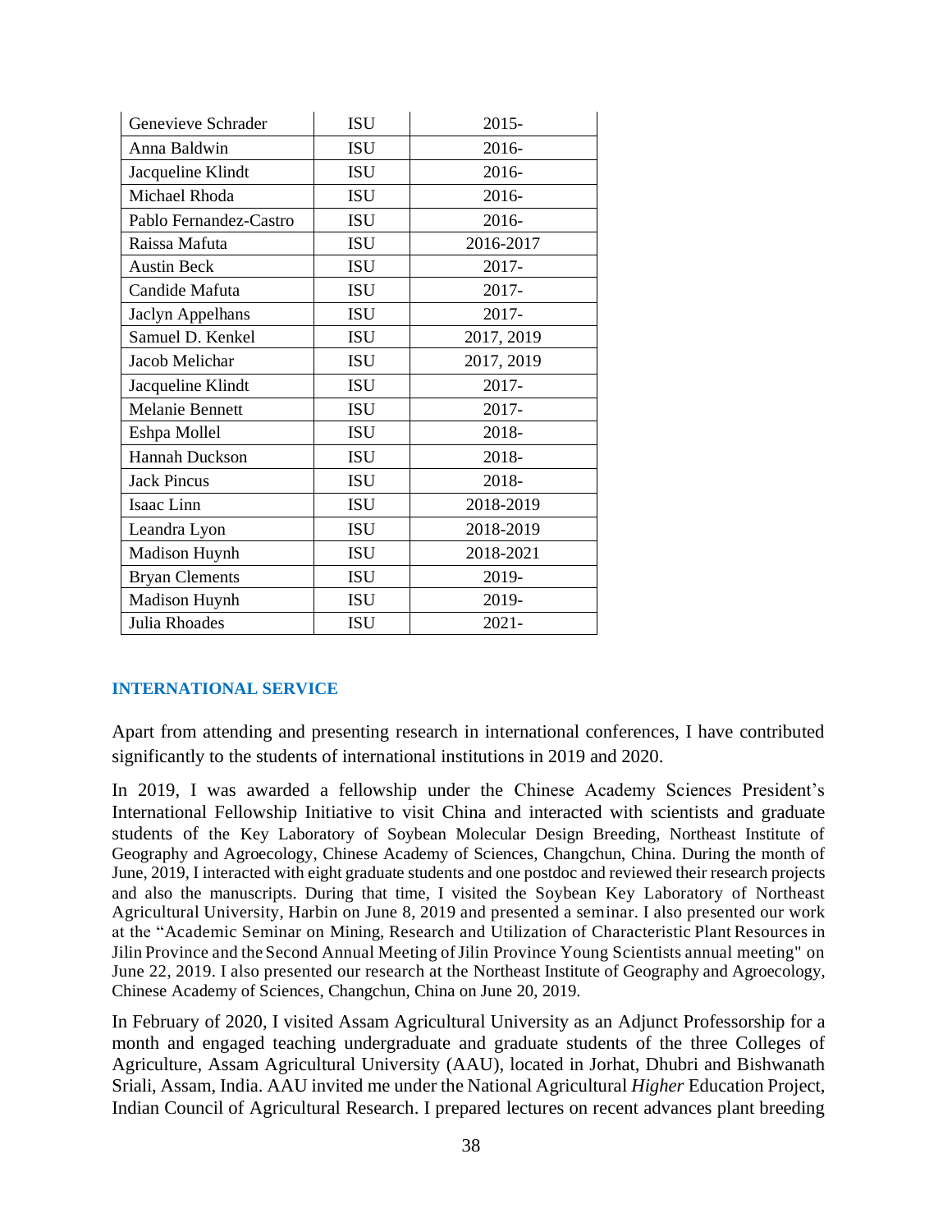| Genevieve Schrader | ISU | 2015- |
|---|---|---|
| Anna Baldwin | ISU | 2016- |
| Jacqueline Klindt | ISU | 2016- |
| Michael Rhoda | ISU | 2016- |
| Pablo Fernandez-Castro | ISU | 2016- |
| Raissa Mafuta | ISU | 2016-2017 |
| Austin Beck | ISU | 2017- |
| Candide Mafuta | ISU | 2017- |
| Jaclyn Appelhans | ISU | 2017- |
| Samuel D. Kenkel | ISU | 2017, 2019 |
| Jacob Melichar | ISU | 2017, 2019 |
| Jacqueline Klindt | ISU | 2017- |
| Melanie Bennett | ISU | 2017- |
| Eshpa Mollel | ISU | 2018- |
| Hannah Duckson | ISU | 2018- |
| Jack Pincus | ISU | 2018- |
| Isaac Linn | ISU | 2018-2019 |
| Leandra Lyon | ISU | 2018-2019 |
| Madison Huynh | ISU | 2018-2021 |
| Bryan Clements | ISU | 2019- |
| Madison Huynh | ISU | 2019- |
| Julia Rhoades | ISU | 2021- |

## INTERNATIONAL SERVICE

Apart from attending and presenting research in international conferences, I have contributed significantly to the students of international institutions in 2019 and 2020.

In 2019, I was awarded a fellowship under the Chinese Academy Sciences President's International Fellowship Initiative to visit China and interacted with scientists and graduate students of the Key Laboratory of Soybean Molecular Design Breeding, Northeast Institute of Geography and Agroecology, Chinese Academy of Sciences, Changchun, China. During the month of June, 2019, I interacted with eight graduate students and one postdoc and reviewed their research projects and also the manuscripts. During that time, I visited the Soybean Key Laboratory of Northeast Agricultural University, Harbin on June 8, 2019 and presented a seminar. I also presented our work at the "Academic Seminar on Mining, Research and Utilization of Characteristic Plant Resources in Jilin Province and the Second Annual Meeting of Jilin Province Young Scientists annual meeting" on June 22, 2019. I also presented our research at the Northeast Institute of Geography and Agroecology, Chinese Academy of Sciences, Changchun, China on June 20, 2019.

In February of 2020, I visited Assam Agricultural University as an Adjunct Professorship for a month and engaged teaching undergraduate and graduate students of the three Colleges of Agriculture, Assam Agricultural University (AAU), located in Jorhat, Dhubri and Bishwanath Sriali, Assam, India. AAU invited me under the National Agricultural *Higher* Education Project, Indian Council of Agricultural Research. I prepared lectures on recent advances plant breeding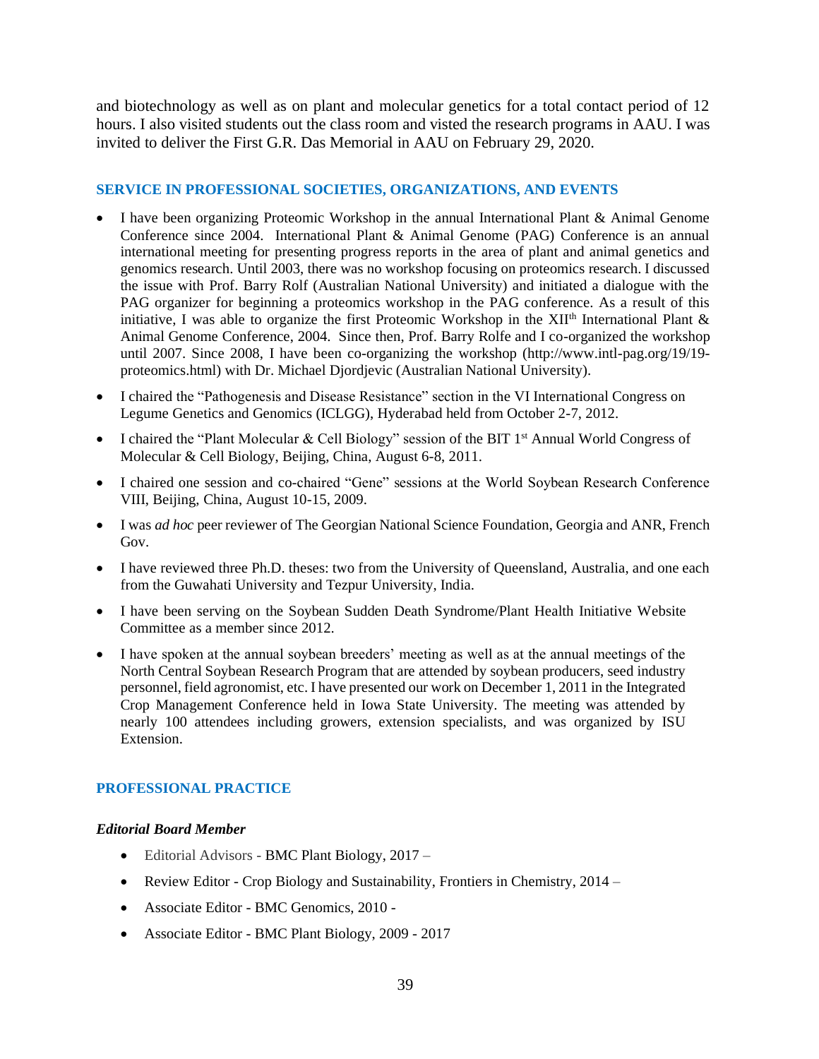and biotechnology as well as on plant and molecular genetics for a total contact period of 12 hours. I also visited students out the class room and visted the research programs in AAU. I was invited to deliver the First G.R. Das Memorial in AAU on February 29, 2020.

## SERVICE IN PROFESSIONAL SOCIETIES, ORGANIZATIONS, AND EVENTS

- I have been organizing Proteomic Workshop in the annual International Plant & Animal Genome Conference since 2004. International Plant & Animal Genome (PAG) Conference is an annual international meeting for presenting progress reports in the area of plant and animal genetics and genomics research. Until 2003, there was no workshop focusing on proteomics research. I discussed the issue with Prof. Barry Rolf (Australian National University) and initiated a dialogue with the PAG organizer for beginning a proteomics workshop in the PAG conference. As a result of this initiative, I was able to organize the first Proteomic Workshop in the XII[th] International Plant & Animal Genome Conference, 2004. Since then, Prof. Barry Rolfe and I co-organized the workshop until 2007. Since 2008, I have been co-organizing the workshop (http://www.intl-pag.org/19/19-proteomics.html) with Dr. Michael Djordjevic (Australian National University).
- I chaired the "Pathogenesis and Disease Resistance" section in the VI International Congress on Legume Genetics and Genomics (ICLGG), Hyderabad held from October 2-7, 2012.
- I chaired the "Plant Molecular & Cell Biology" session of the BIT 1[st] Annual World Congress of Molecular & Cell Biology, Beijing, China, August 6-8, 2011.
- I chaired one session and co-chaired "Gene" sessions at the World Soybean Research Conference VIII, Beijing, China, August 10-15, 2009.
- I was *ad hoc* peer reviewer of The Georgian National Science Foundation, Georgia and ANR, French Gov.
- I have reviewed three Ph.D. theses: two from the University of Queensland, Australia, and one each from the Guwahati University and Tezpur University, India.
- I have been serving on the Soybean Sudden Death Syndrome/Plant Health Initiative Website Committee as a member since 2012.
- I have spoken at the annual soybean breeders' meeting as well as at the annual meetings of the North Central Soybean Research Program that are attended by soybean producers, seed industry personnel, field agronomist, etc. I have presented our work on December 1, 2011 in the Integrated Crop Management Conference held in Iowa State University. The meeting was attended by nearly 100 attendees including growers, extension specialists, and was organized by ISU Extension.

## PROFESSIONAL PRACTICE

### *Editorial Board Member*

- Editorial Advisors - BMC Plant Biology, 2017 –
- Review Editor - Crop Biology and Sustainability, Frontiers in Chemistry, 2014 –
- Associate Editor - BMC Genomics, 2010 -
- Associate Editor - BMC Plant Biology, 2009 - 2017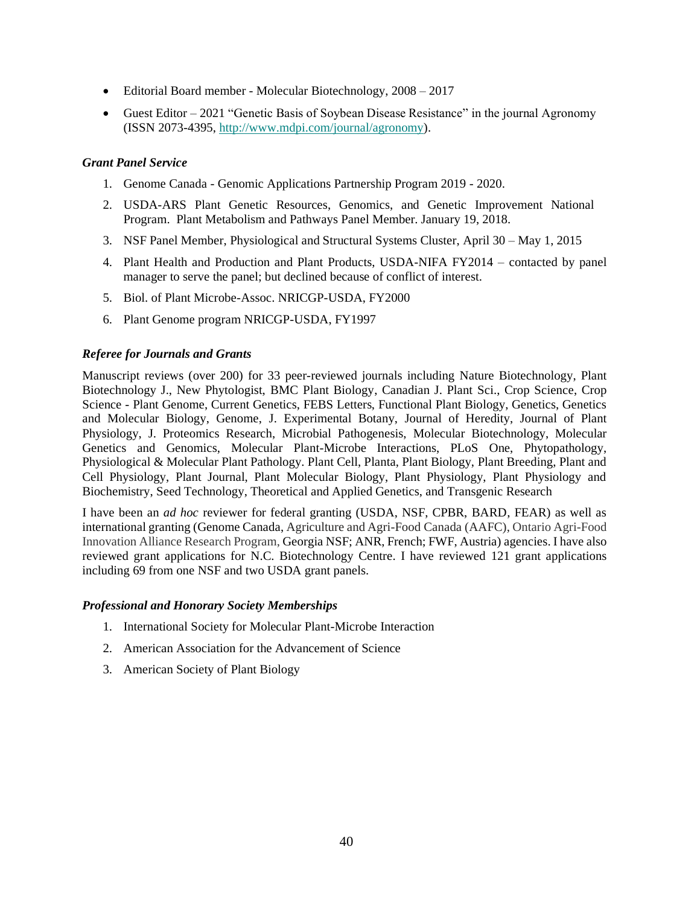- Editorial Board member - Molecular Biotechnology, 2008 – 2017
- Guest Editor – 2021 "Genetic Basis of Soybean Disease Resistance" in the journal Agronomy (ISSN 2073-4395, http://www.mdpi.com/journal/agronomy).

### *Grant Panel Service*

1. Genome Canada - Genomic Applications Partnership Program 2019 - 2020.
2. USDA-ARS Plant Genetic Resources, Genomics, and Genetic Improvement National Program. Plant Metabolism and Pathways Panel Member. January 19, 2018.
3. NSF Panel Member, Physiological and Structural Systems Cluster, April 30 – May 1, 2015
4. Plant Health and Production and Plant Products, USDA-NIFA FY2014 – contacted by panel manager to serve the panel; but declined because of conflict of interest.
5. Biol. of Plant Microbe-Assoc. NRICGP-USDA, FY2000
6. Plant Genome program NRICGP-USDA, FY1997

### *Referee for Journals and Grants*

Manuscript reviews (over 200) for 33 peer-reviewed journals including Nature Biotechnology, Plant Biotechnology J., New Phytologist, BMC Plant Biology, Canadian J. Plant Sci., Crop Science, Crop Science - Plant Genome, Current Genetics, FEBS Letters, Functional Plant Biology, Genetics, Genetics and Molecular Biology, Genome, J. Experimental Botany, Journal of Heredity, Journal of Plant Physiology, J. Proteomics Research, Microbial Pathogenesis, Molecular Biotechnology, Molecular Genetics and Genomics, Molecular Plant-Microbe Interactions, PLoS One, Phytopathology, Physiological & Molecular Plant Pathology. Plant Cell, Planta, Plant Biology, Plant Breeding, Plant and Cell Physiology, Plant Journal, Plant Molecular Biology, Plant Physiology, Plant Physiology and Biochemistry, Seed Technology, Theoretical and Applied Genetics, and Transgenic Research

I have been an *ad hoc* reviewer for federal granting (USDA, NSF, CPBR, BARD, FEAR) as well as international granting (Genome Canada, Agriculture and Agri-Food Canada (AAFC), Ontario Agri-Food Innovation Alliance Research Program, Georgia NSF; ANR, French; FWF, Austria) agencies. I have also reviewed grant applications for N.C. Biotechnology Centre. I have reviewed 121 grant applications including 69 from one NSF and two USDA grant panels.

### *Professional and Honorary Society Memberships*

1. International Society for Molecular Plant-Microbe Interaction
2. American Association for the Advancement of Science
3. American Society of Plant Biology